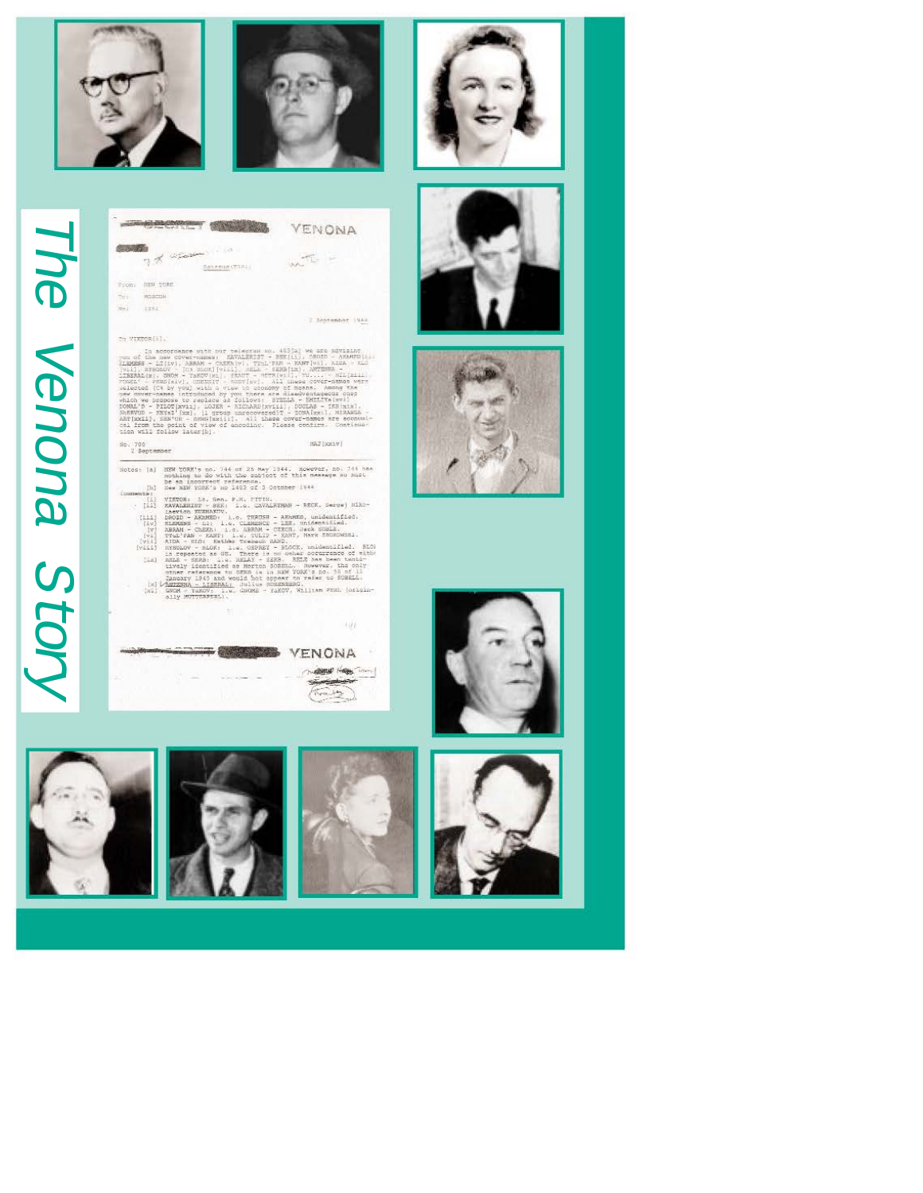# The Venona Story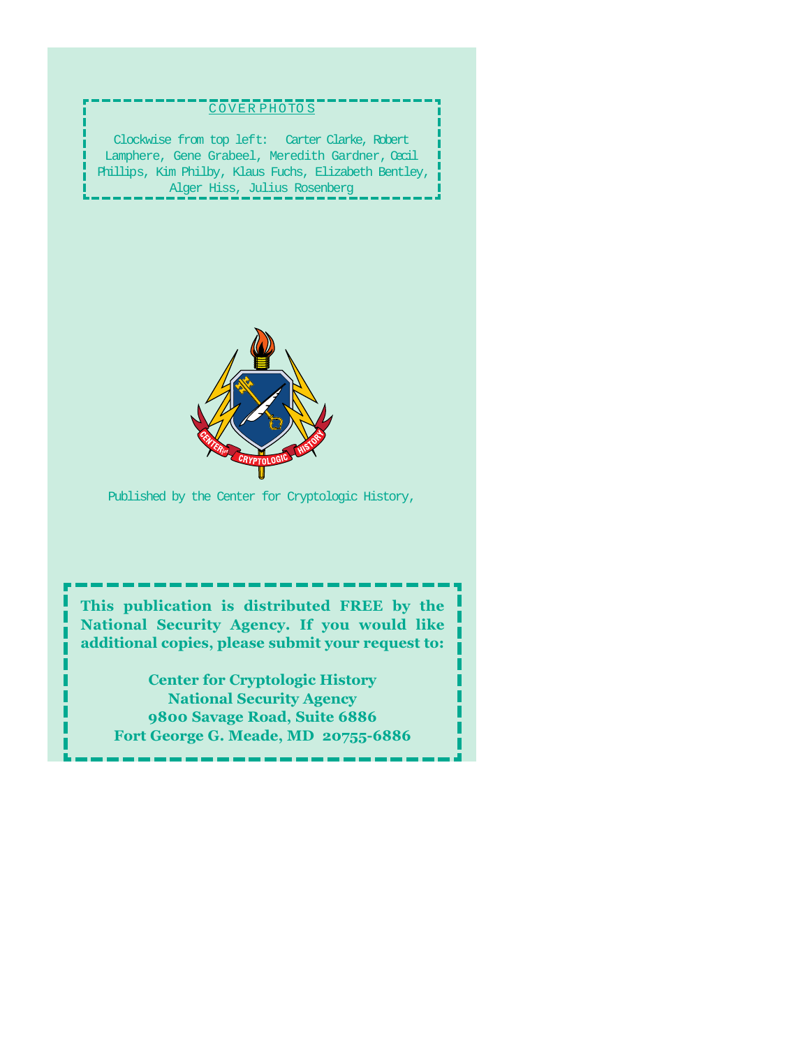COVER PHOTOS

Clockwise from top left: Carter Clarke, Robert Lamphere, Gene Grabeel, Meredith Gardner, Cecil Phillips, Kim Philby, Klaus Fuchs, Elizabeth Bentley, Alger Hiss, Julius Rosenberg

CENTER OF CRYPTOLOGIC HISTORY

Published by the Center for Cryptologic History,

**This publication is distributed FREE by the National Security Agency. If you would like additional copies, please submit your request to:**

**Center for Cryptologic History**
**National Security Agency**
**9800 Savage Road, Suite 6886**
**Fort George G. Meade, MD 20755-6886**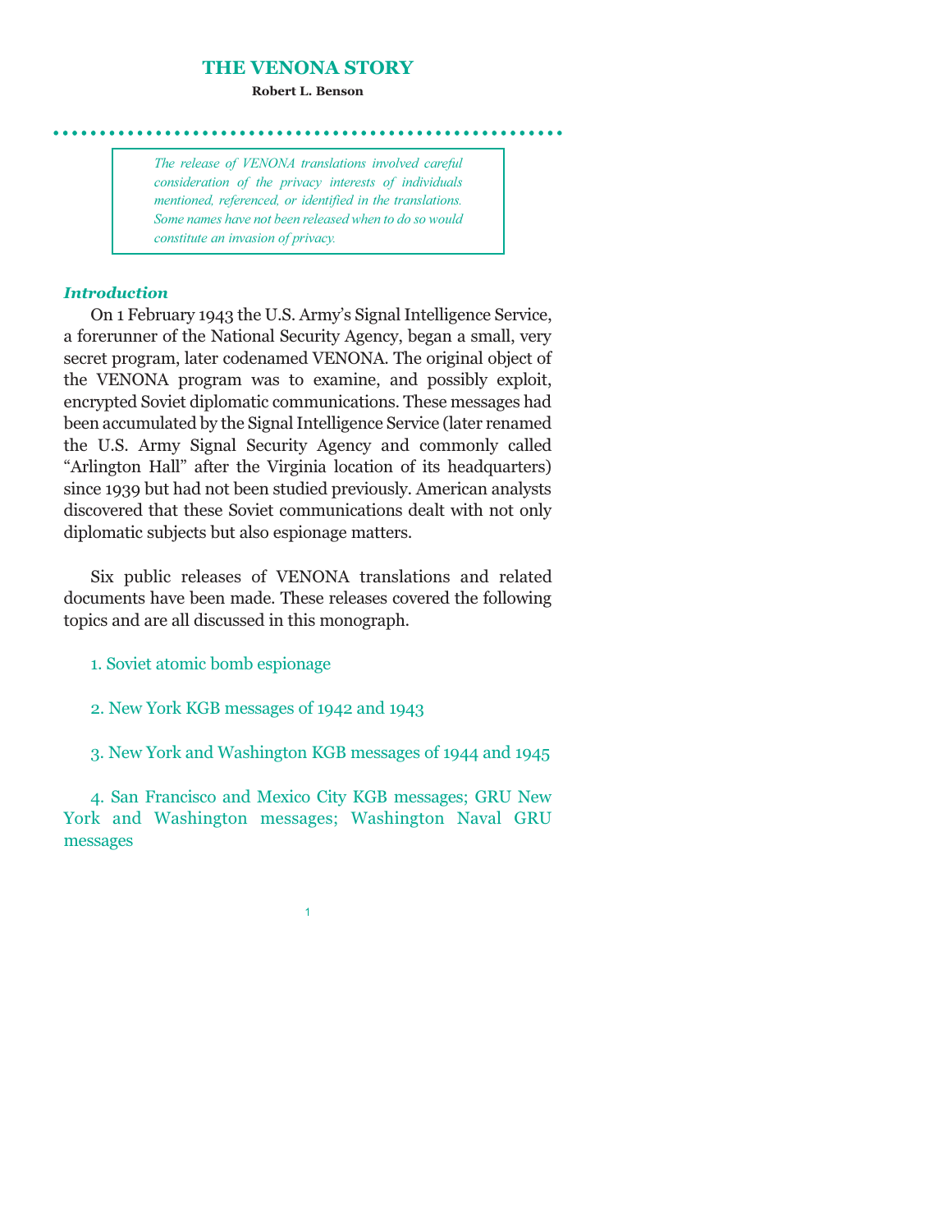# THE VENONA STORY

**Robert L. Benson**

> *The release of VENONA translations involved careful consideration of the privacy interests of individuals mentioned, referenced, or identified in the translations. Some names have not been released when to do so would constitute an invasion of privacy.*

### *Introduction*

On 1 February 1943 the U.S. Army's Signal Intelligence Service, a forerunner of the National Security Agency, began a small, very secret program, later codenamed VENONA. The original object of the VENONA program was to examine, and possibly exploit, encrypted Soviet diplomatic communications. These messages had been accumulated by the Signal Intelligence Service (later renamed the U.S. Army Signal Security Agency and commonly called "Arlington Hall" after the Virginia location of its headquarters) since 1939 but had not been studied previously. American analysts discovered that these Soviet communications dealt with not only diplomatic subjects but also espionage matters.

Six public releases of VENONA translations and related documents have been made. These releases covered the following topics and are all discussed in this monograph.

1. Soviet atomic bomb espionage

2. New York KGB messages of 1942 and 1943

3. New York and Washington KGB messages of 1944 and 1945

4. San Francisco and Mexico City KGB messages; GRU New York and Washington messages; Washington Naval GRU messages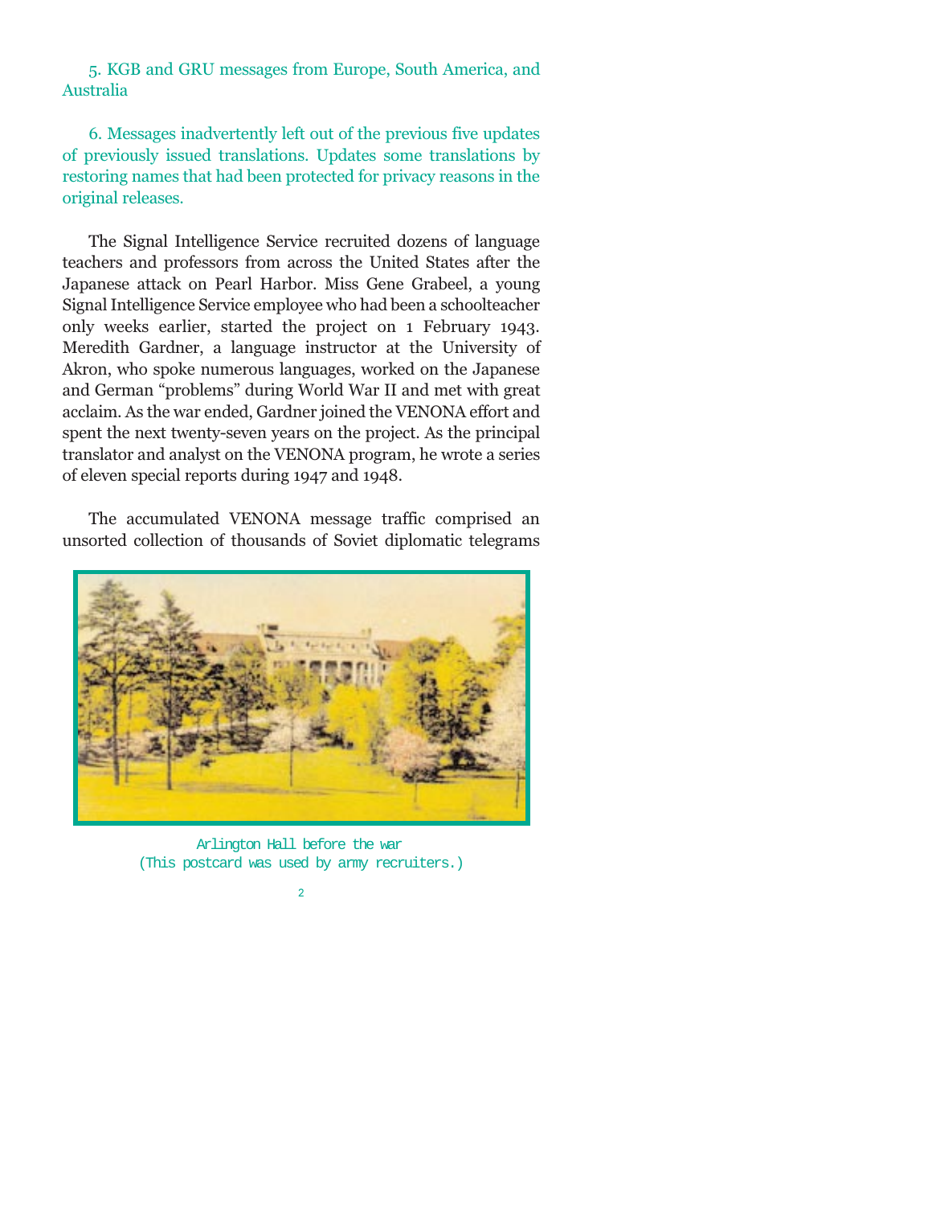5. KGB and GRU messages from Europe, South America, and Australia

6. Messages inadvertently left out of the previous five updates of previously issued translations. Updates some translations by restoring names that had been protected for privacy reasons in the original releases.

The Signal Intelligence Service recruited dozens of language teachers and professors from across the United States after the Japanese attack on Pearl Harbor. Miss Gene Grabeel, a young Signal Intelligence Service employee who had been a schoolteacher only weeks earlier, started the project on 1 February 1943. Meredith Gardner, a language instructor at the University of Akron, who spoke numerous languages, worked on the Japanese and German "problems" during World War II and met with great acclaim. As the war ended, Gardner joined the VENONA effort and spent the next twenty-seven years on the project. As the principal translator and analyst on the VENONA program, he wrote a series of eleven special reports during 1947 and 1948.

The accumulated VENONA message traffic comprised an unsorted collection of thousands of Soviet diplomatic telegrams

Arlington Hall before the war
(This postcard was used by army recruiters.)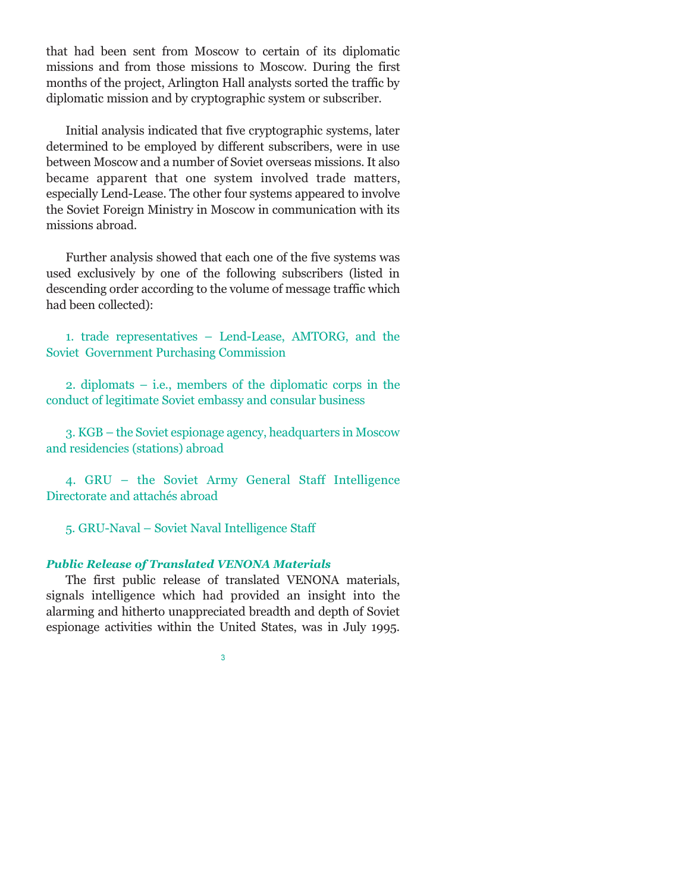that had been sent from Moscow to certain of its diplomatic missions and from those missions to Moscow. During the first months of the project, Arlington Hall analysts sorted the traffic by diplomatic mission and by cryptographic system or subscriber.

Initial analysis indicated that five cryptographic systems, later determined to be employed by different subscribers, were in use between Moscow and a number of Soviet overseas missions. It also became apparent that one system involved trade matters, especially Lend-Lease. The other four systems appeared to involve the Soviet Foreign Ministry in Moscow in communication with its missions abroad.

Further analysis showed that each one of the five systems was used exclusively by one of the following subscribers (listed in descending order according to the volume of message traffic which had been collected):

1. trade representatives – Lend-Lease, AMTORG, and the Soviet Government Purchasing Commission

2. diplomats – i.e., members of the diplomatic corps in the conduct of legitimate Soviet embassy and consular business

3. KGB – the Soviet espionage agency, headquarters in Moscow and residencies (stations) abroad

4. GRU – the Soviet Army General Staff Intelligence Directorate and attachés abroad

5. GRU-Naval – Soviet Naval Intelligence Staff

***Public Release of Translated VENONA Materials***

The first public release of translated VENONA materials, signals intelligence which had provided an insight into the alarming and hitherto unappreciated breadth and depth of Soviet espionage activities within the United States, was in July 1995.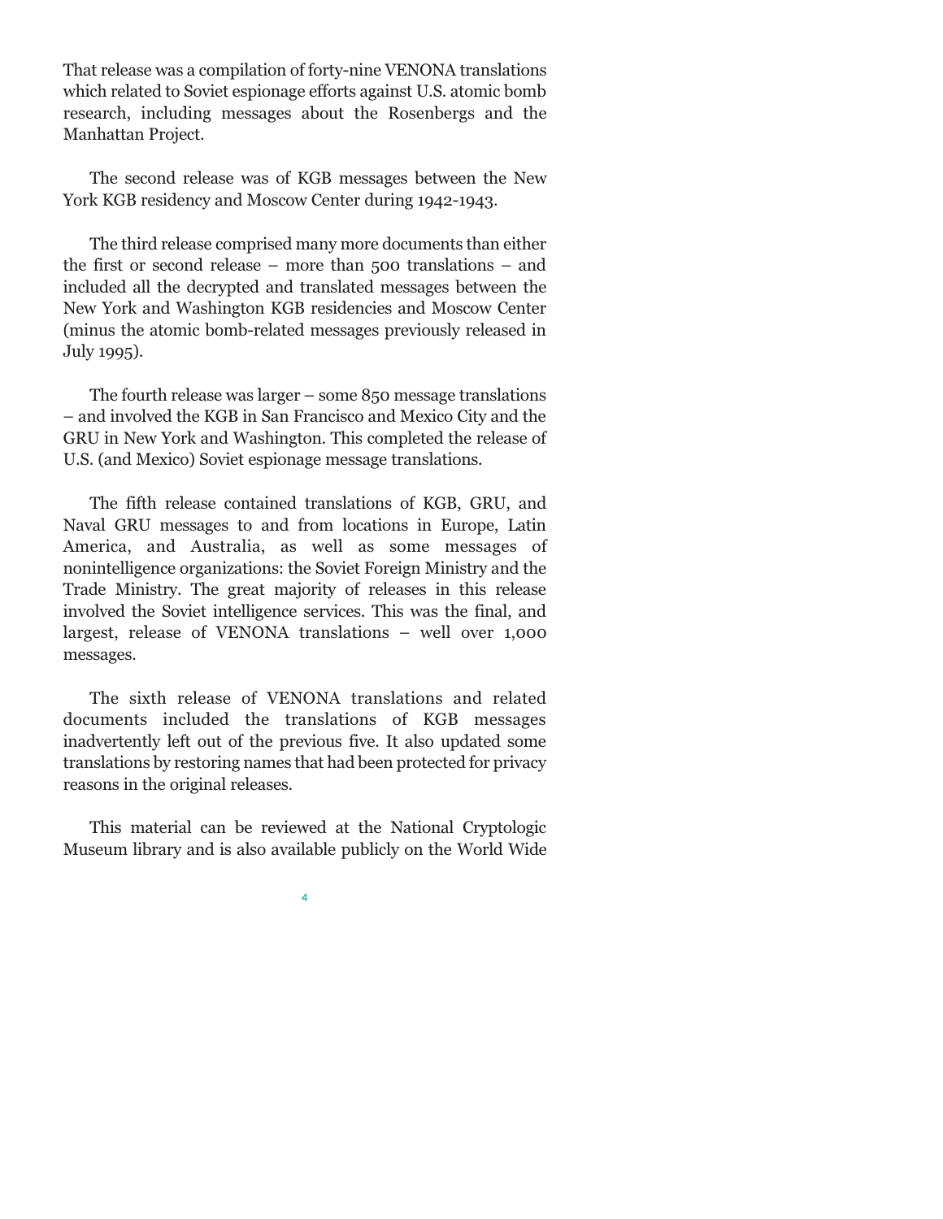That release was a compilation of forty-nine VENONA translations which related to Soviet espionage efforts against U.S. atomic bomb research, including messages about the Rosenbergs and the Manhattan Project.

The second release was of KGB messages between the New York KGB residency and Moscow Center during 1942-1943.

The third release comprised many more documents than either the first or second release – more than 500 translations – and included all the decrypted and translated messages between the New York and Washington KGB residencies and Moscow Center (minus the atomic bomb-related messages previously released in July 1995).

The fourth release was larger – some 850 message translations – and involved the KGB in San Francisco and Mexico City and the GRU in New York and Washington. This completed the release of U.S. (and Mexico) Soviet espionage message translations.

The fifth release contained translations of KGB, GRU, and Naval GRU messages to and from locations in Europe, Latin America, and Australia, as well as some messages of nonintelligence organizations: the Soviet Foreign Ministry and the Trade Ministry. The great majority of releases in this release involved the Soviet intelligence services. This was the final, and largest, release of VENONA translations – well over 1,000 messages.

The sixth release of VENONA translations and related documents included the translations of KGB messages inadvertently left out of the previous five. It also updated some translations by restoring names that had been protected for privacy reasons in the original releases.

This material can be reviewed at the National Cryptologic Museum library and is also available publicly on the World Wide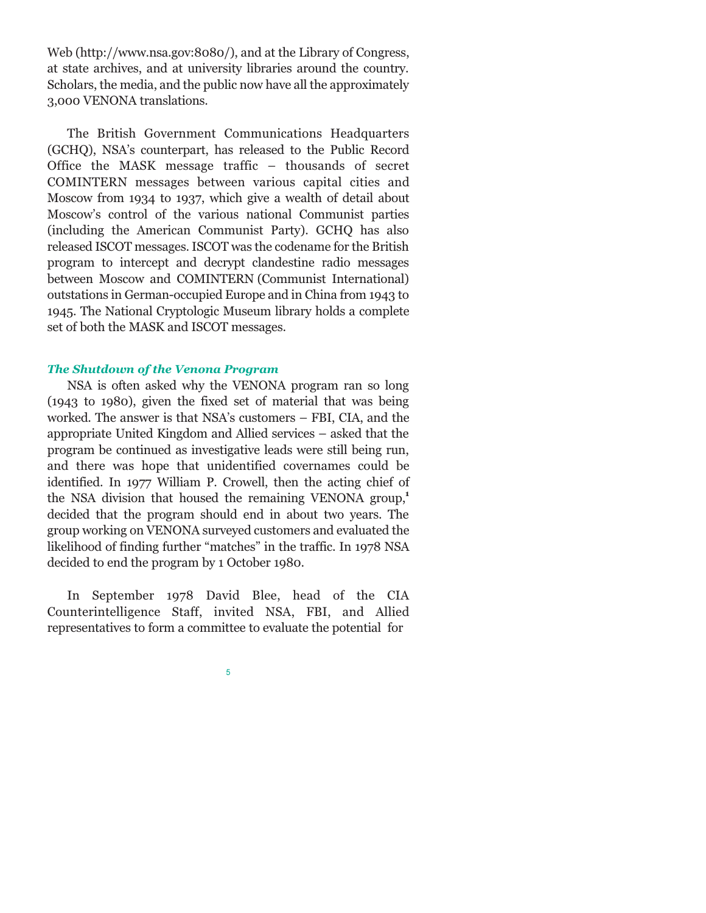Web (http://www.nsa.gov:8080/), and at the Library of Congress, at state archives, and at university libraries around the country. Scholars, the media, and the public now have all the approximately 3,000 VENONA translations.

The British Government Communications Headquarters (GCHQ), NSA's counterpart, has released to the Public Record Office the MASK message traffic – thousands of secret COMINTERN messages between various capital cities and Moscow from 1934 to 1937, which give a wealth of detail about Moscow's control of the various national Communist parties (including the American Communist Party). GCHQ has also released ISCOT messages. ISCOT was the codename for the British program to intercept and decrypt clandestine radio messages between Moscow and COMINTERN (Communist International) outstations in German-occupied Europe and in China from 1943 to 1945. The National Cryptologic Museum library holds a complete set of both the MASK and ISCOT messages.

### *The Shutdown of the Venona Program*

NSA is often asked why the VENONA program ran so long (1943 to 1980), given the fixed set of material that was being worked. The answer is that NSA's customers – FBI, CIA, and the appropriate United Kingdom and Allied services – asked that the program be continued as investigative leads were still being run, and there was hope that unidentified covernames could be identified. In 1977 William P. Crowell, then the acting chief of the NSA division that housed the remaining VENONA group,[1] decided that the program should end in about two years. The group working on VENONA surveyed customers and evaluated the likelihood of finding further "matches" in the traffic. In 1978 NSA decided to end the program by 1 October 1980.

In September 1978 David Blee, head of the CIA Counterintelligence Staff, invited NSA, FBI, and Allied representatives to form a committee to evaluate the potential for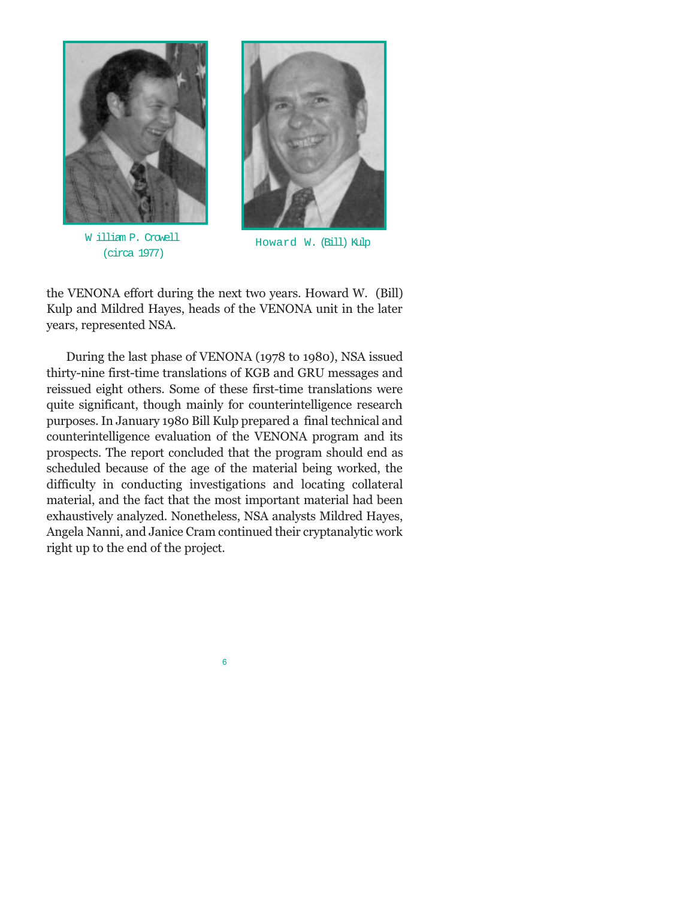William P. Crowell (circa 1977)

Howard W. (Bill) Kulp

the VENONA effort during the next two years. Howard W. (Bill) Kulp and Mildred Hayes, heads of the VENONA unit in the later years, represented NSA.

During the last phase of VENONA (1978 to 1980), NSA issued thirty-nine first-time translations of KGB and GRU messages and reissued eight others. Some of these first-time translations were quite significant, though mainly for counterintelligence research purposes. In January 1980 Bill Kulp prepared a final technical and counterintelligence evaluation of the VENONA program and its prospects. The report concluded that the program should end as scheduled because of the age of the material being worked, the difficulty in conducting investigations and locating collateral material, and the fact that the most important material had been exhaustively analyzed. Nonetheless, NSA analysts Mildred Hayes, Angela Nanni, and Janice Cram continued their cryptanalytic work right up to the end of the project.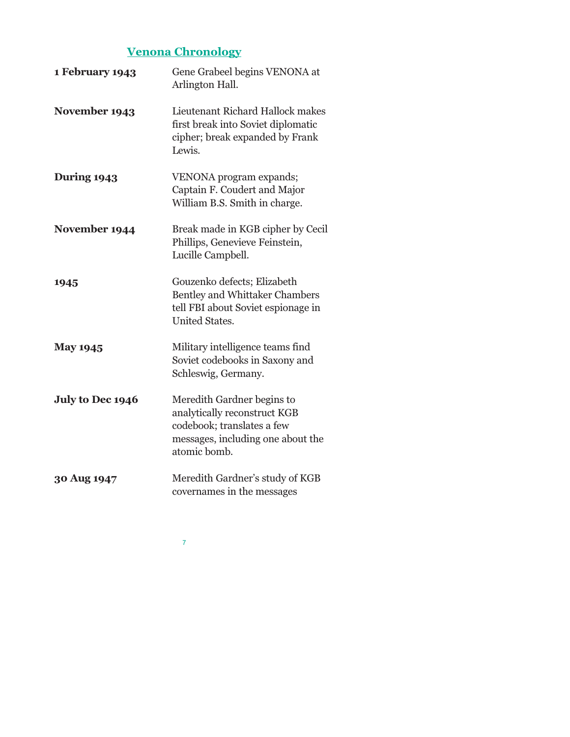## Venona Chronology

| | |
|---|---|
| **1 February 1943** | Gene Grabeel begins VENONA at Arlington Hall. |
| **November 1943** | Lieutenant Richard Hallock makes first break into Soviet diplomatic cipher; break expanded by Frank Lewis. |
| **During 1943** | VENONA program expands; Captain F. Coudert and Major William B.S. Smith in charge. |
| **November 1944** | Break made in KGB cipher by Cecil Phillips, Genevieve Feinstein, Lucille Campbell. |
| **1945** | Gouzenko defects; Elizabeth Bentley and Whittaker Chambers tell FBI about Soviet espionage in United States. |
| **May 1945** | Military intelligence teams find Soviet codebooks in Saxony and Schleswig, Germany. |
| **July to Dec 1946** | Meredith Gardner begins to analytically reconstruct KGB codebook; translates a few messages, including one about the atomic bomb. |
| **30 Aug 1947** | Meredith Gardner's study of KGB covernames in the messages |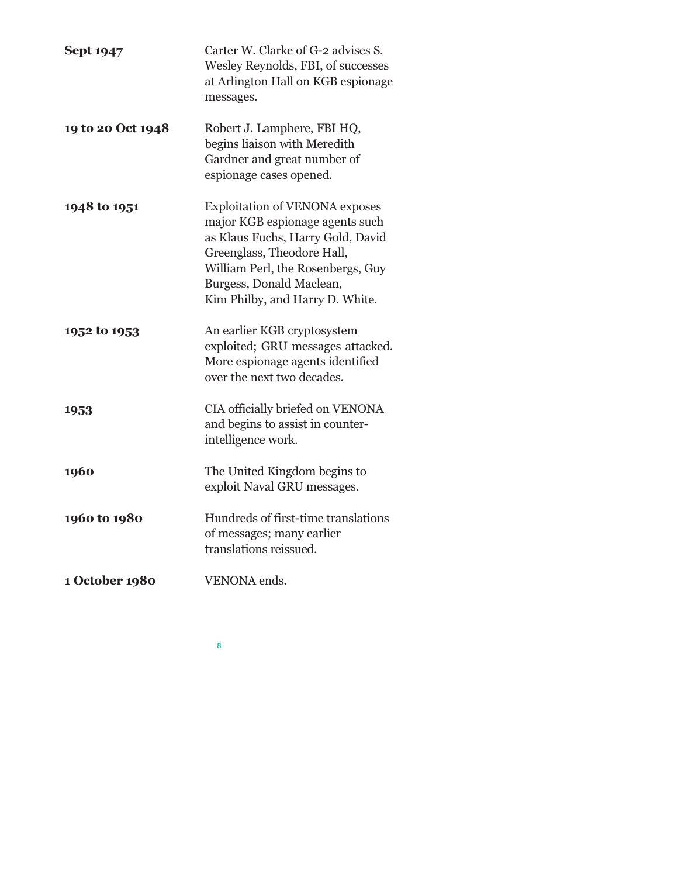| | |
|---|---|
| **Sept 1947** | Carter W. Clarke of G-2 advises S. Wesley Reynolds, FBI, of successes at Arlington Hall on KGB espionage messages. |
| **19 to 20 Oct 1948** | Robert J. Lamphere, FBI HQ, begins liaison with Meredith Gardner and great number of espionage cases opened. |
| **1948 to 1951** | Exploitation of VENONA exposes major KGB espionage agents such as Klaus Fuchs, Harry Gold, David Greenglass, Theodore Hall, William Perl, the Rosenbergs, Guy Burgess, Donald Maclean, Kim Philby, and Harry D. White. |
| **1952 to 1953** | An earlier KGB cryptosystem exploited; GRU messages attacked. More espionage agents identified over the next two decades. |
| **1953** | CIA officially briefed on VENONA and begins to assist in counter-intelligence work. |
| **1960** | The United Kingdom begins to exploit Naval GRU messages. |
| **1960 to 1980** | Hundreds of first-time translations of messages; many earlier translations reissued. |
| **1 October 1980** | VENONA ends. |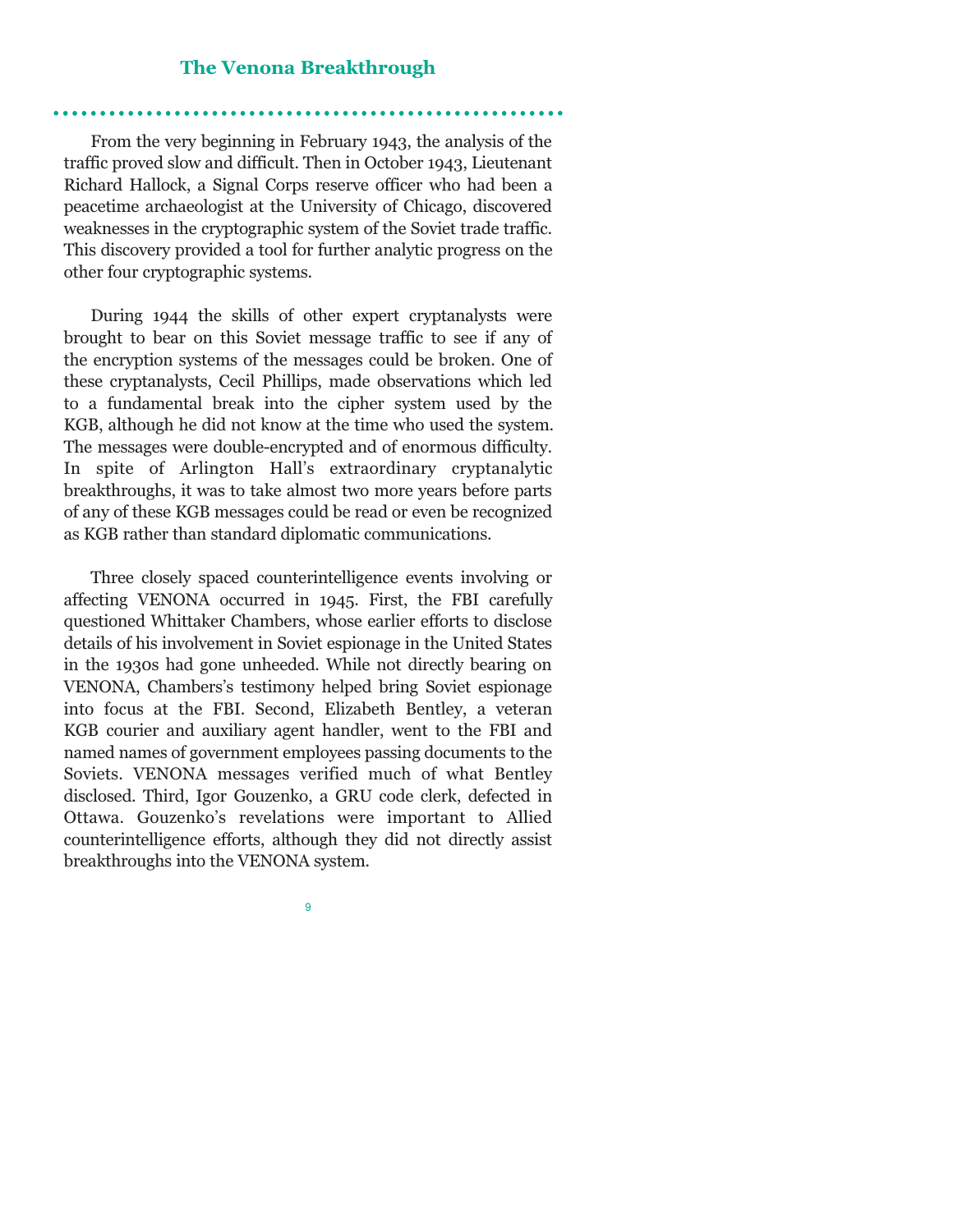## The Venona Breakthrough

From the very beginning in February 1943, the analysis of the traffic proved slow and difficult. Then in October 1943, Lieutenant Richard Hallock, a Signal Corps reserve officer who had been a peacetime archaeologist at the University of Chicago, discovered weaknesses in the cryptographic system of the Soviet trade traffic. This discovery provided a tool for further analytic progress on the other four cryptographic systems.

During 1944 the skills of other expert cryptanalysts were brought to bear on this Soviet message traffic to see if any of the encryption systems of the messages could be broken. One of these cryptanalysts, Cecil Phillips, made observations which led to a fundamental break into the cipher system used by the KGB, although he did not know at the time who used the system. The messages were double-encrypted and of enormous difficulty. In spite of Arlington Hall's extraordinary cryptanalytic breakthroughs, it was to take almost two more years before parts of any of these KGB messages could be read or even be recognized as KGB rather than standard diplomatic communications.

Three closely spaced counterintelligence events involving or affecting VENONA occurred in 1945. First, the FBI carefully questioned Whittaker Chambers, whose earlier efforts to disclose details of his involvement in Soviet espionage in the United States in the 1930s had gone unheeded. While not directly bearing on VENONA, Chambers's testimony helped bring Soviet espionage into focus at the FBI. Second, Elizabeth Bentley, a veteran KGB courier and auxiliary agent handler, went to the FBI and named names of government employees passing documents to the Soviets. VENONA messages verified much of what Bentley disclosed. Third, Igor Gouzenko, a GRU code clerk, defected in Ottawa. Gouzenko's revelations were important to Allied counterintelligence efforts, although they did not directly assist breakthroughs into the VENONA system.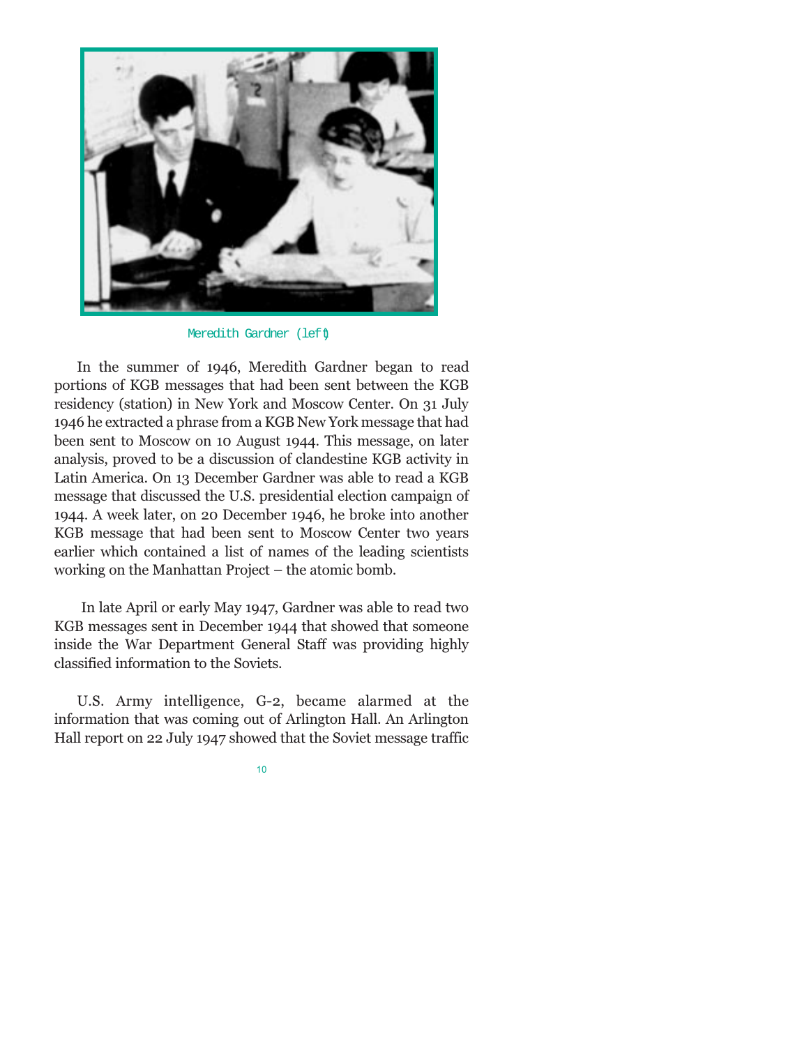Meredith Gardner (left)

In the summer of 1946, Meredith Gardner began to read portions of KGB messages that had been sent between the KGB residency (station) in New York and Moscow Center. On 31 July 1946 he extracted a phrase from a KGB New York message that had been sent to Moscow on 10 August 1944. This message, on later analysis, proved to be a discussion of clandestine KGB activity in Latin America. On 13 December Gardner was able to read a KGB message that discussed the U.S. presidential election campaign of 1944. A week later, on 20 December 1946, he broke into another KGB message that had been sent to Moscow Center two years earlier which contained a list of names of the leading scientists working on the Manhattan Project – the atomic bomb.

In late April or early May 1947, Gardner was able to read two KGB messages sent in December 1944 that showed that someone inside the War Department General Staff was providing highly classified information to the Soviets.

U.S. Army intelligence, G-2, became alarmed at the information that was coming out of Arlington Hall. An Arlington Hall report on 22 July 1947 showed that the Soviet message traffic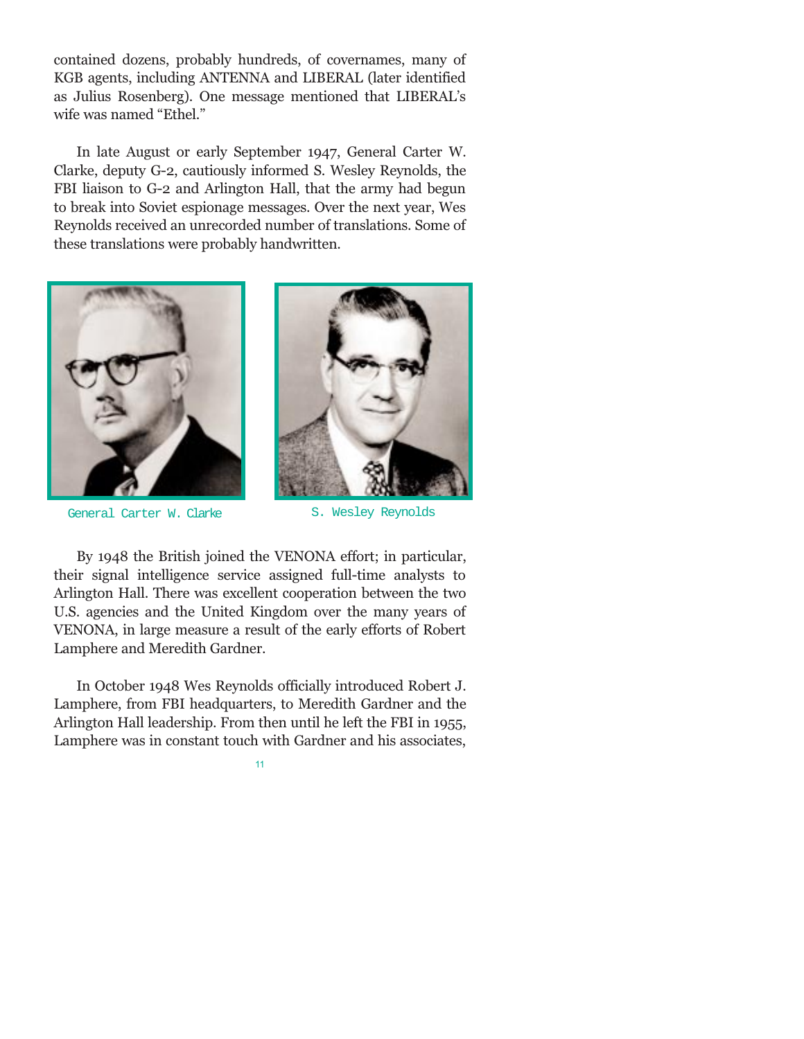contained dozens, probably hundreds, of covernames, many of KGB agents, including ANTENNA and LIBERAL (later identified as Julius Rosenberg). One message mentioned that LIBERAL's wife was named "Ethel."

In late August or early September 1947, General Carter W. Clarke, deputy G-2, cautiously informed S. Wesley Reynolds, the FBI liaison to G-2 and Arlington Hall, that the army had begun to break into Soviet espionage messages. Over the next year, Wes Reynolds received an unrecorded number of translations. Some of these translations were probably handwritten.

General Carter W. Clarke

S. Wesley Reynolds

By 1948 the British joined the VENONA effort; in particular, their signal intelligence service assigned full-time analysts to Arlington Hall. There was excellent cooperation between the two U.S. agencies and the United Kingdom over the many years of VENONA, in large measure a result of the early efforts of Robert Lamphere and Meredith Gardner.

In October 1948 Wes Reynolds officially introduced Robert J. Lamphere, from FBI headquarters, to Meredith Gardner and the Arlington Hall leadership. From then until he left the FBI in 1955, Lamphere was in constant touch with Gardner and his associates,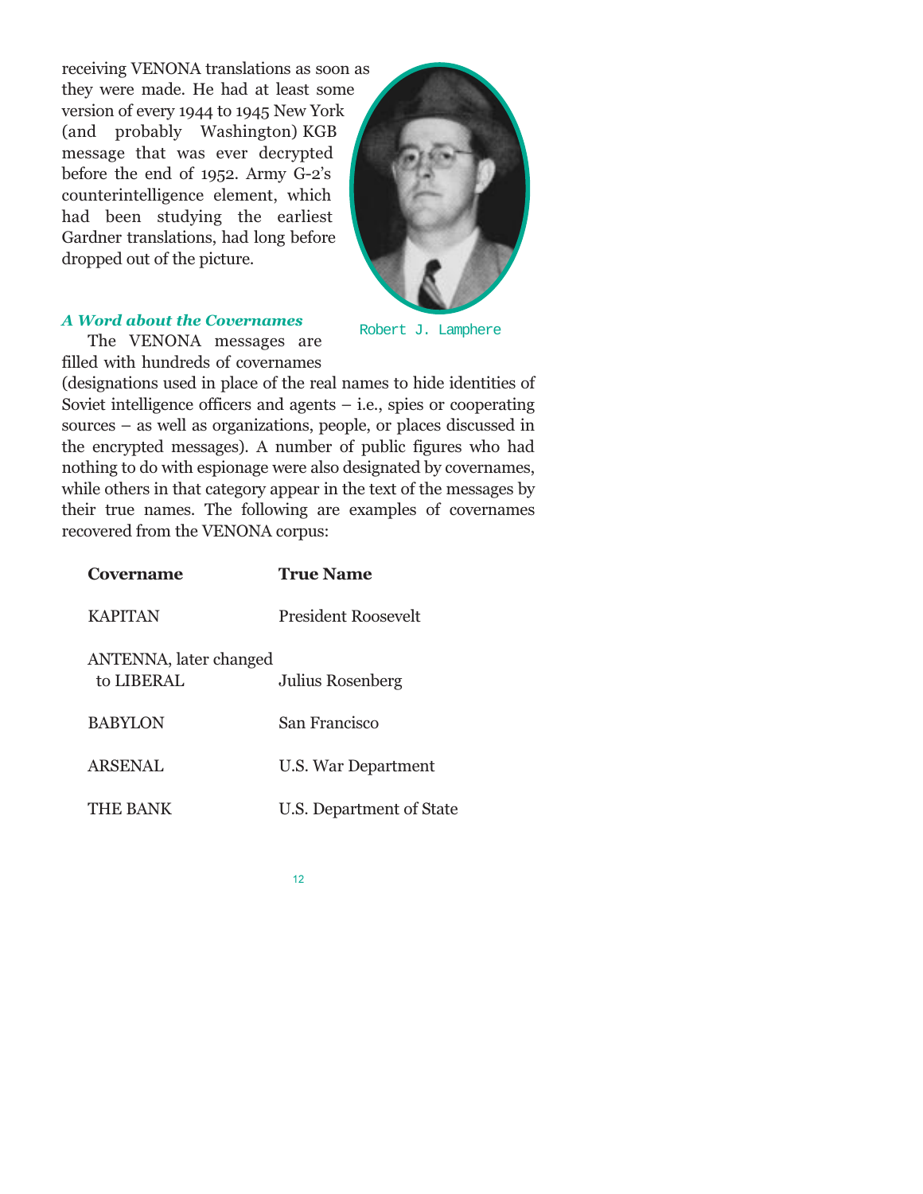receiving VENONA translations as soon as they were made. He had at least some version of every 1944 to 1945 New York (and probably Washington) KGB message that was ever decrypted before the end of 1952. Army G-2's counterintelligence element, which had been studying the earliest Gardner translations, had long before dropped out of the picture.

Robert J. Lamphere

### *A Word about the Covernames*

The VENONA messages are filled with hundreds of covernames (designations used in place of the real names to hide identities of Soviet intelligence officers and agents – i.e., spies or cooperating sources – as well as organizations, people, or places discussed in the encrypted messages). A number of public figures who had nothing to do with espionage were also designated by covernames, while others in that category appear in the text of the messages by their true names. The following are examples of covernames recovered from the VENONA corpus:

| Covername | True Name |
|---|---|
| KAPITAN | President Roosevelt |
| ANTENNA, later changed to LIBERAL | Julius Rosenberg |
| BABYLON | San Francisco |
| ARSENAL | U.S. War Department |
| THE BANK | U.S. Department of State |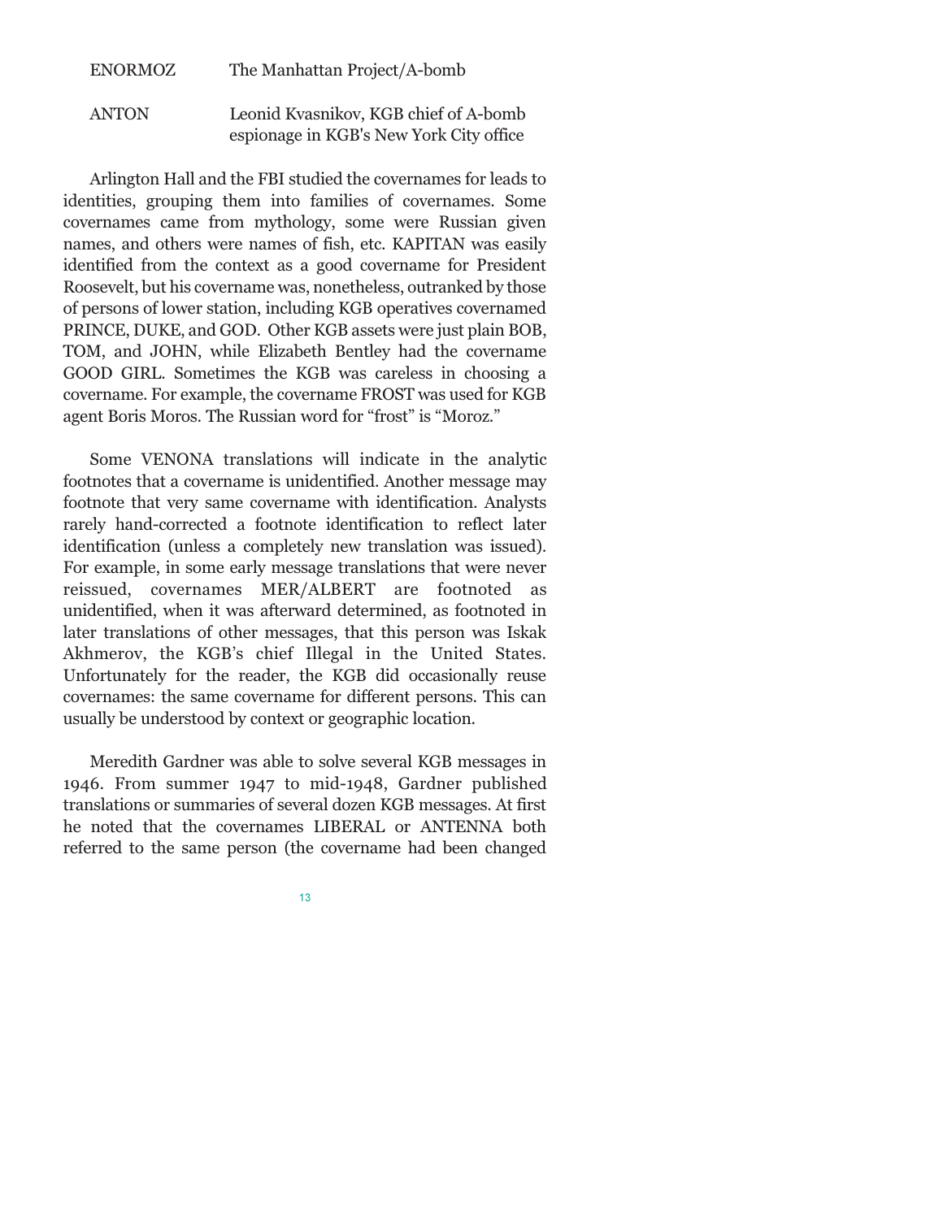| | |
|---|---|
| ENORMOZ | The Manhattan Project/A-bomb |
| ANTON | Leonid Kvasnikov, KGB chief of A-bomb espionage in KGB's New York City office |

Arlington Hall and the FBI studied the covernames for leads to identities, grouping them into families of covernames. Some covernames came from mythology, some were Russian given names, and others were names of fish, etc. KAPITAN was easily identified from the context as a good covername for President Roosevelt, but his covername was, nonetheless, outranked by those of persons of lower station, including KGB operatives covernamed PRINCE, DUKE, and GOD. Other KGB assets were just plain BOB, TOM, and JOHN, while Elizabeth Bentley had the covername GOOD GIRL. Sometimes the KGB was careless in choosing a covername. For example, the covername FROST was used for KGB agent Boris Moros. The Russian word for "frost" is "Moroz."

Some VENONA translations will indicate in the analytic footnotes that a covername is unidentified. Another message may footnote that very same covername with identification. Analysts rarely hand-corrected a footnote identification to reflect later identification (unless a completely new translation was issued). For example, in some early message translations that were never reissued, covernames MER/ALBERT are footnoted as unidentified, when it was afterward determined, as footnoted in later translations of other messages, that this person was Iskak Akhmerov, the KGB's chief Illegal in the United States. Unfortunately for the reader, the KGB did occasionally reuse covernames: the same covername for different persons. This can usually be understood by context or geographic location.

Meredith Gardner was able to solve several KGB messages in 1946. From summer 1947 to mid-1948, Gardner published translations or summaries of several dozen KGB messages. At first he noted that the covernames LIBERAL or ANTENNA both referred to the same person (the covername had been changed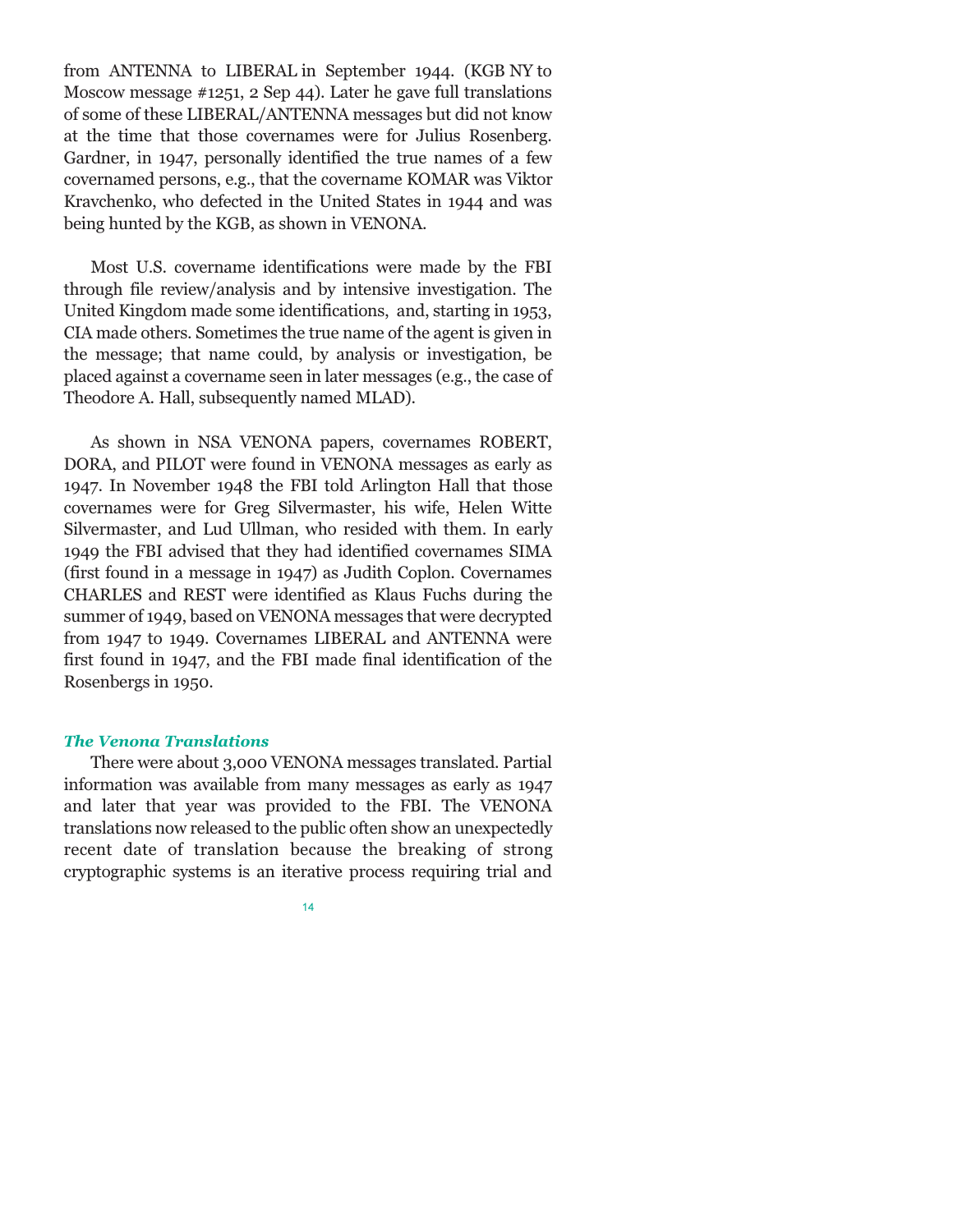from ANTENNA to LIBERAL in September 1944. (KGB NY to Moscow message #1251, 2 Sep 44). Later he gave full translations of some of these LIBERAL/ANTENNA messages but did not know at the time that those covernames were for Julius Rosenberg. Gardner, in 1947, personally identified the true names of a few covernamed persons, e.g., that the covername KOMAR was Viktor Kravchenko, who defected in the United States in 1944 and was being hunted by the KGB, as shown in VENONA.

Most U.S. covername identifications were made by the FBI through file review/analysis and by intensive investigation. The United Kingdom made some identifications, and, starting in 1953, CIA made others. Sometimes the true name of the agent is given in the message; that name could, by analysis or investigation, be placed against a covername seen in later messages (e.g., the case of Theodore A. Hall, subsequently named MLAD).

As shown in NSA VENONA papers, covernames ROBERT, DORA, and PILOT were found in VENONA messages as early as 1947. In November 1948 the FBI told Arlington Hall that those covernames were for Greg Silvermaster, his wife, Helen Witte Silvermaster, and Lud Ullman, who resided with them. In early 1949 the FBI advised that they had identified covernames SIMA (first found in a message in 1947) as Judith Coplon. Covernames CHARLES and REST were identified as Klaus Fuchs during the summer of 1949, based on VENONA messages that were decrypted from 1947 to 1949. Covernames LIBERAL and ANTENNA were first found in 1947, and the FBI made final identification of the Rosenbergs in 1950.

### *The Venona Translations*

There were about 3,000 VENONA messages translated. Partial information was available from many messages as early as 1947 and later that year was provided to the FBI. The VENONA translations now released to the public often show an unexpectedly recent date of translation because the breaking of strong cryptographic systems is an iterative process requiring trial and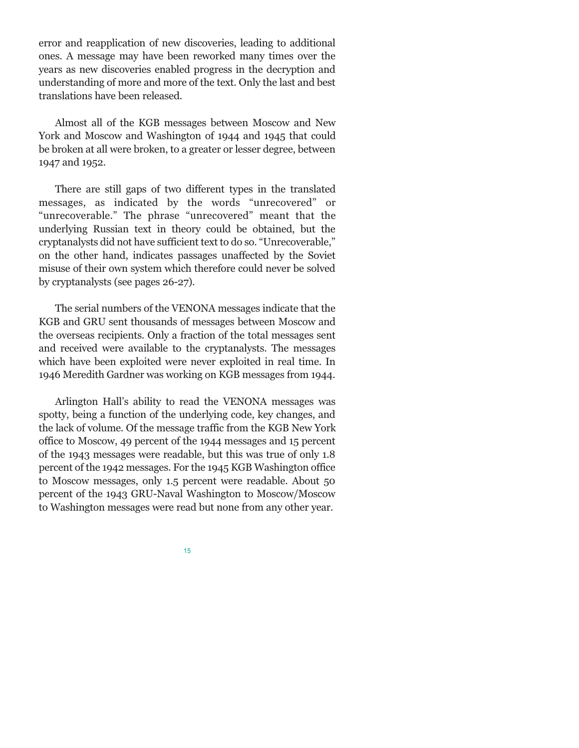error and reapplication of new discoveries, leading to additional ones. A message may have been reworked many times over the years as new discoveries enabled progress in the decryption and understanding of more and more of the text. Only the last and best translations have been released.

Almost all of the KGB messages between Moscow and New York and Moscow and Washington of 1944 and 1945 that could be broken at all were broken, to a greater or lesser degree, between 1947 and 1952.

There are still gaps of two different types in the translated messages, as indicated by the words “unrecovered” or “unrecoverable.” The phrase “unrecovered” meant that the underlying Russian text in theory could be obtained, but the cryptanalysts did not have sufficient text to do so. “Unrecoverable,” on the other hand, indicates passages unaffected by the Soviet misuse of their own system which therefore could never be solved by cryptanalysts (see pages 26-27).

The serial numbers of the VENONA messages indicate that the KGB and GRU sent thousands of messages between Moscow and the overseas recipients. Only a fraction of the total messages sent and received were available to the cryptanalysts. The messages which have been exploited were never exploited in real time. In 1946 Meredith Gardner was working on KGB messages from 1944.

Arlington Hall’s ability to read the VENONA messages was spotty, being a function of the underlying code, key changes, and the lack of volume. Of the message traffic from the KGB New York office to Moscow, 49 percent of the 1944 messages and 15 percent of the 1943 messages were readable, but this was true of only 1.8 percent of the 1942 messages. For the 1945 KGB Washington office to Moscow messages, only 1.5 percent were readable. About 50 percent of the 1943 GRU-Naval Washington to Moscow/Moscow to Washington messages were read but none from any other year.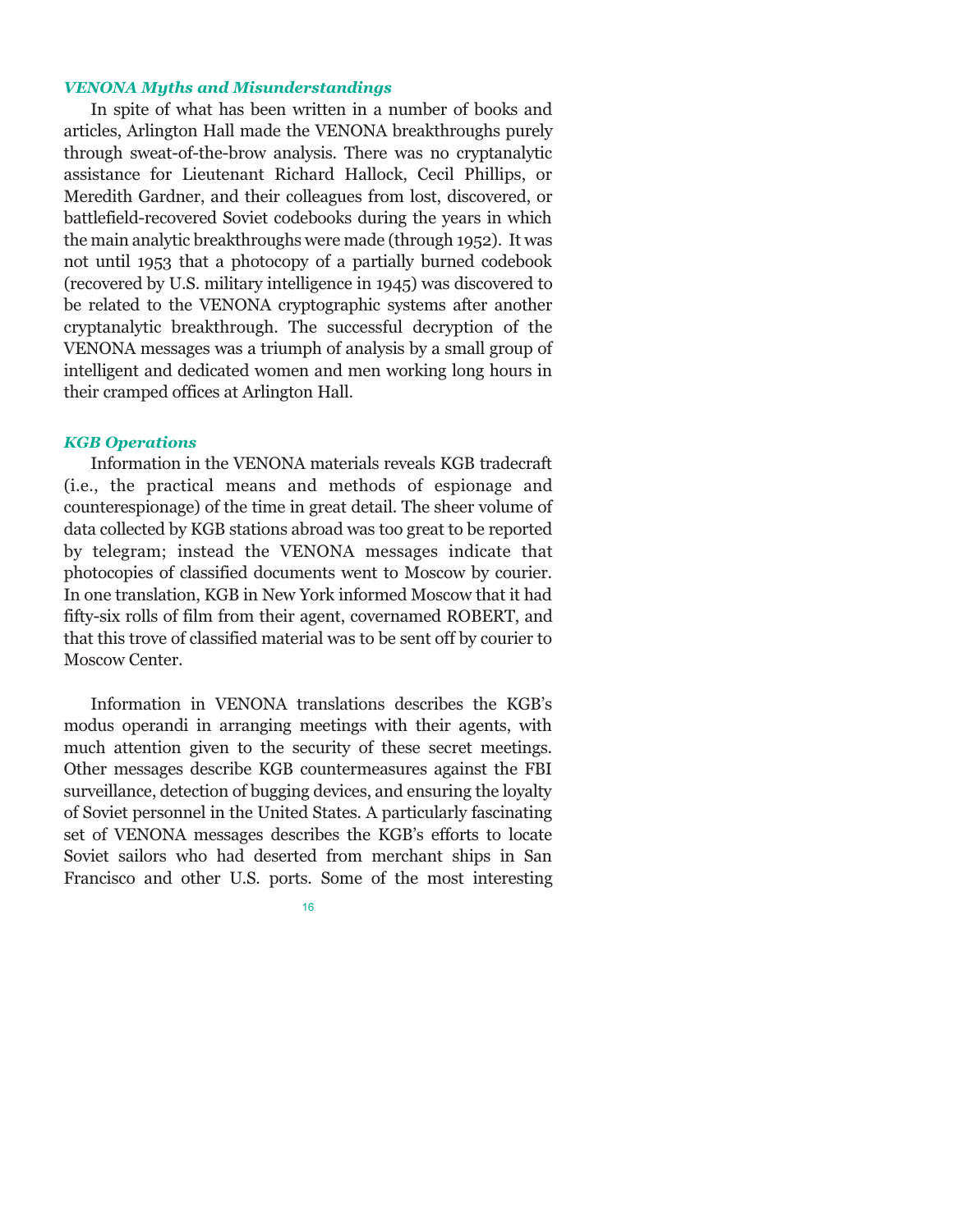### *VENONA Myths and Misunderstandings*

In spite of what has been written in a number of books and articles, Arlington Hall made the VENONA breakthroughs purely through sweat-of-the-brow analysis. There was no cryptanalytic assistance for Lieutenant Richard Hallock, Cecil Phillips, or Meredith Gardner, and their colleagues from lost, discovered, or battlefield-recovered Soviet codebooks during the years in which the main analytic breakthroughs were made (through 1952). It was not until 1953 that a photocopy of a partially burned codebook (recovered by U.S. military intelligence in 1945) was discovered to be related to the VENONA cryptographic systems after another cryptanalytic breakthrough. The successful decryption of the VENONA messages was a triumph of analysis by a small group of intelligent and dedicated women and men working long hours in their cramped offices at Arlington Hall.

### *KGB Operations*

Information in the VENONA materials reveals KGB tradecraft (i.e., the practical means and methods of espionage and counterespionage) of the time in great detail. The sheer volume of data collected by KGB stations abroad was too great to be reported by telegram; instead the VENONA messages indicate that photocopies of classified documents went to Moscow by courier. In one translation, KGB in New York informed Moscow that it had fifty-six rolls of film from their agent, covernamed ROBERT, and that this trove of classified material was to be sent off by courier to Moscow Center.

Information in VENONA translations describes the KGB's modus operandi in arranging meetings with their agents, with much attention given to the security of these secret meetings. Other messages describe KGB countermeasures against the FBI surveillance, detection of bugging devices, and ensuring the loyalty of Soviet personnel in the United States. A particularly fascinating set of VENONA messages describes the KGB's efforts to locate Soviet sailors who had deserted from merchant ships in San Francisco and other U.S. ports. Some of the most interesting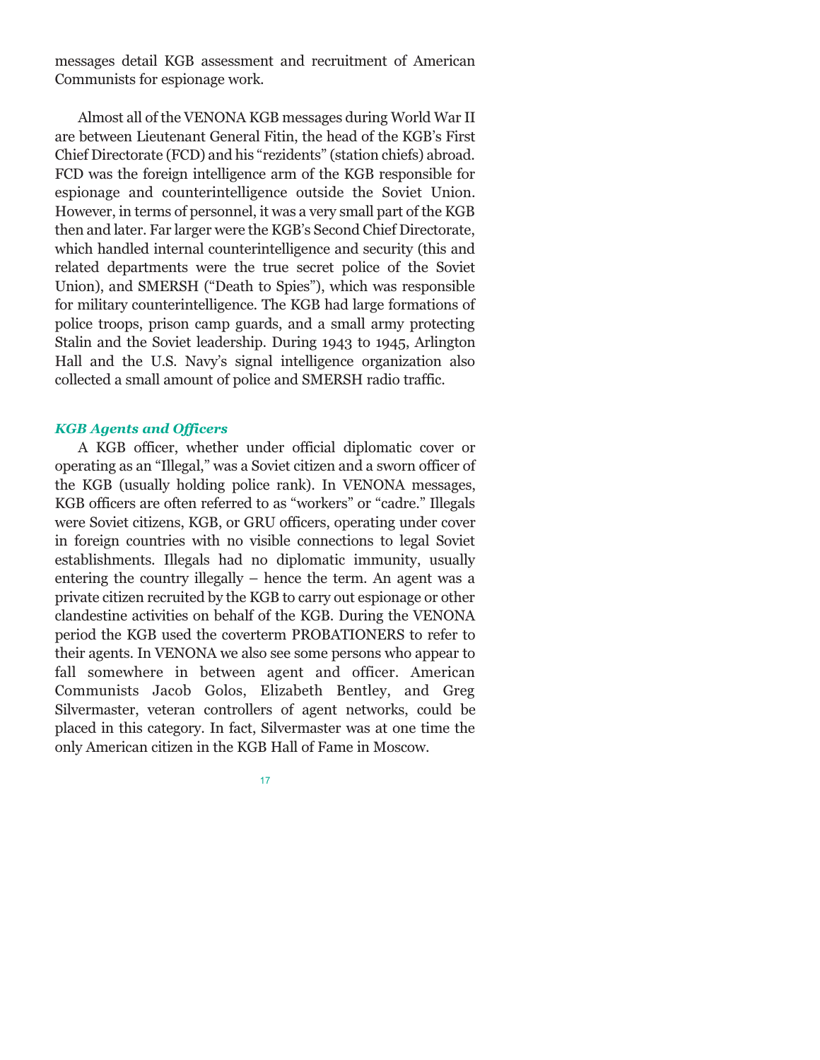messages detail KGB assessment and recruitment of American Communists for espionage work.

Almost all of the VENONA KGB messages during World War II are between Lieutenant General Fitin, the head of the KGB's First Chief Directorate (FCD) and his "rezidents" (station chiefs) abroad. FCD was the foreign intelligence arm of the KGB responsible for espionage and counterintelligence outside the Soviet Union. However, in terms of personnel, it was a very small part of the KGB then and later. Far larger were the KGB's Second Chief Directorate, which handled internal counterintelligence and security (this and related departments were the true secret police of the Soviet Union), and SMERSH ("Death to Spies"), which was responsible for military counterintelligence. The KGB had large formations of police troops, prison camp guards, and a small army protecting Stalin and the Soviet leadership. During 1943 to 1945, Arlington Hall and the U.S. Navy's signal intelligence organization also collected a small amount of police and SMERSH radio traffic.

### *KGB Agents and Officers*

A KGB officer, whether under official diplomatic cover or operating as an "Illegal," was a Soviet citizen and a sworn officer of the KGB (usually holding police rank). In VENONA messages, KGB officers are often referred to as "workers" or "cadre." Illegals were Soviet citizens, KGB, or GRU officers, operating under cover in foreign countries with no visible connections to legal Soviet establishments. Illegals had no diplomatic immunity, usually entering the country illegally – hence the term. An agent was a private citizen recruited by the KGB to carry out espionage or other clandestine activities on behalf of the KGB. During the VENONA period the KGB used the coverterm PROBATIONERS to refer to their agents. In VENONA we also see some persons who appear to fall somewhere in between agent and officer. American Communists Jacob Golos, Elizabeth Bentley, and Greg Silvermaster, veteran controllers of agent networks, could be placed in this category. In fact, Silvermaster was at one time the only American citizen in the KGB Hall of Fame in Moscow.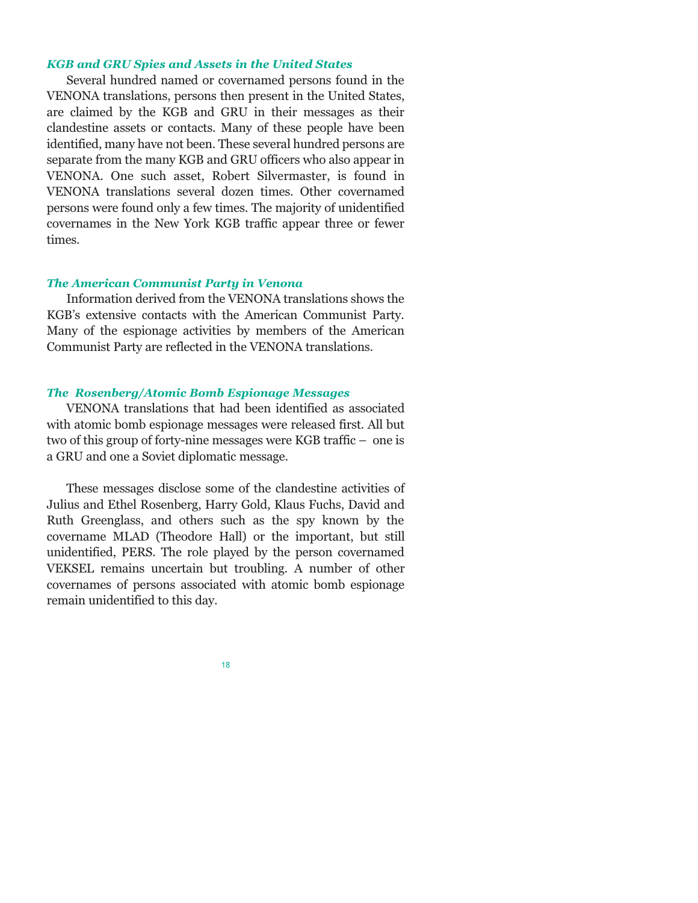### *KGB and GRU Spies and Assets in the United States*

Several hundred named or covernamed persons found in the VENONA translations, persons then present in the United States, are claimed by the KGB and GRU in their messages as their clandestine assets or contacts. Many of these people have been identified, many have not been. These several hundred persons are separate from the many KGB and GRU officers who also appear in VENONA. One such asset, Robert Silvermaster, is found in VENONA translations several dozen times. Other covernamed persons were found only a few times. The majority of unidentified covernames in the New York KGB traffic appear three or fewer times.

### *The American Communist Party in Venona*

Information derived from the VENONA translations shows the KGB's extensive contacts with the American Communist Party. Many of the espionage activities by members of the American Communist Party are reflected in the VENONA translations.

### *The Rosenberg/Atomic Bomb Espionage Messages*

VENONA translations that had been identified as associated with atomic bomb espionage messages were released first. All but two of this group of forty-nine messages were KGB traffic – one is a GRU and one a Soviet diplomatic message.

These messages disclose some of the clandestine activities of Julius and Ethel Rosenberg, Harry Gold, Klaus Fuchs, David and Ruth Greenglass, and others such as the spy known by the covername MLAD (Theodore Hall) or the important, but still unidentified, PERS. The role played by the person covernamed VEKSEL remains uncertain but troubling. A number of other covernames of persons associated with atomic bomb espionage remain unidentified to this day.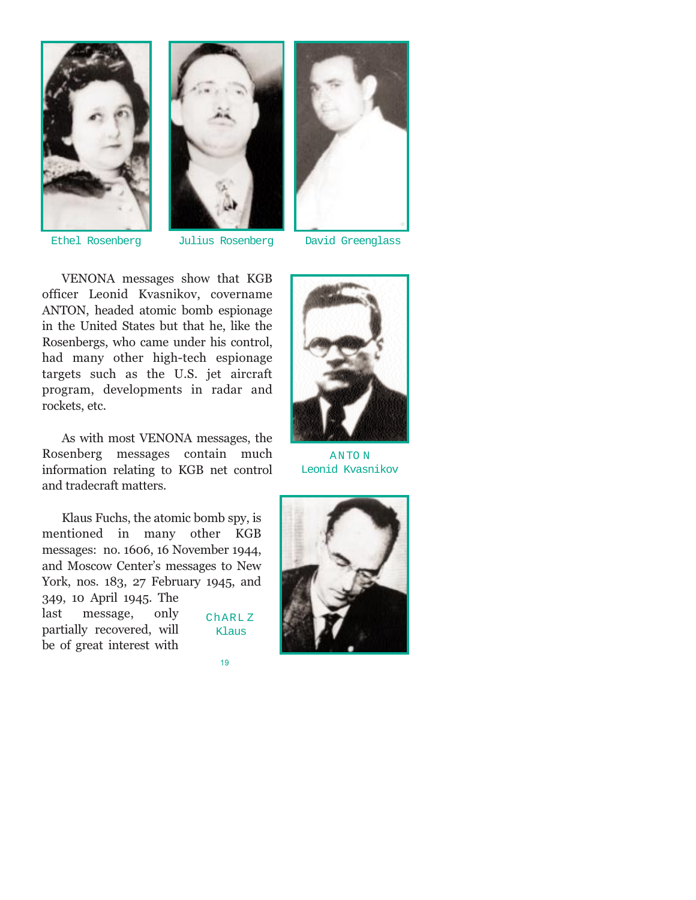Ethel Rosenberg

Julius Rosenberg

David Greenglass

VENONA messages show that KGB officer Leonid Kvasnikov, covername ANTON, headed atomic bomb espionage in the United States but that he, like the Rosenbergs, who came under his control, had many other high-tech espionage targets such as the U.S. jet aircraft program, developments in radar and rockets, etc.

ANTON
Leonid Kvasnikov

As with most VENONA messages, the Rosenberg messages contain much information relating to KGB net control and tradecraft matters.

Klaus Fuchs, the atomic bomb spy, is mentioned in many other KGB messages: no. 1606, 16 November 1944, and Moscow Center's messages to New York, nos. 183, 27 February 1945, and 349, 10 April 1945. The last message, only partially recovered, will be of great interest with

ChARLZ
Klaus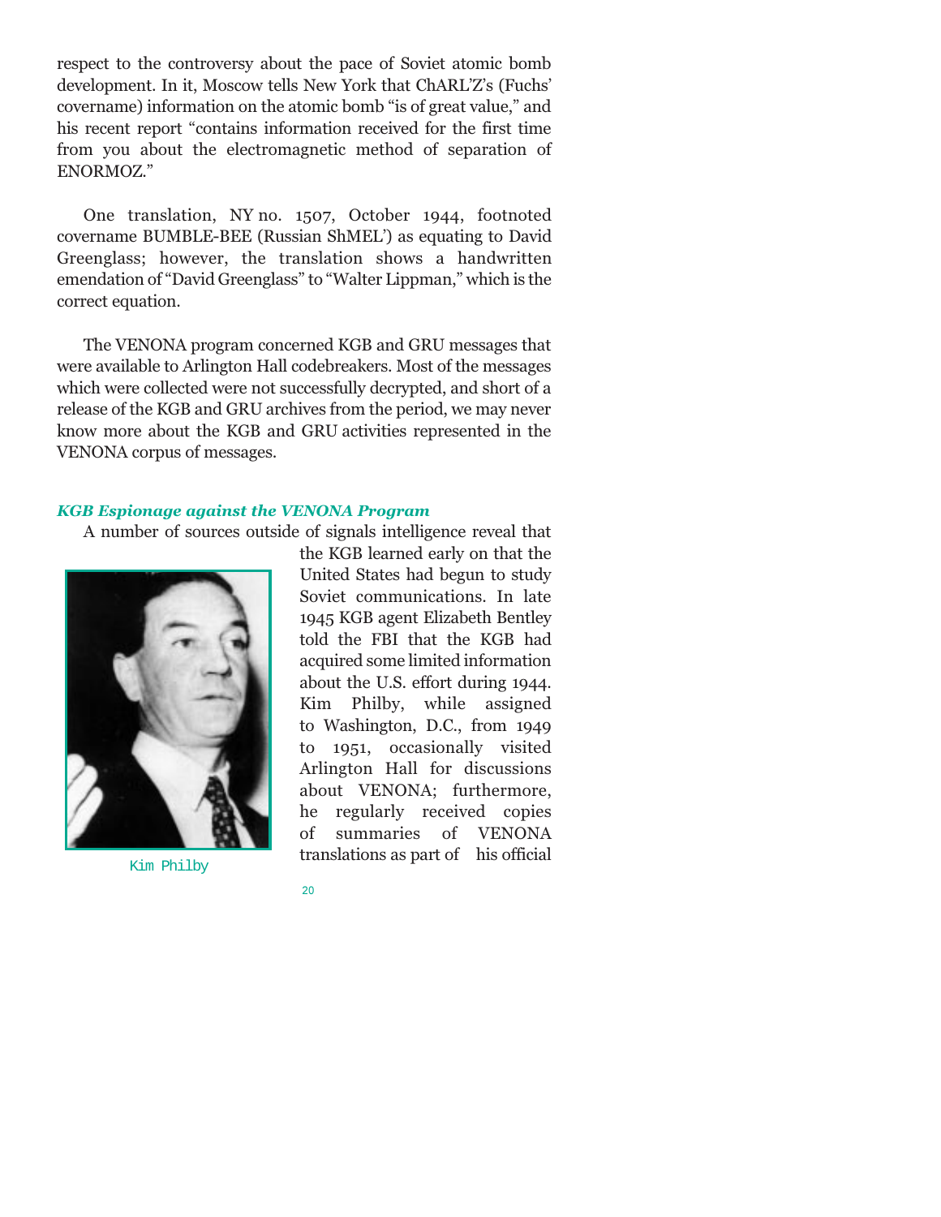respect to the controversy about the pace of Soviet atomic bomb development. In it, Moscow tells New York that ChARL'Z's (Fuchs' covername) information on the atomic bomb "is of great value," and his recent report "contains information received for the first time from you about the electromagnetic method of separation of ENORMOZ."

One translation, NY no. 1507, October 1944, footnoted covername BUMBLE-BEE (Russian ShMEL') as equating to David Greenglass; however, the translation shows a handwritten emendation of "David Greenglass" to "Walter Lippman," which is the correct equation.

The VENONA program concerned KGB and GRU messages that were available to Arlington Hall codebreakers. Most of the messages which were collected were not successfully decrypted, and short of a release of the KGB and GRU archives from the period, we may never know more about the KGB and GRU activities represented in the VENONA corpus of messages.

### *KGB Espionage against the VENONA Program*

A number of sources outside of signals intelligence reveal that the KGB learned early on that the United States had begun to study Soviet communications. In late 1945 KGB agent Elizabeth Bentley told the FBI that the KGB had acquired some limited information about the U.S. effort during 1944. Kim Philby, while assigned to Washington, D.C., from 1949 to 1951, occasionally visited Arlington Hall for discussions about VENONA; furthermore, he regularly received copies of summaries of VENONA translations as part of his official

Kim Philby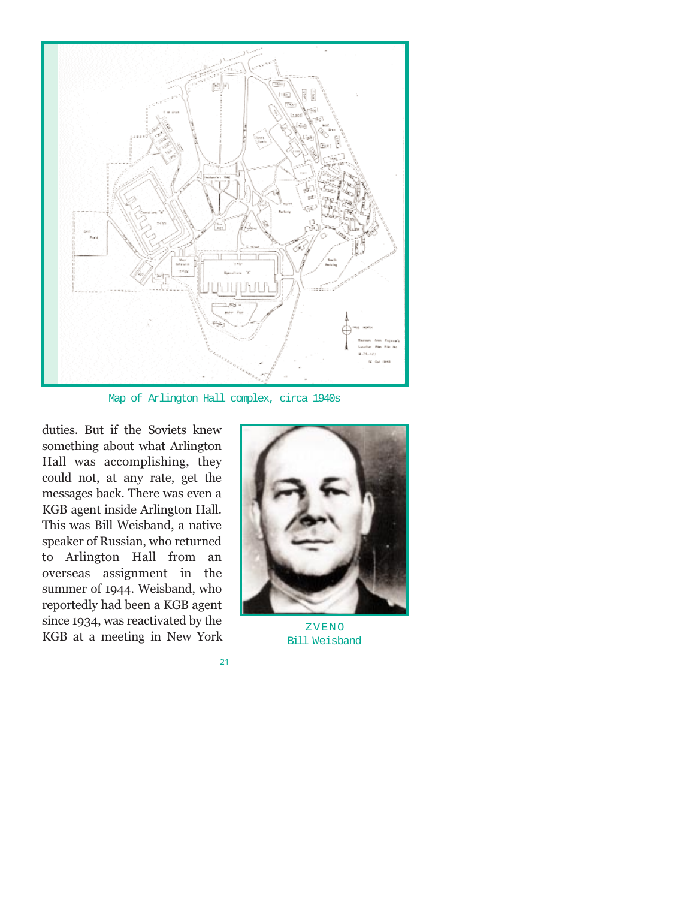Map of Arlington Hall complex, circa 1940s

duties. But if the Soviets knew something about what Arlington Hall was accomplishing, they could not, at any rate, get the messages back. There was even a KGB agent inside Arlington Hall. This was Bill Weisband, a native speaker of Russian, who returned to Arlington Hall from an overseas assignment in the summer of 1944. Weisband, who reportedly had been a KGB agent since 1934, was reactivated by the KGB at a meeting in New York

ZVENO
Bill Weisband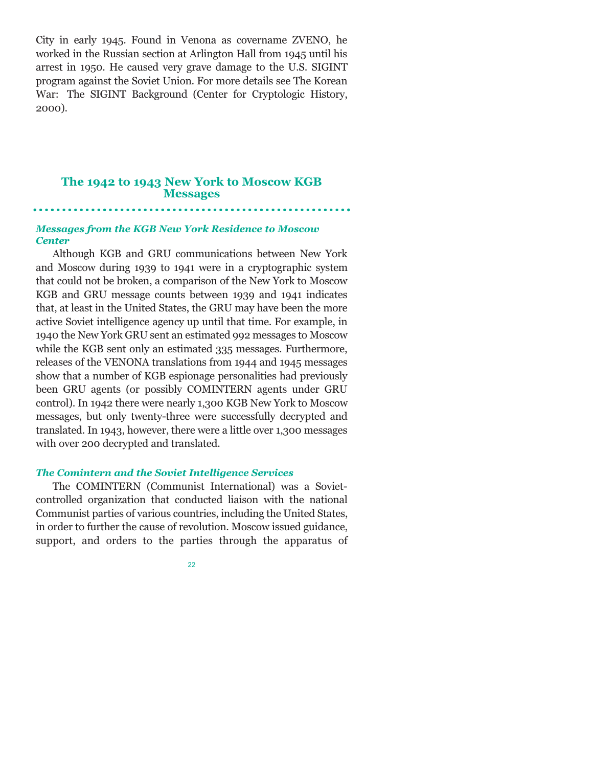City in early 1945. Found in Venona as covername ZVENO, he worked in the Russian section at Arlington Hall from 1945 until his arrest in 1950. He caused very grave damage to the U.S. SIGINT program against the Soviet Union. For more details see The Korean War: The SIGINT Background (Center for Cryptologic History, 2000).

## The 1942 to 1943 New York to Moscow KGB Messages

### *Messages from the KGB New York Residence to Moscow Center*

Although KGB and GRU communications between New York and Moscow during 1939 to 1941 were in a cryptographic system that could not be broken, a comparison of the New York to Moscow KGB and GRU message counts between 1939 and 1941 indicates that, at least in the United States, the GRU may have been the more active Soviet intelligence agency up until that time. For example, in 1940 the New York GRU sent an estimated 992 messages to Moscow while the KGB sent only an estimated 335 messages. Furthermore, releases of the VENONA translations from 1944 and 1945 messages show that a number of KGB espionage personalities had previously been GRU agents (or possibly COMINTERN agents under GRU control). In 1942 there were nearly 1,300 KGB New York to Moscow messages, but only twenty-three were successfully decrypted and translated. In 1943, however, there were a little over 1,300 messages with over 200 decrypted and translated.

### *The Comintern and the Soviet Intelligence Services*

The COMINTERN (Communist International) was a Soviet-controlled organization that conducted liaison with the national Communist parties of various countries, including the United States, in order to further the cause of revolution. Moscow issued guidance, support, and orders to the parties through the apparatus of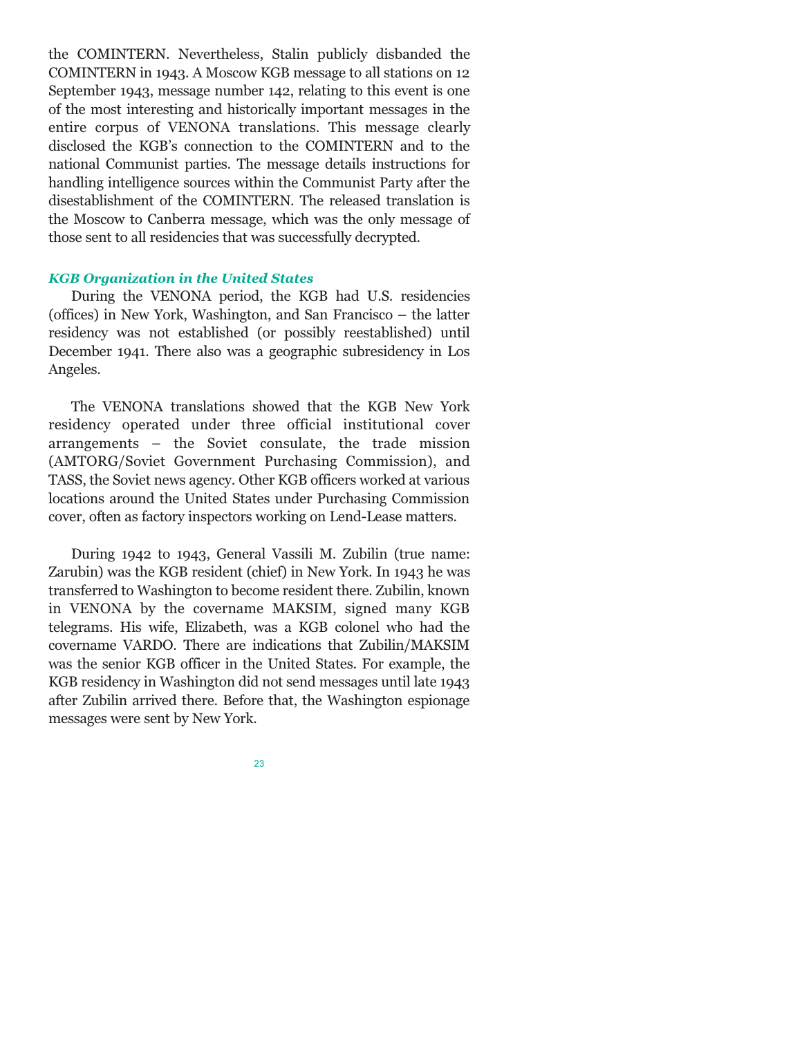the COMINTERN. Nevertheless, Stalin publicly disbanded the COMINTERN in 1943. A Moscow KGB message to all stations on 12 September 1943, message number 142, relating to this event is one of the most interesting and historically important messages in the entire corpus of VENONA translations. This message clearly disclosed the KGB's connection to the COMINTERN and to the national Communist parties. The message details instructions for handling intelligence sources within the Communist Party after the disestablishment of the COMINTERN. The released translation is the Moscow to Canberra message, which was the only message of those sent to all residencies that was successfully decrypted.

### *KGB Organization in the United States*

During the VENONA period, the KGB had U.S. residencies (offices) in New York, Washington, and San Francisco – the latter residency was not established (or possibly reestablished) until December 1941. There also was a geographic subresidency in Los Angeles.

The VENONA translations showed that the KGB New York residency operated under three official institutional cover arrangements – the Soviet consulate, the trade mission (AMTORG/Soviet Government Purchasing Commission), and TASS, the Soviet news agency. Other KGB officers worked at various locations around the United States under Purchasing Commission cover, often as factory inspectors working on Lend-Lease matters.

During 1942 to 1943, General Vassili M. Zubilin (true name: Zarubin) was the KGB resident (chief) in New York. In 1943 he was transferred to Washington to become resident there. Zubilin, known in VENONA by the covername MAKSIM, signed many KGB telegrams. His wife, Elizabeth, was a KGB colonel who had the covername VARDO. There are indications that Zubilin/MAKSIM was the senior KGB officer in the United States. For example, the KGB residency in Washington did not send messages until late 1943 after Zubilin arrived there. Before that, the Washington espionage messages were sent by New York.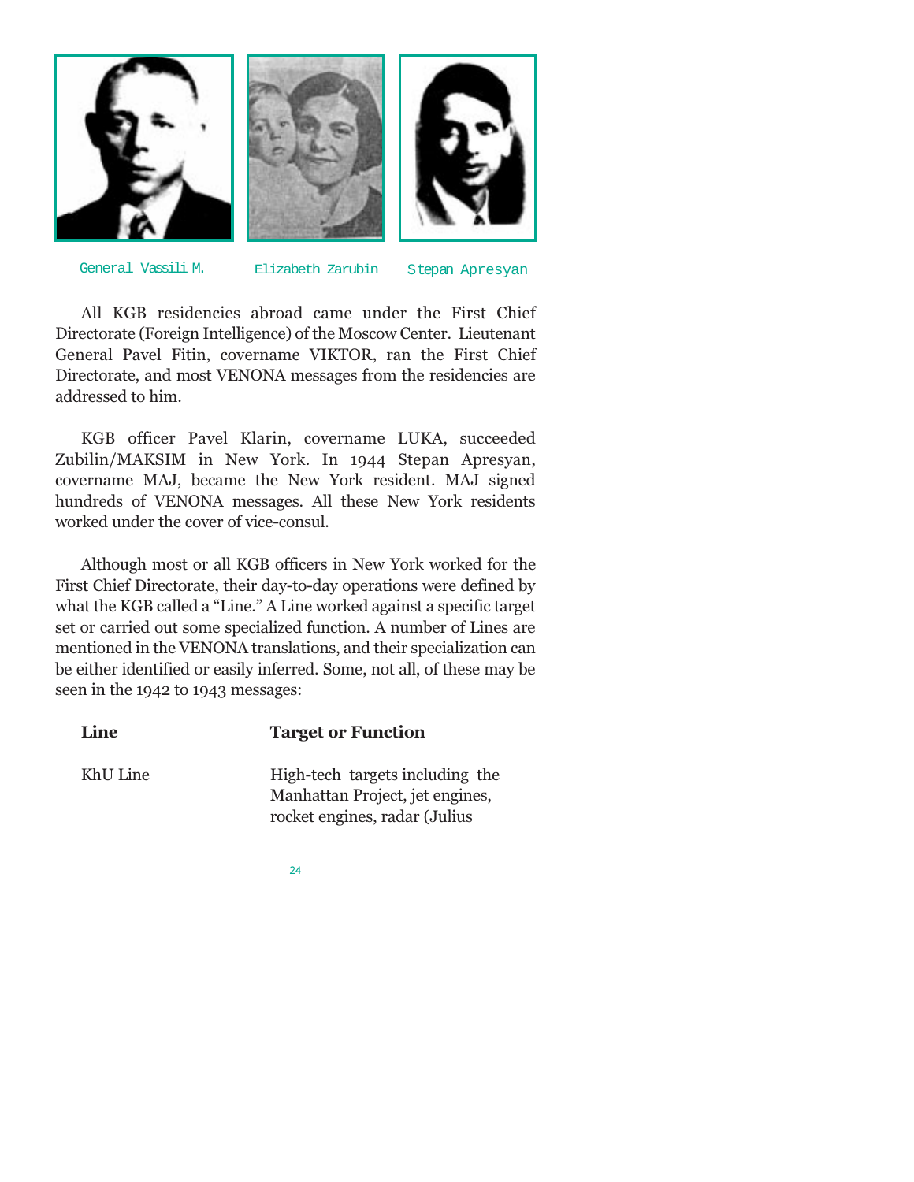General Vassili M.    Elizabeth Zarubin    Stepan Apresyan

All KGB residencies abroad came under the First Chief Directorate (Foreign Intelligence) of the Moscow Center. Lieutenant General Pavel Fitin, covername VIKTOR, ran the First Chief Directorate, and most VENONA messages from the residencies are addressed to him.

KGB officer Pavel Klarin, covername LUKA, succeeded Zubilin/MAKSIM in New York. In 1944 Stepan Apresyan, covername MAJ, became the New York resident. MAJ signed hundreds of VENONA messages. All these New York residents worked under the cover of vice-consul.

Although most or all KGB officers in New York worked for the First Chief Directorate, their day-to-day operations were defined by what the KGB called a "Line." A Line worked against a specific target set or carried out some specialized function. A number of Lines are mentioned in the VENONA translations, and their specialization can be either identified or easily inferred. Some, not all, of these may be seen in the 1942 to 1943 messages:

| Line | Target or Function |
|---|---|
| KhU Line | High-tech targets including the Manhattan Project, jet engines, rocket engines, radar (Julius |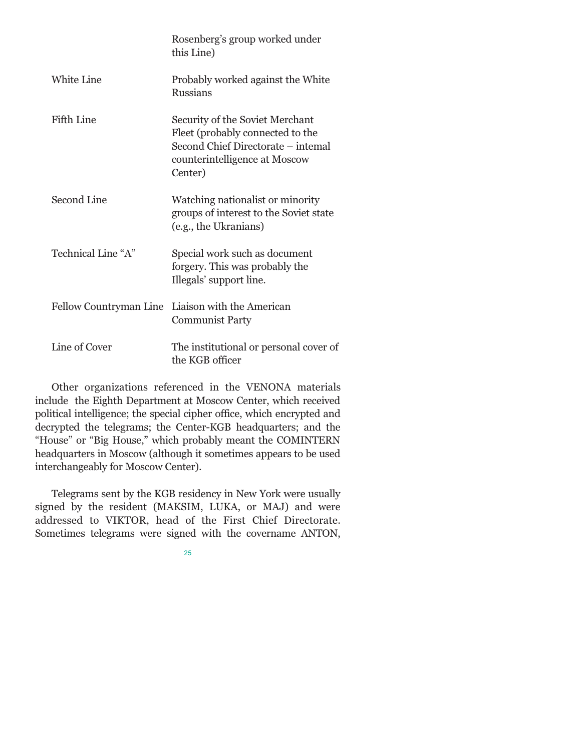| | |
|---|---|
| | Rosenberg's group worked under this Line) |
| White Line | Probably worked against the White Russians |
| Fifth Line | Security of the Soviet Merchant Fleet (probably connected to the Second Chief Directorate – intemal counterintelligence at Moscow Center) |
| Second Line | Watching nationalist or minority groups of interest to the Soviet state (e.g., the Ukranians) |
| Technical Line "A" | Special work such as document forgery. This was probably the Illegals' support line. |
| Fellow Countryman Line | Liaison with the American Communist Party |
| Line of Cover | The institutional or personal cover of the KGB officer |

Other organizations referenced in the VENONA materials include the Eighth Department at Moscow Center, which received political intelligence; the special cipher office, which encrypted and decrypted the telegrams; the Center-KGB headquarters; and the "House" or "Big House," which probably meant the COMINTERN headquarters in Moscow (although it sometimes appears to be used interchangeably for Moscow Center).

Telegrams sent by the KGB residency in New York were usually signed by the resident (MAKSIM, LUKA, or MAJ) and were addressed to VIKTOR, head of the First Chief Directorate. Sometimes telegrams were signed with the covername ANTON,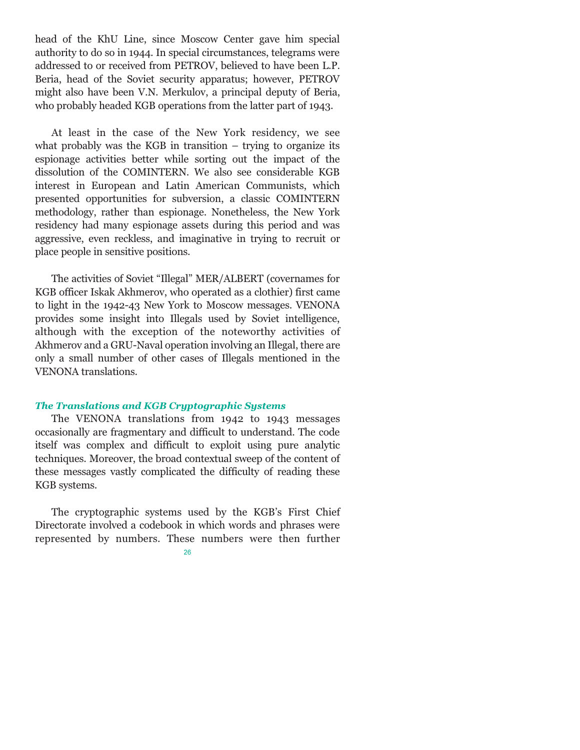head of the KhU Line, since Moscow Center gave him special authority to do so in 1944. In special circumstances, telegrams were addressed to or received from PETROV, believed to have been L.P. Beria, head of the Soviet security apparatus; however, PETROV might also have been V.N. Merkulov, a principal deputy of Beria, who probably headed KGB operations from the latter part of 1943.

At least in the case of the New York residency, we see what probably was the KGB in transition – trying to organize its espionage activities better while sorting out the impact of the dissolution of the COMINTERN. We also see considerable KGB interest in European and Latin American Communists, which presented opportunities for subversion, a classic COMINTERN methodology, rather than espionage. Nonetheless, the New York residency had many espionage assets during this period and was aggressive, even reckless, and imaginative in trying to recruit or place people in sensitive positions.

The activities of Soviet "Illegal" MER/ALBERT (covernames for KGB officer Iskak Akhmerov, who operated as a clothier) first came to light in the 1942-43 New York to Moscow messages. VENONA provides some insight into Illegals used by Soviet intelligence, although with the exception of the noteworthy activities of Akhmerov and a GRU-Naval operation involving an Illegal, there are only a small number of other cases of Illegals mentioned in the VENONA translations.

### *The Translations and KGB Cryptographic Systems*

The VENONA translations from 1942 to 1943 messages occasionally are fragmentary and difficult to understand. The code itself was complex and difficult to exploit using pure analytic techniques. Moreover, the broad contextual sweep of the content of these messages vastly complicated the difficulty of reading these KGB systems.

The cryptographic systems used by the KGB's First Chief Directorate involved a codebook in which words and phrases were represented by numbers. These numbers were then further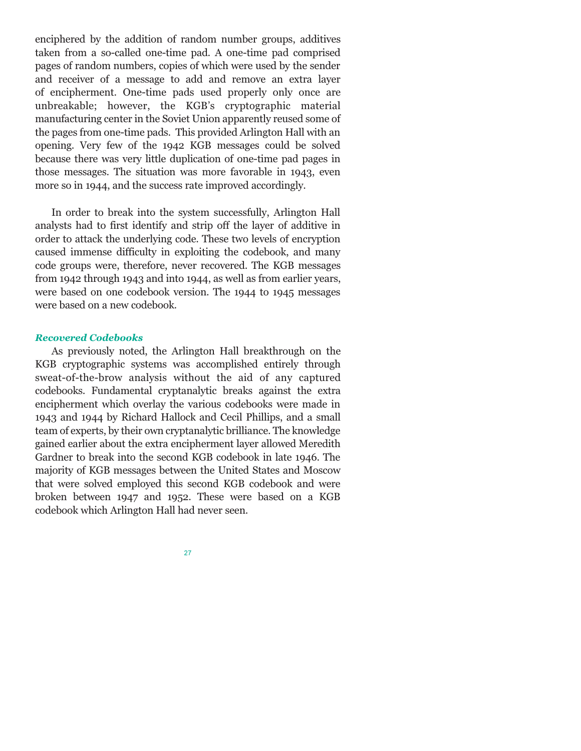enciphered by the addition of random number groups, additives taken from a so-called one-time pad. A one-time pad comprised pages of random numbers, copies of which were used by the sender and receiver of a message to add and remove an extra layer of encipherment. One-time pads used properly only once are unbreakable; however, the KGB's cryptographic material manufacturing center in the Soviet Union apparently reused some of the pages from one-time pads. This provided Arlington Hall with an opening. Very few of the 1942 KGB messages could be solved because there was very little duplication of one-time pad pages in those messages. The situation was more favorable in 1943, even more so in 1944, and the success rate improved accordingly.

In order to break into the system successfully, Arlington Hall analysts had to first identify and strip off the layer of additive in order to attack the underlying code. These two levels of encryption caused immense difficulty in exploiting the codebook, and many code groups were, therefore, never recovered. The KGB messages from 1942 through 1943 and into 1944, as well as from earlier years, were based on one codebook version. The 1944 to 1945 messages were based on a new codebook.

### *Recovered Codebooks*

As previously noted, the Arlington Hall breakthrough on the KGB cryptographic systems was accomplished entirely through sweat-of-the-brow analysis without the aid of any captured codebooks. Fundamental cryptanalytic breaks against the extra encipherment which overlay the various codebooks were made in 1943 and 1944 by Richard Hallock and Cecil Phillips, and a small team of experts, by their own cryptanalytic brilliance. The knowledge gained earlier about the extra encipherment layer allowed Meredith Gardner to break into the second KGB codebook in late 1946. The majority of KGB messages between the United States and Moscow that were solved employed this second KGB codebook and were broken between 1947 and 1952. These were based on a KGB codebook which Arlington Hall had never seen.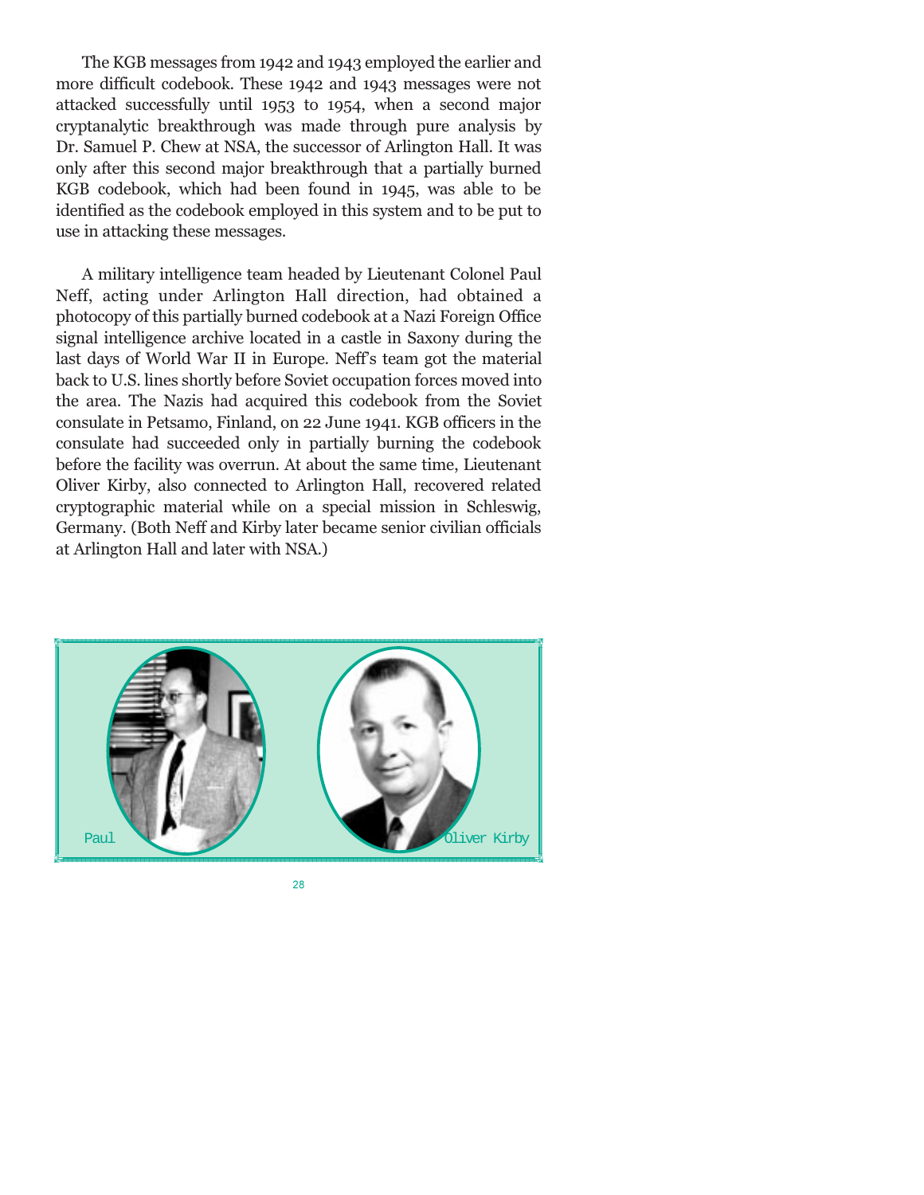The KGB messages from 1942 and 1943 employed the earlier and more difficult codebook. These 1942 and 1943 messages were not attacked successfully until 1953 to 1954, when a second major cryptanalytic breakthrough was made through pure analysis by Dr. Samuel P. Chew at NSA, the successor of Arlington Hall. It was only after this second major breakthrough that a partially burned KGB codebook, which had been found in 1945, was able to be identified as the codebook employed in this system and to be put to use in attacking these messages.

A military intelligence team headed by Lieutenant Colonel Paul Neff, acting under Arlington Hall direction, had obtained a photocopy of this partially burned codebook at a Nazi Foreign Office signal intelligence archive located in a castle in Saxony during the last days of World War II in Europe. Neff's team got the material back to U.S. lines shortly before Soviet occupation forces moved into the area. The Nazis had acquired this codebook from the Soviet consulate in Petsamo, Finland, on 22 June 1941. KGB officers in the consulate had succeeded only in partially burning the codebook before the facility was overrun. At about the same time, Lieutenant Oliver Kirby, also connected to Arlington Hall, recovered related cryptographic material while on a special mission in Schleswig, Germany. (Both Neff and Kirby later became senior civilian officials at Arlington Hall and later with NSA.)

Paul

Oliver Kirby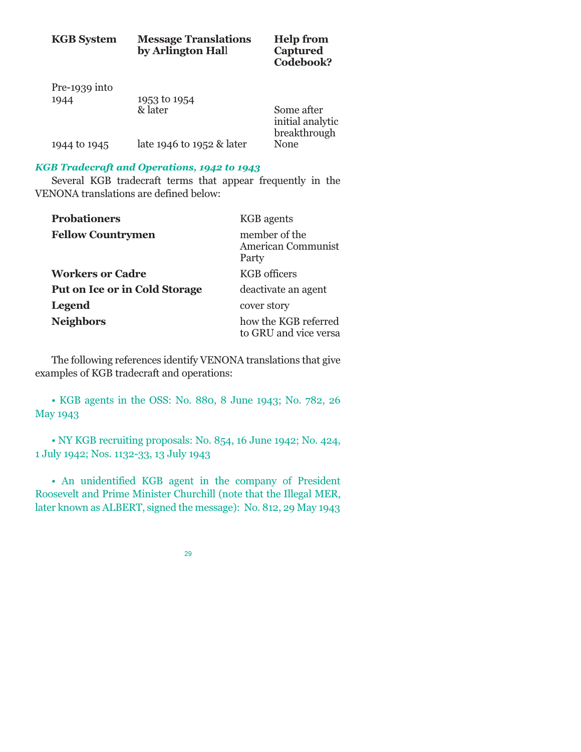| KGB System | Message Translations by Arlington Hall | Help from Captured Codebook? |
|---|---|---|
| Pre-1939 into 1944 | 1953 to 1954 & later | Some after initial analytic breakthrough |
| 1944 to 1945 | late 1946 to 1952 & later | None |

### *KGB Tradecraft and Operations, 1942 to 1943*

Several KGB tradecraft terms that appear frequently in the VENONA translations are defined below:

| | |
|---|---|
| **Probationers** | KGB agents |
| **Fellow Countrymen** | member of the American Communist Party |
| **Workers or Cadre** | KGB officers |
| **Put on Ice or in Cold Storage** | deactivate an agent |
| **Legend** | cover story |
| **Neighbors** | how the KGB referred to GRU and vice versa |

The following references identify VENONA translations that give examples of KGB tradecraft and operations:

- KGB agents in the OSS: No. 880, 8 June 1943; No. 782, 26 May 1943

- NY KGB recruiting proposals: No. 854, 16 June 1942; No. 424, 1 July 1942; Nos. 1132-33, 13 July 1943

- An unidentified KGB agent in the company of President Roosevelt and Prime Minister Churchill (note that the Illegal MER, later known as ALBERT, signed the message): No. 812, 29 May 1943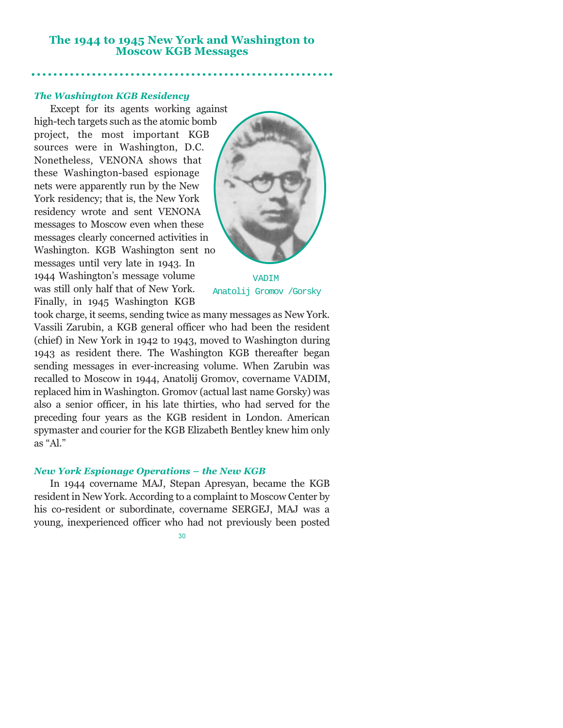## The 1944 to 1945 New York and Washington to Moscow KGB Messages

### *The Washington KGB Residency*

Except for its agents working against high-tech targets such as the atomic bomb project, the most important KGB sources were in Washington, D.C. Nonetheless, VENONA shows that these Washington-based espionage nets were apparently run by the New York residency; that is, the New York residency wrote and sent VENONA messages to Moscow even when these messages clearly concerned activities in Washington. KGB Washington sent no messages until very late in 1943. In 1944 Washington's message volume was still only half that of New York. Finally, in 1945 Washington KGB took charge, it seems, sending twice as many messages as New York. Vassili Zarubin, a KGB general officer who had been the resident (chief) in New York in 1942 to 1943, moved to Washington during 1943 as resident there. The Washington KGB thereafter began sending messages in ever-increasing volume. When Zarubin was recalled to Moscow in 1944, Anatolij Gromov, covername VADIM, replaced him in Washington. Gromov (actual last name Gorsky) was also a senior officer, in his late thirties, who had served for the preceding four years as the KGB resident in London. American spymaster and courier for the KGB Elizabeth Bentley knew him only as "Al."

VADIM
Anatolij Gromov /Gorsky

### *New York Espionage Operations – the New KGB*

In 1944 covername MAJ, Stepan Apresyan, became the KGB resident in New York. According to a complaint to Moscow Center by his co-resident or subordinate, covername SERGEJ, MAJ was a young, inexperienced officer who had not previously been posted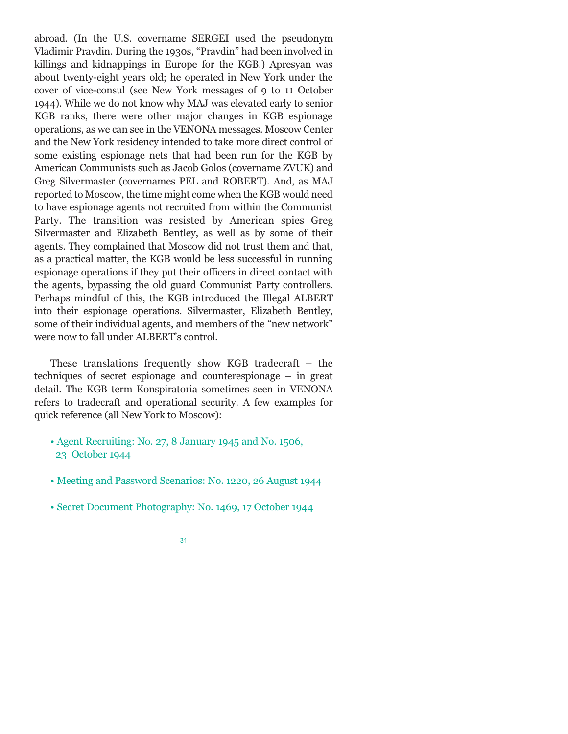abroad. (In the U.S. covername SERGEI used the pseudonym Vladimir Pravdin. During the 1930s, "Pravdin" had been involved in killings and kidnappings in Europe for the KGB.) Apresyan was about twenty-eight years old; he operated in New York under the cover of vice-consul (see New York messages of 9 to 11 October 1944). While we do not know why MAJ was elevated early to senior KGB ranks, there were other major changes in KGB espionage operations, as we can see in the VENONA messages. Moscow Center and the New York residency intended to take more direct control of some existing espionage nets that had been run for the KGB by American Communists such as Jacob Golos (covername ZVUK) and Greg Silvermaster (covernames PEL and ROBERT). And, as MAJ reported to Moscow, the time might come when the KGB would need to have espionage agents not recruited from within the Communist Party. The transition was resisted by American spies Greg Silvermaster and Elizabeth Bentley, as well as by some of their agents. They complained that Moscow did not trust them and that, as a practical matter, the KGB would be less successful in running espionage operations if they put their officers in direct contact with the agents, bypassing the old guard Communist Party controllers. Perhaps mindful of this, the KGB introduced the Illegal ALBERT into their espionage operations. Silvermaster, Elizabeth Bentley, some of their individual agents, and members of the "new network" were now to fall under ALBERT's control.

These translations frequently show KGB tradecraft – the techniques of secret espionage and counterespionage – in great detail. The KGB term Konspiratoria sometimes seen in VENONA refers to tradecraft and operational security. A few examples for quick reference (all New York to Moscow):

- Agent Recruiting: No. 27, 8 January 1945 and No. 1506, 23 October 1944
- Meeting and Password Scenarios: No. 1220, 26 August 1944
- Secret Document Photography: No. 1469, 17 October 1944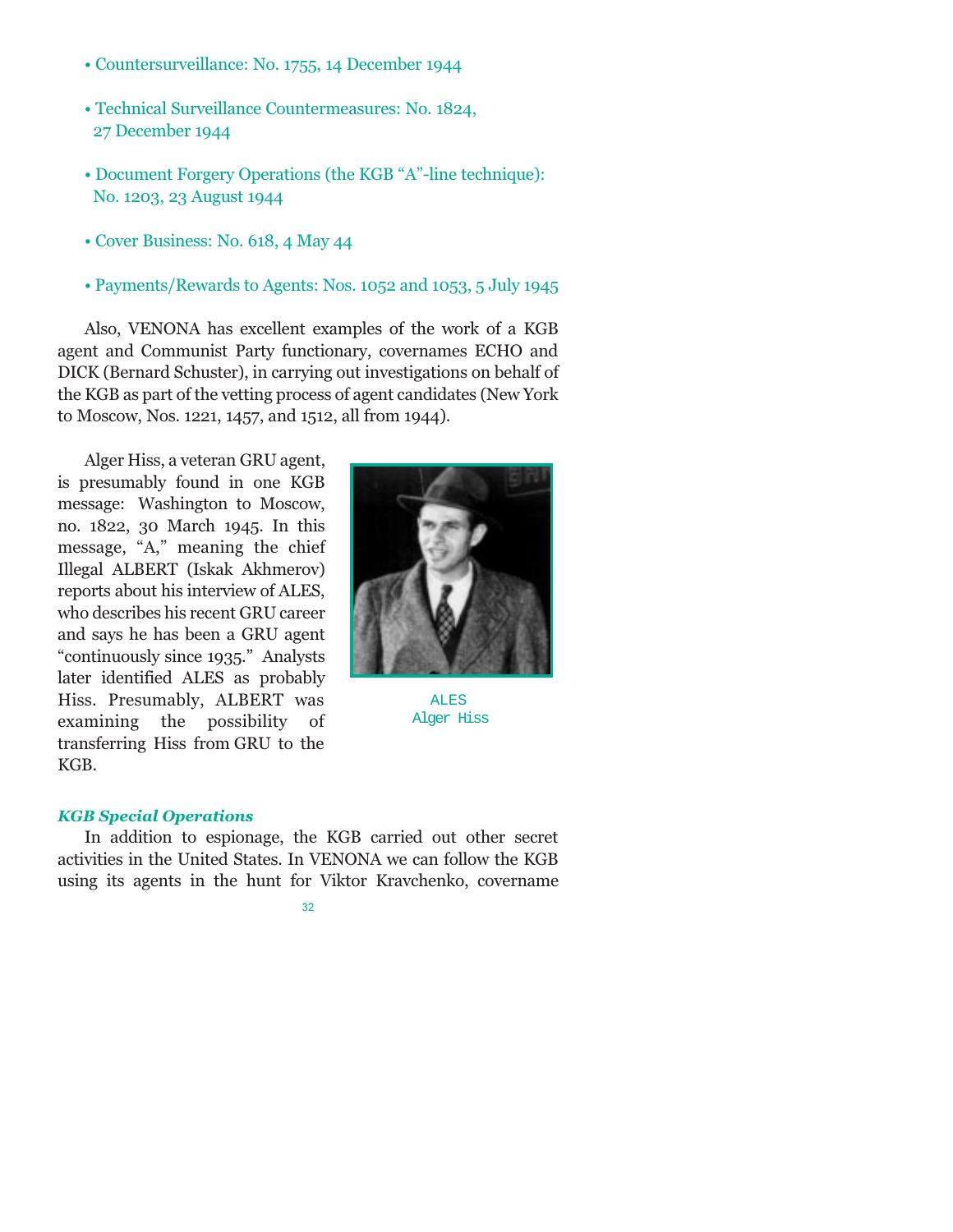- Countersurveillance: No. 1755, 14 December 1944
- Technical Surveillance Countermeasures: No. 1824, 27 December 1944
- Document Forgery Operations (the KGB "A"-line technique): No. 1203, 23 August 1944
- Cover Business: No. 618, 4 May 44
- Payments/Rewards to Agents: Nos. 1052 and 1053, 5 July 1945

Also, VENONA has excellent examples of the work of a KGB agent and Communist Party functionary, covernames ECHO and DICK (Bernard Schuster), in carrying out investigations on behalf of the KGB as part of the vetting process of agent candidates (New York to Moscow, Nos. 1221, 1457, and 1512, all from 1944).

Alger Hiss, a veteran GRU agent, is presumably found in one KGB message: Washington to Moscow, no. 1822, 30 March 1945. In this message, "A," meaning the chief Illegal ALBERT (Iskak Akhmerov) reports about his interview of ALES, who describes his recent GRU career and says he has been a GRU agent "continuously since 1935." Analysts later identified ALES as probably Hiss. Presumably, ALBERT was examining the possibility of transferring Hiss from GRU to the KGB.

ALES
Alger Hiss

### *KGB Special Operations*

In addition to espionage, the KGB carried out other secret activities in the United States. In VENONA we can follow the KGB using its agents in the hunt for Viktor Kravchenko, covername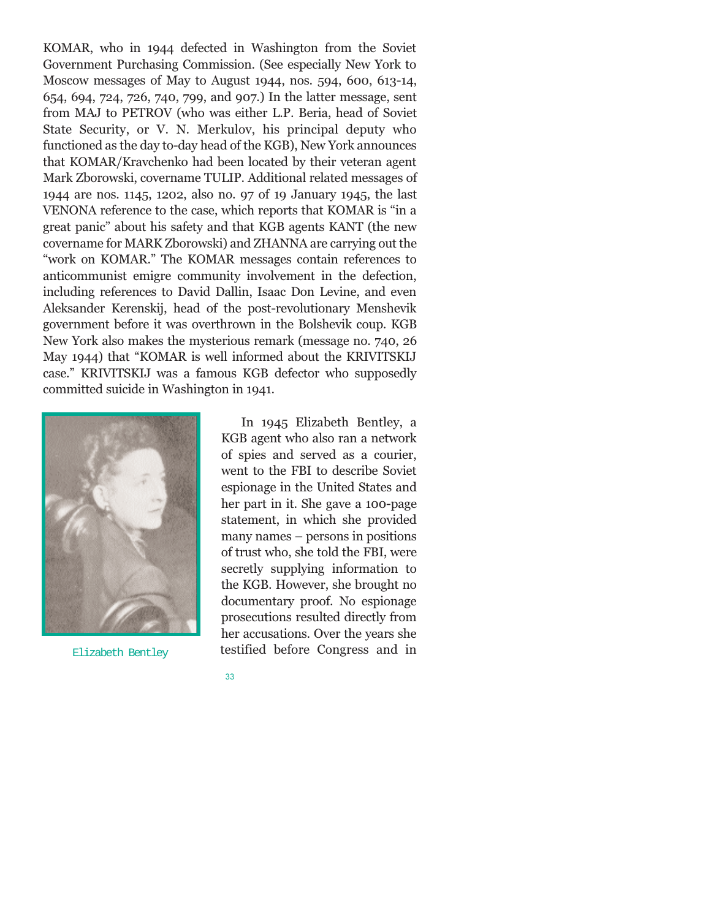KOMAR, who in 1944 defected in Washington from the Soviet Government Purchasing Commission. (See especially New York to Moscow messages of May to August 1944, nos. 594, 600, 613-14, 654, 694, 724, 726, 740, 799, and 907.) In the latter message, sent from MAJ to PETROV (who was either L.P. Beria, head of Soviet State Security, or V. N. Merkulov, his principal deputy who functioned as the day to-day head of the KGB), New York announces that KOMAR/Kravchenko had been located by their veteran agent Mark Zborowski, covername TULIP. Additional related messages of 1944 are nos. 1145, 1202, also no. 97 of 19 January 1945, the last VENONA reference to the case, which reports that KOMAR is "in a great panic" about his safety and that KGB agents KANT (the new covername for MARK Zborowski) and ZHANNA are carrying out the "work on KOMAR." The KOMAR messages contain references to anticommunist emigre community involvement in the defection, including references to David Dallin, Isaac Don Levine, and even Aleksander Kerenskij, head of the post-revolutionary Menshevik government before it was overthrown in the Bolshevik coup. KGB New York also makes the mysterious remark (message no. 740, 26 May 1944) that "KOMAR is well informed about the KRIVITSKIJ case." KRIVITSKIJ was a famous KGB defector who supposedly committed suicide in Washington in 1941.

Elizabeth Bentley

In 1945 Elizabeth Bentley, a KGB agent who also ran a network of spies and served as a courier, went to the FBI to describe Soviet espionage in the United States and her part in it. She gave a 100-page statement, in which she provided many names – persons in positions of trust who, she told the FBI, were secretly supplying information to the KGB. However, she brought no documentary proof. No espionage prosecutions resulted directly from her accusations. Over the years she testified before Congress and in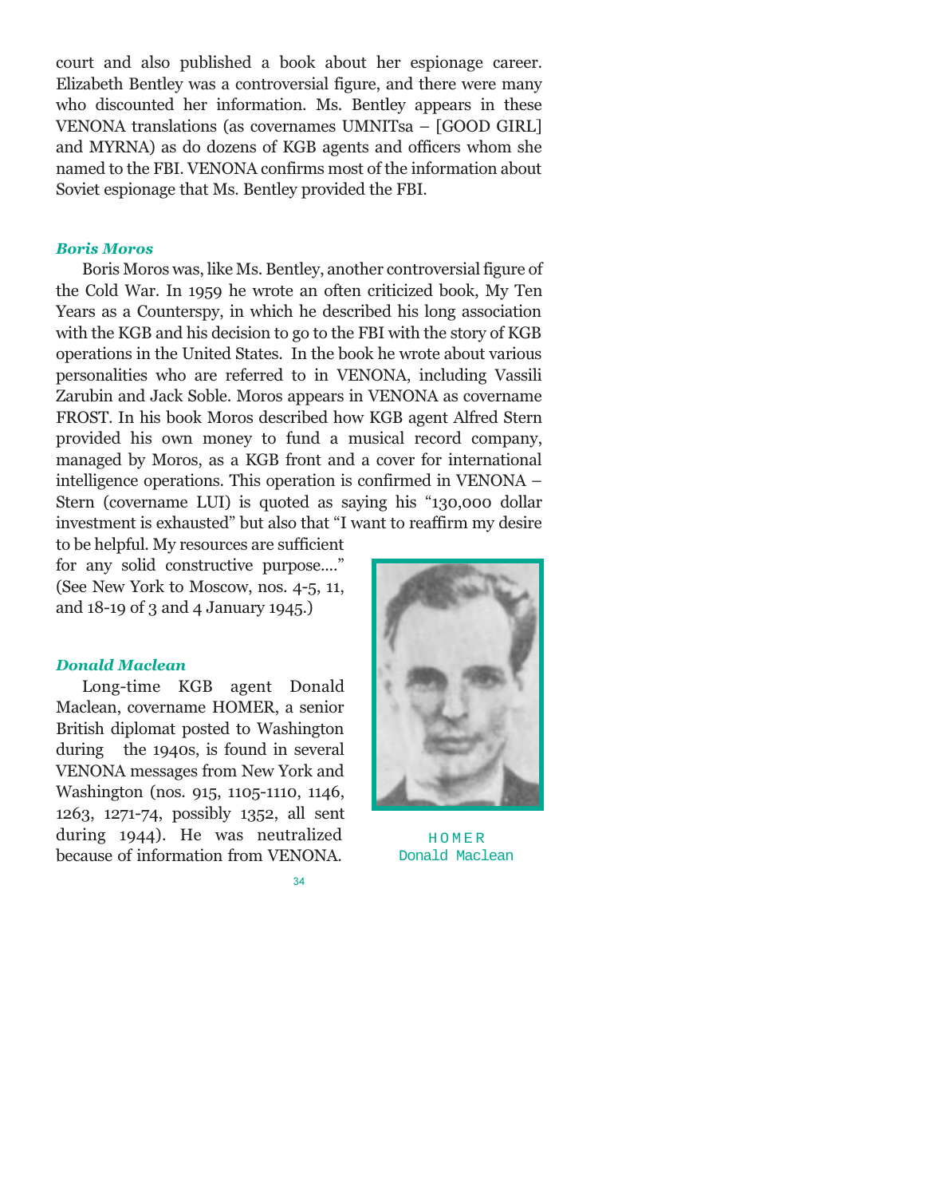court and also published a book about her espionage career. Elizabeth Bentley was a controversial figure, and there were many who discounted her information. Ms. Bentley appears in these VENONA translations (as covernames UMNITsa – [GOOD GIRL] and MYRNA) as do dozens of KGB agents and officers whom she named to the FBI. VENONA confirms most of the information about Soviet espionage that Ms. Bentley provided the FBI.

### *Boris Moros*

Boris Moros was, like Ms. Bentley, another controversial figure of the Cold War. In 1959 he wrote an often criticized book, My Ten Years as a Counterspy, in which he described his long association with the KGB and his decision to go to the FBI with the story of KGB operations in the United States. In the book he wrote about various personalities who are referred to in VENONA, including Vassili Zarubin and Jack Soble. Moros appears in VENONA as covername FROST. In his book Moros described how KGB agent Alfred Stern provided his own money to fund a musical record company, managed by Moros, as a KGB front and a cover for international intelligence operations. This operation is confirmed in VENONA – Stern (covername LUI) is quoted as saying his "130,000 dollar investment is exhausted" but also that "I want to reaffirm my desire to be helpful. My resources are sufficient for any solid constructive purpose...." (See New York to Moscow, nos. 4-5, 11, and 18-19 of 3 and 4 January 1945.)

### *Donald Maclean*

Long-time KGB agent Donald Maclean, covername HOMER, a senior British diplomat posted to Washington during the 1940s, is found in several VENONA messages from New York and Washington (nos. 915, 1105-1110, 1146, 1263, 1271-74, possibly 1352, all sent during 1944). He was neutralized because of information from VENONA.

HOMER
Donald Maclean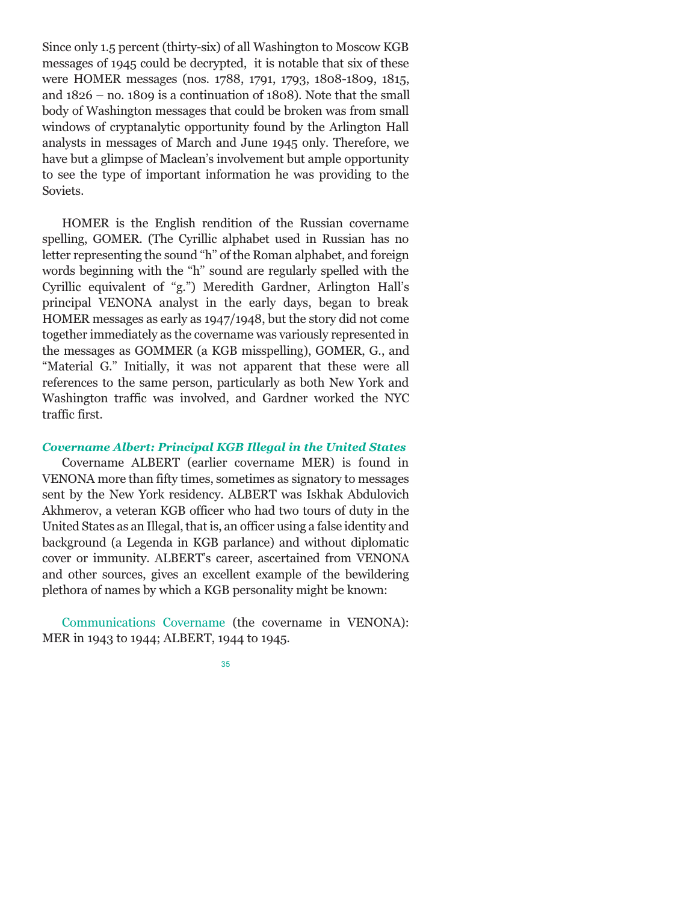Since only 1.5 percent (thirty-six) of all Washington to Moscow KGB messages of 1945 could be decrypted, it is notable that six of these were HOMER messages (nos. 1788, 1791, 1793, 1808-1809, 1815, and 1826 – no. 1809 is a continuation of 1808). Note that the small body of Washington messages that could be broken was from small windows of cryptanalytic opportunity found by the Arlington Hall analysts in messages of March and June 1945 only. Therefore, we have but a glimpse of Maclean's involvement but ample opportunity to see the type of important information he was providing to the Soviets.

HOMER is the English rendition of the Russian covername spelling, GOMER. (The Cyrillic alphabet used in Russian has no letter representing the sound "h" of the Roman alphabet, and foreign words beginning with the "h" sound are regularly spelled with the Cyrillic equivalent of "g.") Meredith Gardner, Arlington Hall's principal VENONA analyst in the early days, began to break HOMER messages as early as 1947/1948, but the story did not come together immediately as the covername was variously represented in the messages as GOMMER (a KGB misspelling), GOMER, G., and "Material G." Initially, it was not apparent that these were all references to the same person, particularly as both New York and Washington traffic was involved, and Gardner worked the NYC traffic first.

### *Covername Albert: Principal KGB Illegal in the United States*

Covername ALBERT (earlier covername MER) is found in VENONA more than fifty times, sometimes as signatory to messages sent by the New York residency. ALBERT was Iskhak Abdulovich Akhmerov, a veteran KGB officer who had two tours of duty in the United States as an Illegal, that is, an officer using a false identity and background (a Legenda in KGB parlance) and without diplomatic cover or immunity. ALBERT's career, ascertained from VENONA and other sources, gives an excellent example of the bewildering plethora of names by which a KGB personality might be known:

Communications Covername (the covername in VENONA): MER in 1943 to 1944; ALBERT, 1944 to 1945.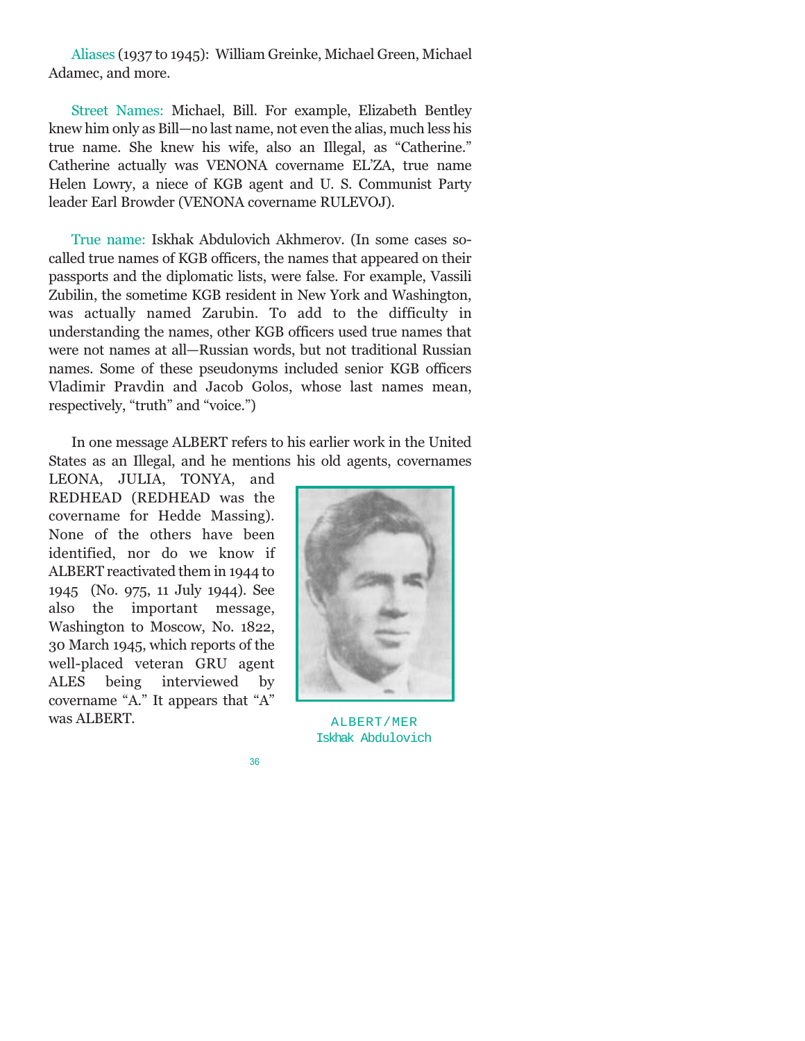Aliases (1937 to 1945): William Greinke, Michael Green, Michael Adamec, and more.

Street Names: Michael, Bill. For example, Elizabeth Bentley knew him only as Bill—no last name, not even the alias, much less his true name. She knew his wife, also an Illegal, as "Catherine." Catherine actually was VENONA covername EL'ZA, true name Helen Lowry, a niece of KGB agent and U. S. Communist Party leader Earl Browder (VENONA covername RULEVOJ).

True name: Iskhak Abdulovich Akhmerov. (In some cases so-called true names of KGB officers, the names that appeared on their passports and the diplomatic lists, were false. For example, Vassili Zubilin, the sometime KGB resident in New York and Washington, was actually named Zarubin. To add to the difficulty in understanding the names, other KGB officers used true names that were not names at all—Russian words, but not traditional Russian names. Some of these pseudonyms included senior KGB officers Vladimir Pravdin and Jacob Golos, whose last names mean, respectively, "truth" and "voice.")

In one message ALBERT refers to his earlier work in the United States as an Illegal, and he mentions his old agents, covernames LEONA, JULIA, TONYA, and REDHEAD (REDHEAD was the covername for Hedde Massing). None of the others have been identified, nor do we know if ALBERT reactivated them in 1944 to 1945 (No. 975, 11 July 1944). See also the important message, Washington to Moscow, No. 1822, 30 March 1945, which reports of the well-placed veteran GRU agent ALES being interviewed by covername "A." It appears that "A" was ALBERT.

ALBERT/MER
Iskhak Abdulovich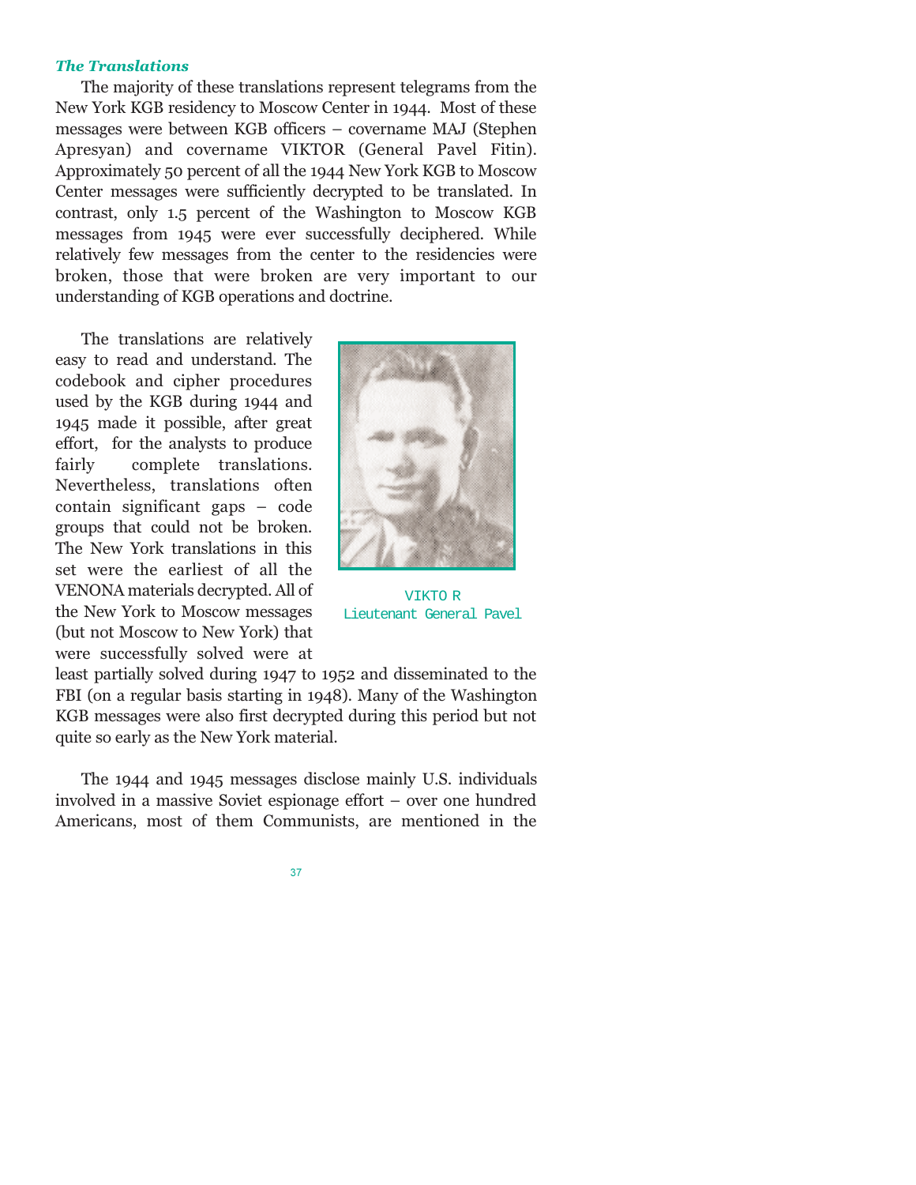### *The Translations*

The majority of these translations represent telegrams from the New York KGB residency to Moscow Center in 1944. Most of these messages were between KGB officers – covername MAJ (Stephen Apresyan) and covername VIKTOR (General Pavel Fitin). Approximately 50 percent of all the 1944 New York KGB to Moscow Center messages were sufficiently decrypted to be translated. In contrast, only 1.5 percent of the Washington to Moscow KGB messages from 1945 were ever successfully deciphered. While relatively few messages from the center to the residencies were broken, those that were broken are very important to our understanding of KGB operations and doctrine.

The translations are relatively easy to read and understand. The codebook and cipher procedures used by the KGB during 1944 and 1945 made it possible, after great effort, for the analysts to produce fairly complete translations. Nevertheless, translations often contain significant gaps – code groups that could not be broken. The New York translations in this set were the earliest of all the VENONA materials decrypted. All of the New York to Moscow messages (but not Moscow to New York) that were successfully solved were at least partially solved during 1947 to 1952 and disseminated to the FBI (on a regular basis starting in 1948). Many of the Washington KGB messages were also first decrypted during this period but not quite so early as the New York material.

VIKTOR
Lieutenant General Pavel

The 1944 and 1945 messages disclose mainly U.S. individuals involved in a massive Soviet espionage effort – over one hundred Americans, most of them Communists, are mentioned in the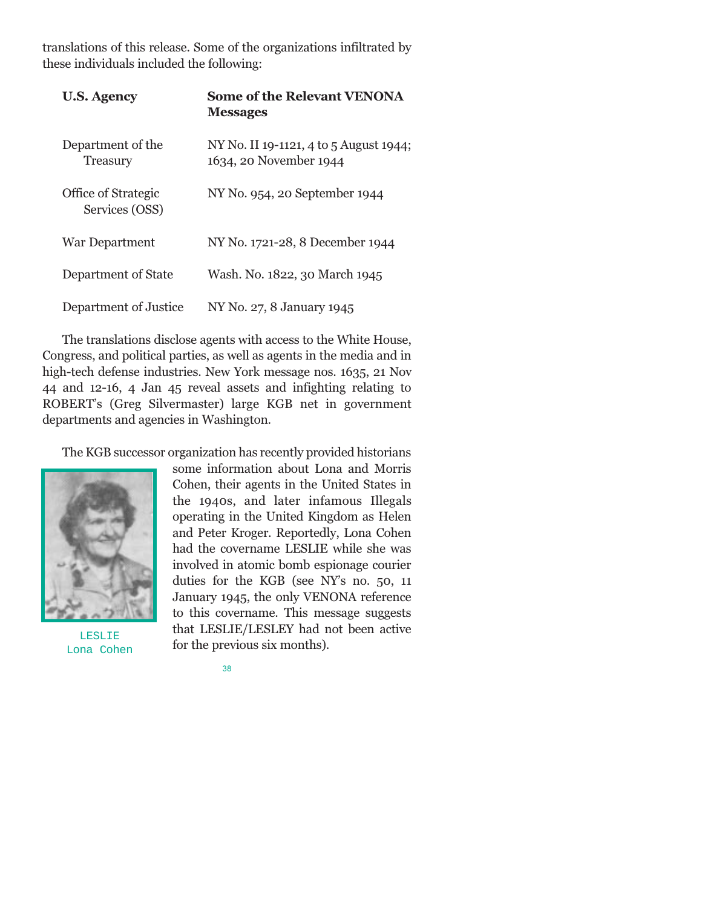translations of this release. Some of the organizations infiltrated by these individuals included the following:

| U.S. Agency | Some of the Relevant VENONA Messages |
|---|---|
| Department of the Treasury | NY No. II 19-1121, 4 to 5 August 1944; 1634, 20 November 1944 |
| Office of Strategic Services (OSS) | NY No. 954, 20 September 1944 |
| War Department | NY No. 1721-28, 8 December 1944 |
| Department of State | Wash. No. 1822, 30 March 1945 |
| Department of Justice | NY No. 27, 8 January 1945 |

The translations disclose agents with access to the White House, Congress, and political parties, as well as agents in the media and in high-tech defense industries. New York message nos. 1635, 21 Nov 44 and 12-16, 4 Jan 45 reveal assets and infighting relating to ROBERT's (Greg Silvermaster) large KGB net in government departments and agencies in Washington.

The KGB successor organization has recently provided historians some information about Lona and Morris Cohen, their agents in the United States in the 1940s, and later infamous Illegals operating in the United Kingdom as Helen and Peter Kroger. Reportedly, Lona Cohen had the covername LESLIE while she was involved in atomic bomb espionage courier duties for the KGB (see NY's no. 50, 11 January 1945, the only VENONA reference to this covername. This message suggests that LESLIE/LESLEY had not been active for the previous six months).

LESLIE
Lona Cohen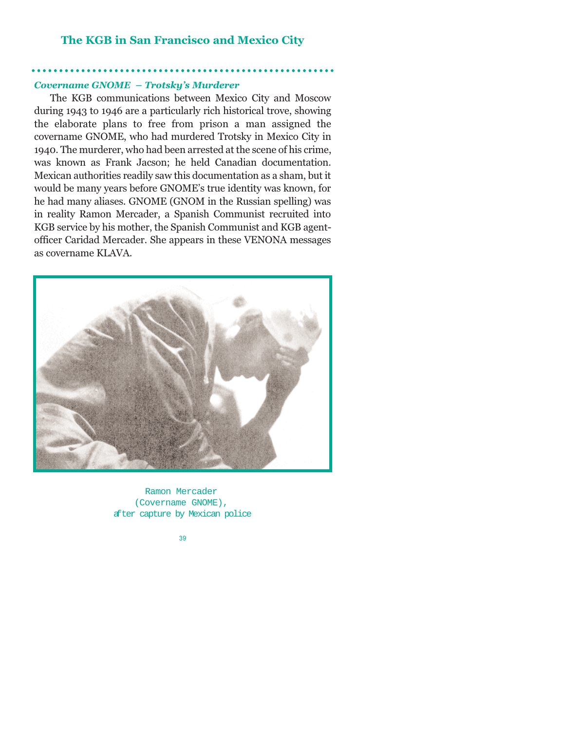### *Covername GNOME – Trotsky's Murderer*

The KGB communications between Mexico City and Moscow during 1943 to 1946 are a particularly rich historical trove, showing the elaborate plans to free from prison a man assigned the covername GNOME, who had murdered Trotsky in Mexico City in 1940. The murderer, who had been arrested at the scene of his crime, was known as Frank Jacson; he held Canadian documentation. Mexican authorities readily saw this documentation as a sham, but it would be many years before GNOME's true identity was known, for he had many aliases. GNOME (GNOM in the Russian spelling) was in reality Ramon Mercader, a Spanish Communist recruited into KGB service by his mother, the Spanish Communist and KGB agent-officer Caridad Mercader. She appears in these VENONA messages as covername KLAVA.

Ramon Mercader
(Covername GNOME),
after capture by Mexican police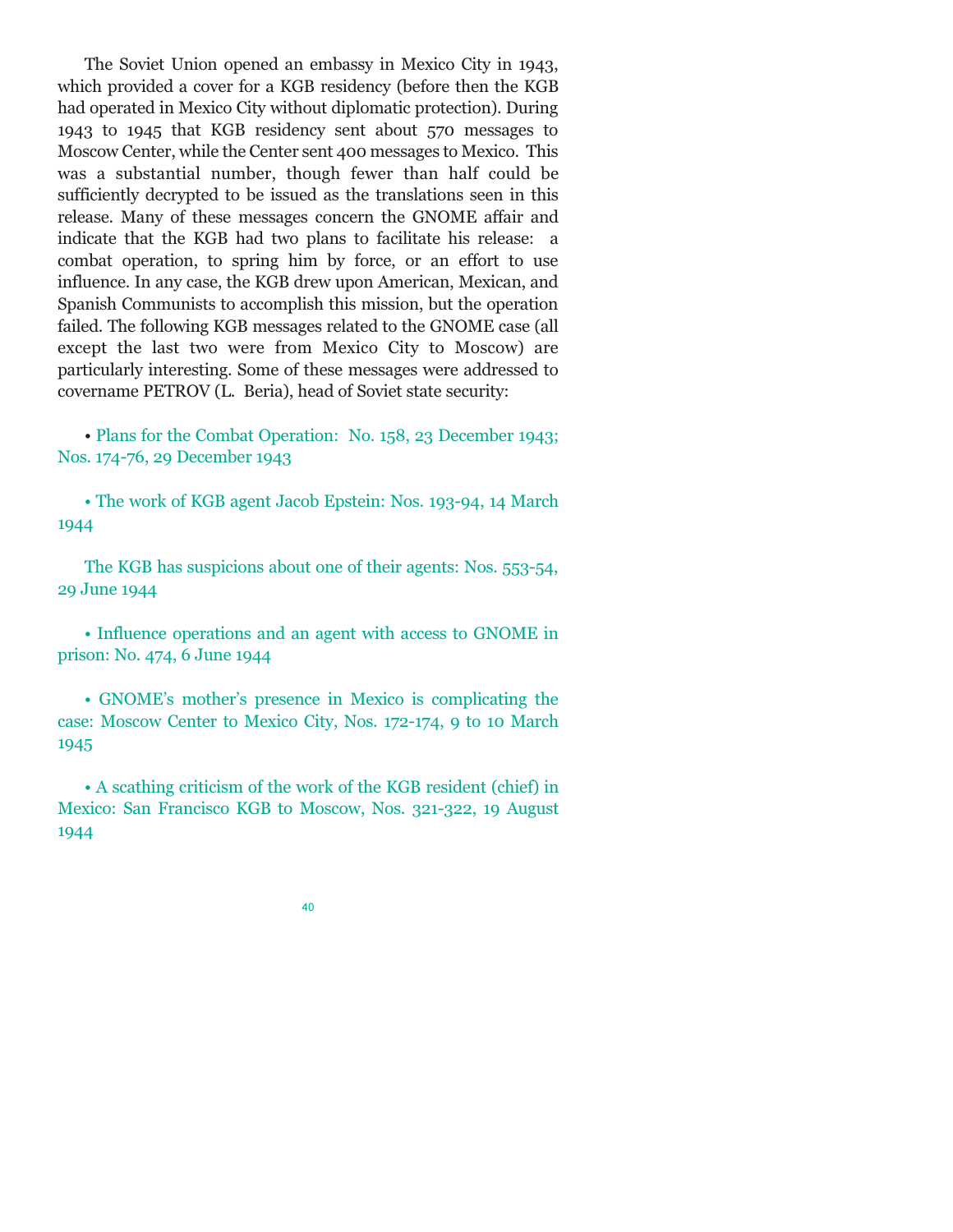The Soviet Union opened an embassy in Mexico City in 1943, which provided a cover for a KGB residency (before then the KGB had operated in Mexico City without diplomatic protection). During 1943 to 1945 that KGB residency sent about 570 messages to Moscow Center, while the Center sent 400 messages to Mexico. This was a substantial number, though fewer than half could be sufficiently decrypted to be issued as the translations seen in this release. Many of these messages concern the GNOME affair and indicate that the KGB had two plans to facilitate his release: a combat operation, to spring him by force, or an effort to use influence. In any case, the KGB drew upon American, Mexican, and Spanish Communists to accomplish this mission, but the operation failed. The following KGB messages related to the GNOME case (all except the last two were from Mexico City to Moscow) are particularly interesting. Some of these messages were addressed to covername PETROV (L. Beria), head of Soviet state security:

- Plans for the Combat Operation: No. 158, 23 December 1943; Nos. 174-76, 29 December 1943

- The work of KGB agent Jacob Epstein: Nos. 193-94, 14 March 1944

The KGB has suspicions about one of their agents: Nos. 553-54, 29 June 1944

- Influence operations and an agent with access to GNOME in prison: No. 474, 6 June 1944

- GNOME's mother's presence in Mexico is complicating the case: Moscow Center to Mexico City, Nos. 172-174, 9 to 10 March 1945

- A scathing criticism of the work of the KGB resident (chief) in Mexico: San Francisco KGB to Moscow, Nos. 321-322, 19 August 1944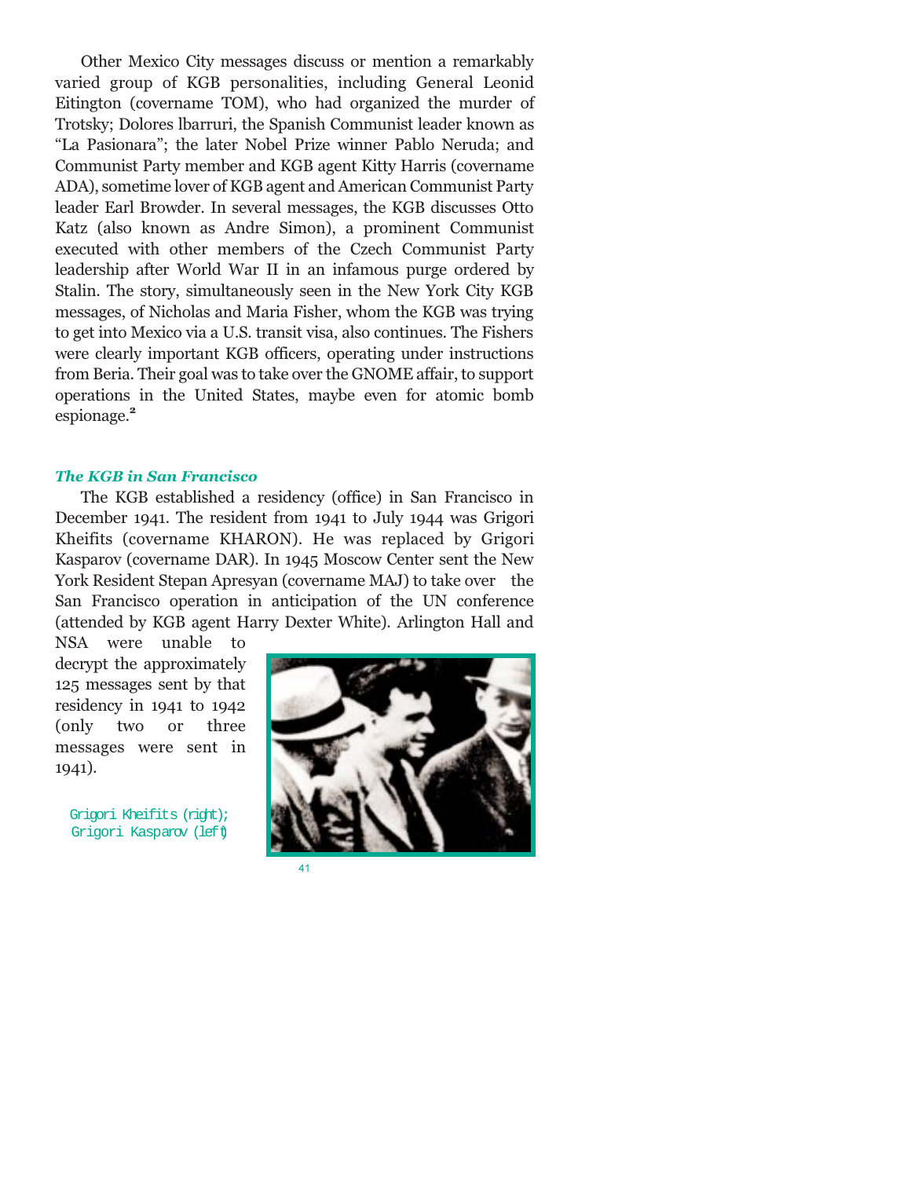Other Mexico City messages discuss or mention a remarkably varied group of KGB personalities, including General Leonid Eitington (covername TOM), who had organized the murder of Trotsky; Dolores lbarruri, the Spanish Communist leader known as "La Pasionara"; the later Nobel Prize winner Pablo Neruda; and Communist Party member and KGB agent Kitty Harris (covername ADA), sometime lover of KGB agent and American Communist Party leader Earl Browder. In several messages, the KGB discusses Otto Katz (also known as Andre Simon), a prominent Communist executed with other members of the Czech Communist Party leadership after World War II in an infamous purge ordered by Stalin. The story, simultaneously seen in the New York City KGB messages, of Nicholas and Maria Fisher, whom the KGB was trying to get into Mexico via a U.S. transit visa, also continues. The Fishers were clearly important KGB officers, operating under instructions from Beria. Their goal was to take over the GNOME affair, to support operations in the United States, maybe even for atomic bomb espionage.[2]

### *The KGB in San Francisco*

The KGB established a residency (office) in San Francisco in December 1941. The resident from 1941 to July 1944 was Grigori Kheifits (covername KHARON). He was replaced by Grigori Kasparov (covername DAR). In 1945 Moscow Center sent the New York Resident Stepan Apresyan (covername MAJ) to take over the San Francisco operation in anticipation of the UN conference (attended by KGB agent Harry Dexter White). Arlington Hall and NSA were unable to decrypt the approximately 125 messages sent by that residency in 1941 to 1942 (only two or three messages were sent in 1941).

Grigori Kheifits (right); Grigori Kasparov (left)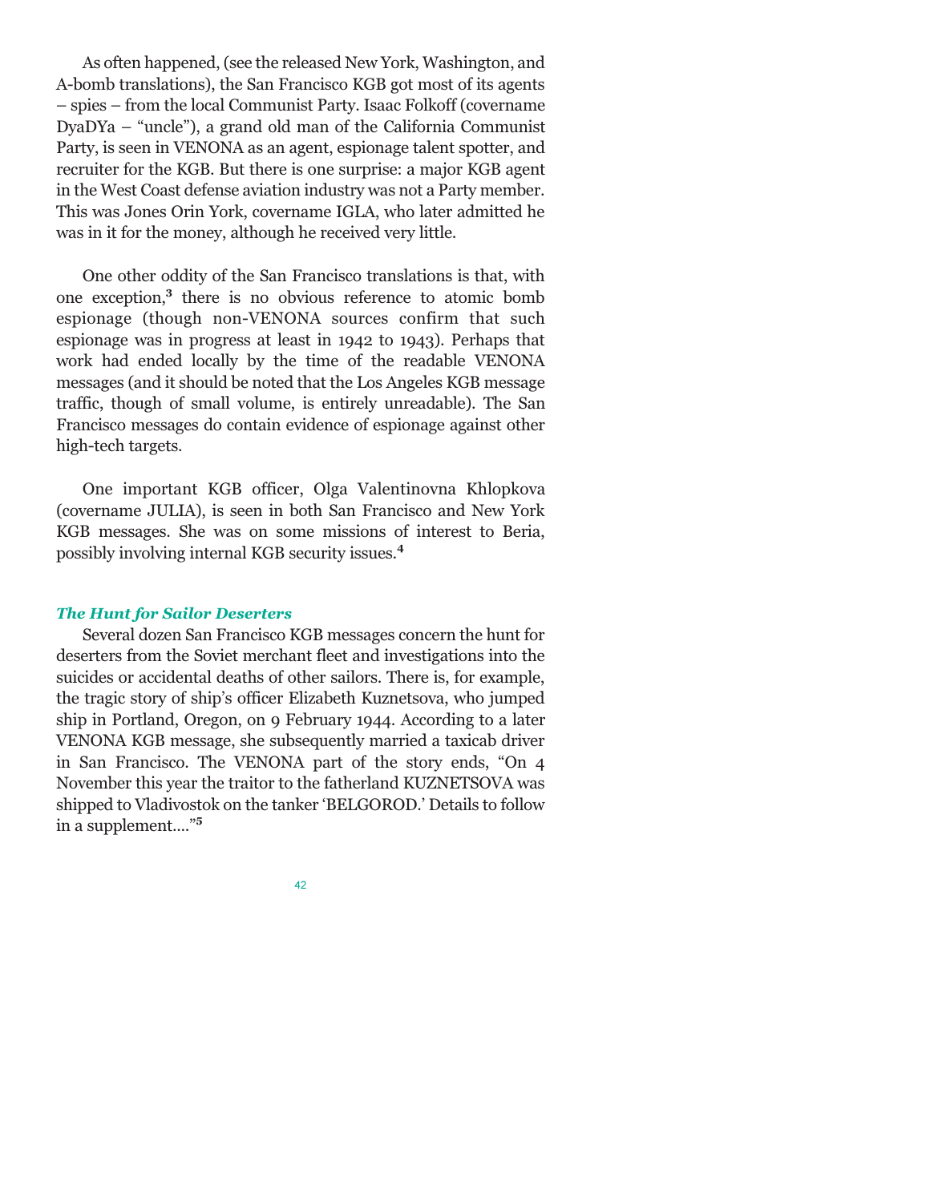As often happened, (see the released New York, Washington, and A-bomb translations), the San Francisco KGB got most of its agents – spies – from the local Communist Party. Isaac Folkoff (covername DyaDYa – "uncle"), a grand old man of the California Communist Party, is seen in VENONA as an agent, espionage talent spotter, and recruiter for the KGB. But there is one surprise: a major KGB agent in the West Coast defense aviation industry was not a Party member. This was Jones Orin York, covername IGLA, who later admitted he was in it for the money, although he received very little.

One other oddity of the San Francisco translations is that, with one exception,[3] there is no obvious reference to atomic bomb espionage (though non-VENONA sources confirm that such espionage was in progress at least in 1942 to 1943). Perhaps that work had ended locally by the time of the readable VENONA messages (and it should be noted that the Los Angeles KGB message traffic, though of small volume, is entirely unreadable). The San Francisco messages do contain evidence of espionage against other high-tech targets.

One important KGB officer, Olga Valentinovna Khlopkova (covername JULIA), is seen in both San Francisco and New York KGB messages. She was on some missions of interest to Beria, possibly involving internal KGB security issues.[4]

### *The Hunt for Sailor Deserters*

Several dozen San Francisco KGB messages concern the hunt for deserters from the Soviet merchant fleet and investigations into the suicides or accidental deaths of other sailors. There is, for example, the tragic story of ship's officer Elizabeth Kuznetsova, who jumped ship in Portland, Oregon, on 9 February 1944. According to a later VENONA KGB message, she subsequently married a taxicab driver in San Francisco. The VENONA part of the story ends, "On 4 November this year the traitor to the fatherland KUZNETSOVA was shipped to Vladivostok on the tanker 'BELGOROD.' Details to follow in a supplement...."[5]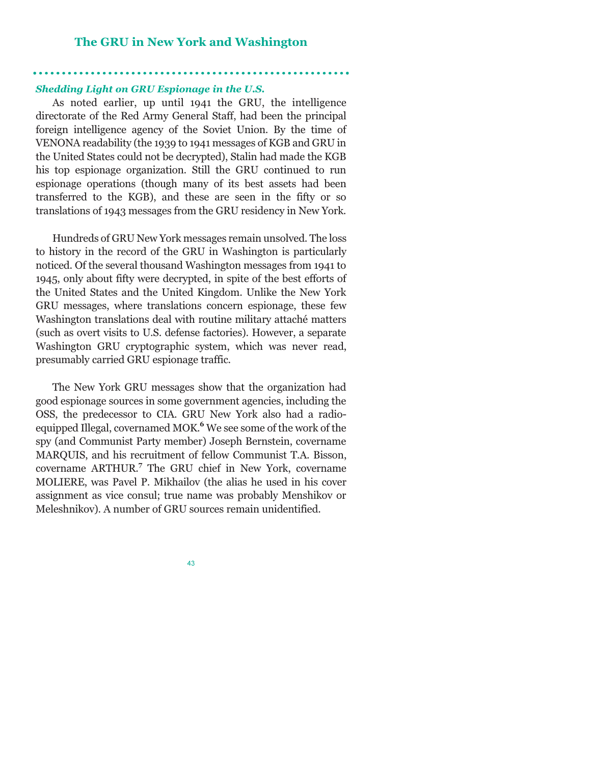## The GRU in New York and Washington

### *Shedding Light on GRU Espionage in the U.S.*

As noted earlier, up until 1941 the GRU, the intelligence directorate of the Red Army General Staff, had been the principal foreign intelligence agency of the Soviet Union. By the time of VENONA readability (the 1939 to 1941 messages of KGB and GRU in the United States could not be decrypted), Stalin had made the KGB his top espionage organization. Still the GRU continued to run espionage operations (though many of its best assets had been transferred to the KGB), and these are seen in the fifty or so translations of 1943 messages from the GRU residency in New York.

Hundreds of GRU New York messages remain unsolved. The loss to history in the record of the GRU in Washington is particularly noticed. Of the several thousand Washington messages from 1941 to 1945, only about fifty were decrypted, in spite of the best efforts of the United States and the United Kingdom. Unlike the New York GRU messages, where translations concern espionage, these few Washington translations deal with routine military attaché matters (such as overt visits to U.S. defense factories). However, a separate Washington GRU cryptographic system, which was never read, presumably carried GRU espionage traffic.

The New York GRU messages show that the organization had good espionage sources in some government agencies, including the OSS, the predecessor to CIA. GRU New York also had a radio-equipped Illegal, covernamed MOK.[6] We see some of the work of the spy (and Communist Party member) Joseph Bernstein, covername MARQUIS, and his recruitment of fellow Communist T.A. Bisson, covername ARTHUR.[7] The GRU chief in New York, covername MOLIERE, was Pavel P. Mikhailov (the alias he used in his cover assignment as vice consul; true name was probably Menshikov or Meleshnikov). A number of GRU sources remain unidentified.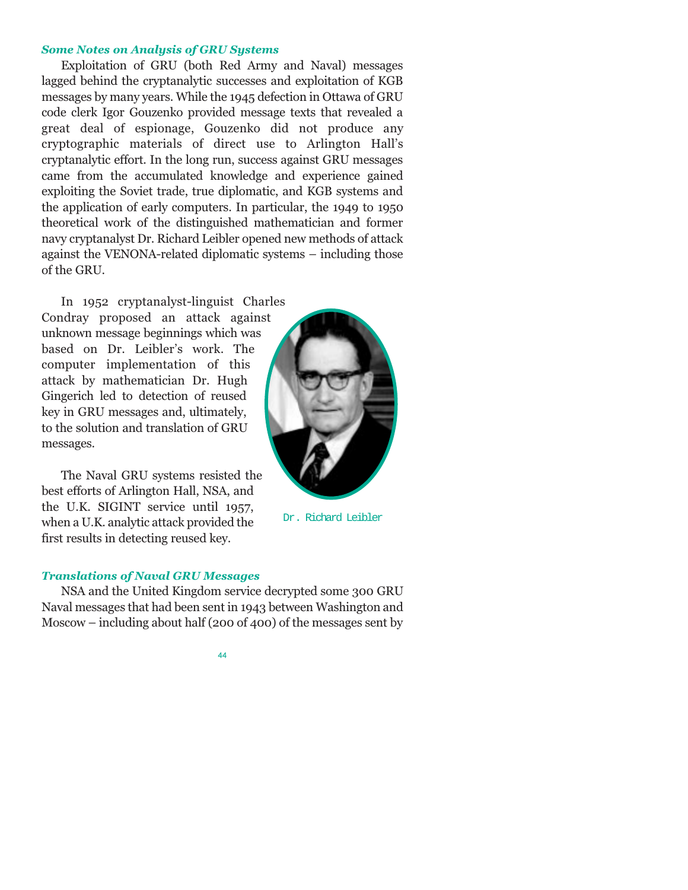### *Some Notes on Analysis of GRU Systems*

Exploitation of GRU (both Red Army and Naval) messages lagged behind the cryptanalytic successes and exploitation of KGB messages by many years. While the 1945 defection in Ottawa of GRU code clerk Igor Gouzenko provided message texts that revealed a great deal of espionage, Gouzenko did not produce any cryptographic materials of direct use to Arlington Hall's cryptanalytic effort. In the long run, success against GRU messages came from the accumulated knowledge and experience gained exploiting the Soviet trade, true diplomatic, and KGB systems and the application of early computers. In particular, the 1949 to 1950 theoretical work of the distinguished mathematician and former navy cryptanalyst Dr. Richard Leibler opened new methods of attack against the VENONA-related diplomatic systems – including those of the GRU.

In 1952 cryptanalyst-linguist Charles Condray proposed an attack against unknown message beginnings which was based on Dr. Leibler's work. The computer implementation of this attack by mathematician Dr. Hugh Gingerich led to detection of reused key in GRU messages and, ultimately, to the solution and translation of GRU messages.

Dr. Richard Leibler

The Naval GRU systems resisted the best efforts of Arlington Hall, NSA, and the U.K. SIGINT service until 1957, when a U.K. analytic attack provided the first results in detecting reused key.

### *Translations of Naval GRU Messages*

NSA and the United Kingdom service decrypted some 300 GRU Naval messages that had been sent in 1943 between Washington and Moscow – including about half (200 of 400) of the messages sent by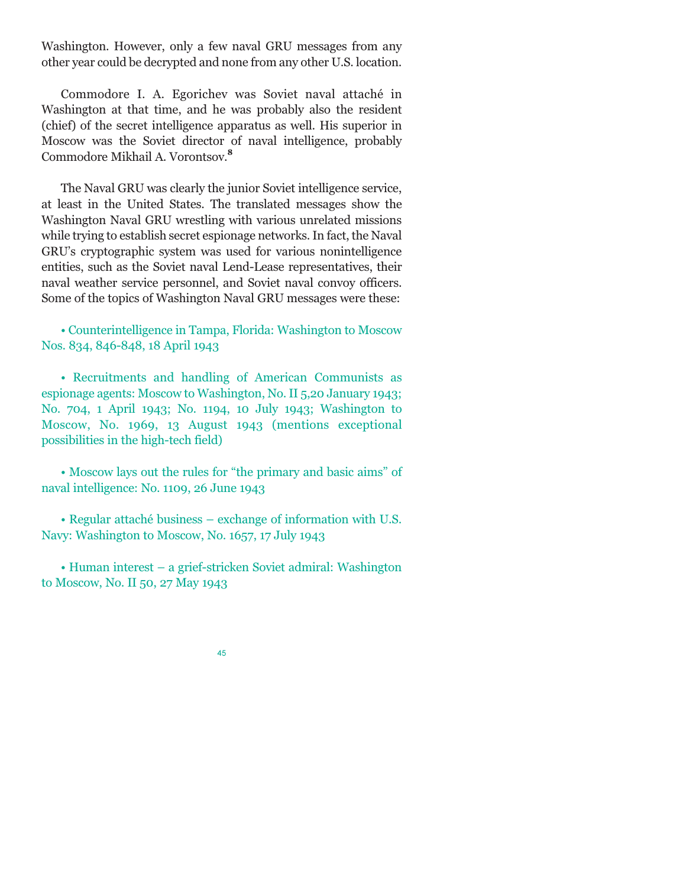Washington. However, only a few naval GRU messages from any other year could be decrypted and none from any other U.S. location.

Commodore I. A. Egorichev was Soviet naval attaché in Washington at that time, and he was probably also the resident (chief) of the secret intelligence apparatus as well. His superior in Moscow was the Soviet director of naval intelligence, probably Commodore Mikhail A. Vorontsov.[8]

The Naval GRU was clearly the junior Soviet intelligence service, at least in the United States. The translated messages show the Washington Naval GRU wrestling with various unrelated missions while trying to establish secret espionage networks. In fact, the Naval GRU's cryptographic system was used for various nonintelligence entities, such as the Soviet naval Lend-Lease representatives, their naval weather service personnel, and Soviet naval convoy officers. Some of the topics of Washington Naval GRU messages were these:

- Counterintelligence in Tampa, Florida: Washington to Moscow Nos. 834, 846-848, 18 April 1943

- Recruitments and handling of American Communists as espionage agents: Moscow to Washington, No. II 5,20 January 1943; No. 704, 1 April 1943; No. 1194, 10 July 1943; Washington to Moscow, No. 1969, 13 August 1943 (mentions exceptional possibilities in the high-tech field)

- Moscow lays out the rules for "the primary and basic aims" of naval intelligence: No. 1109, 26 June 1943

- Regular attaché business – exchange of information with U.S. Navy: Washington to Moscow, No. 1657, 17 July 1943

- Human interest – a grief-stricken Soviet admiral: Washington to Moscow, No. II 50, 27 May 1943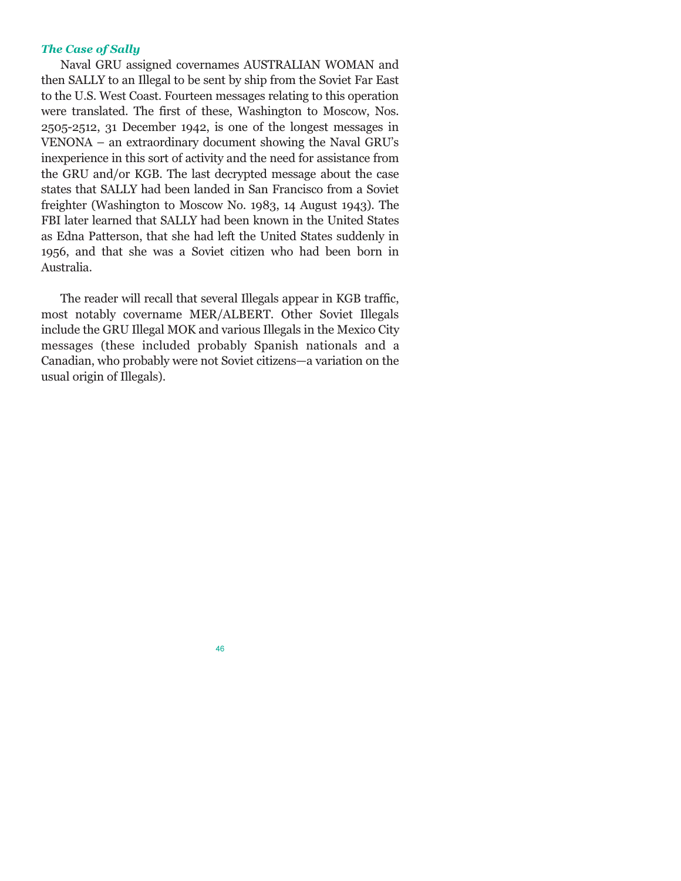### *The Case of Sally*

Naval GRU assigned covernames AUSTRALIAN WOMAN and then SALLY to an Illegal to be sent by ship from the Soviet Far East to the U.S. West Coast. Fourteen messages relating to this operation were translated. The first of these, Washington to Moscow, Nos. 2505-2512, 31 December 1942, is one of the longest messages in VENONA – an extraordinary document showing the Naval GRU's inexperience in this sort of activity and the need for assistance from the GRU and/or KGB. The last decrypted message about the case states that SALLY had been landed in San Francisco from a Soviet freighter (Washington to Moscow No. 1983, 14 August 1943). The FBI later learned that SALLY had been known in the United States as Edna Patterson, that she had left the United States suddenly in 1956, and that she was a Soviet citizen who had been born in Australia.

The reader will recall that several Illegals appear in KGB traffic, most notably covername MER/ALBERT. Other Soviet Illegals include the GRU Illegal MOK and various Illegals in the Mexico City messages (these included probably Spanish nationals and a Canadian, who probably were not Soviet citizens—a variation on the usual origin of Illegals).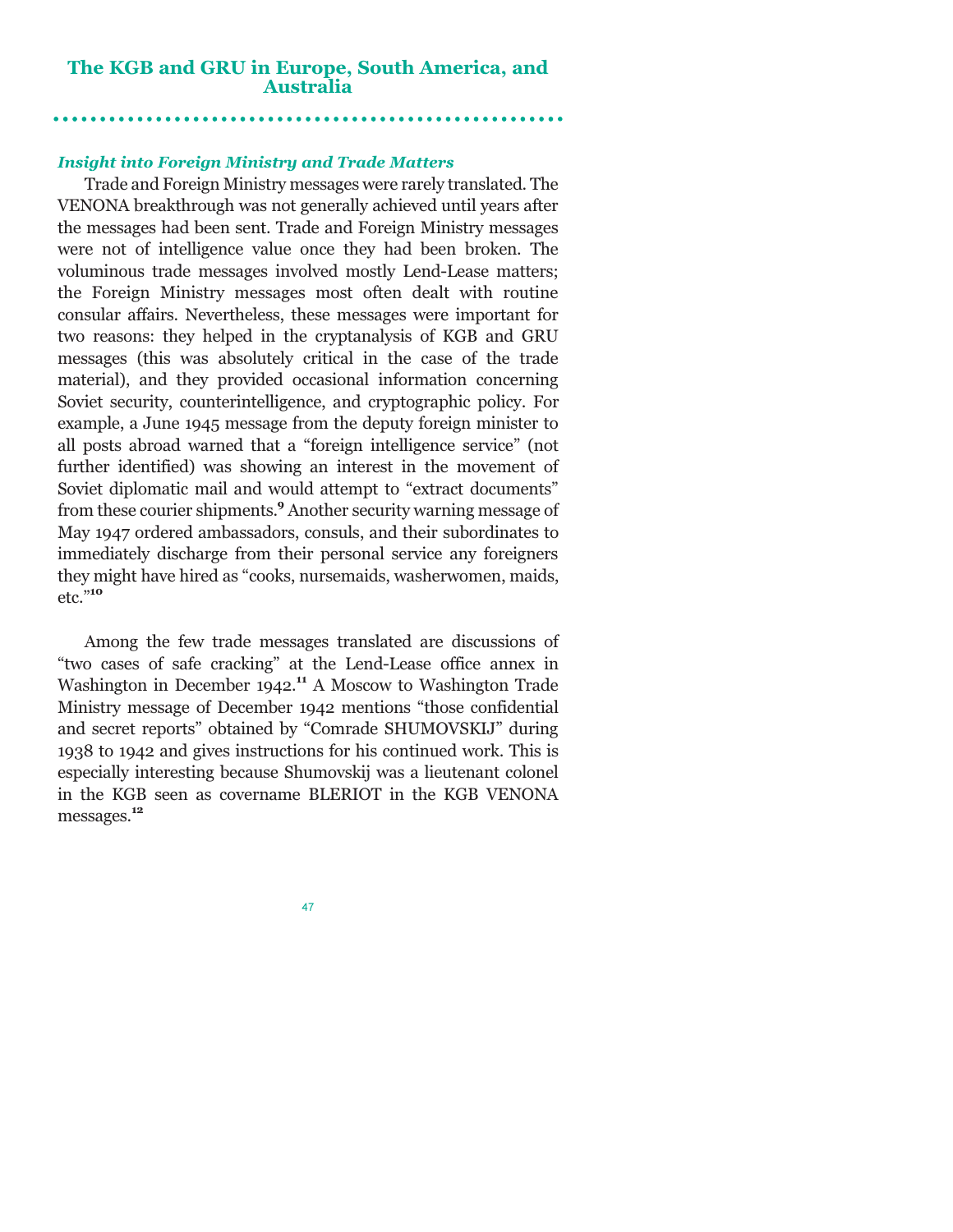## The KGB and GRU in Europe, South America, and Australia

### *Insight into Foreign Ministry and Trade Matters*

Trade and Foreign Ministry messages were rarely translated. The VENONA breakthrough was not generally achieved until years after the messages had been sent. Trade and Foreign Ministry messages were not of intelligence value once they had been broken. The voluminous trade messages involved mostly Lend-Lease matters; the Foreign Ministry messages most often dealt with routine consular affairs. Nevertheless, these messages were important for two reasons: they helped in the cryptanalysis of KGB and GRU messages (this was absolutely critical in the case of the trade material), and they provided occasional information concerning Soviet security, counterintelligence, and cryptographic policy. For example, a June 1945 message from the deputy foreign minister to all posts abroad warned that a "foreign intelligence service" (not further identified) was showing an interest in the movement of Soviet diplomatic mail and would attempt to "extract documents" from these courier shipments.[9] Another security warning message of May 1947 ordered ambassadors, consuls, and their subordinates to immediately discharge from their personal service any foreigners they might have hired as "cooks, nursemaids, washerwomen, maids, etc."[10]

Among the few trade messages translated are discussions of "two cases of safe cracking" at the Lend-Lease office annex in Washington in December 1942.[11] A Moscow to Washington Trade Ministry message of December 1942 mentions "those confidential and secret reports" obtained by "Comrade SHUMOVSKIJ" during 1938 to 1942 and gives instructions for his continued work. This is especially interesting because Shumovskij was a lieutenant colonel in the KGB seen as covername BLERIOT in the KGB VENONA messages.[12]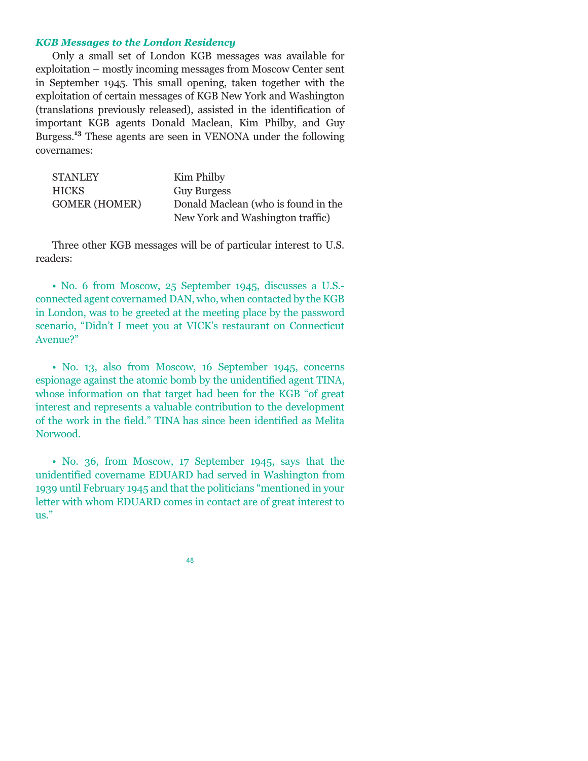### *KGB Messages to the London Residency*

Only a small set of London KGB messages was available for exploitation – mostly incoming messages from Moscow Center sent in September 1945. This small opening, taken together with the exploitation of certain messages of KGB New York and Washington (translations previously released), assisted in the identification of important KGB agents Donald Maclean, Kim Philby, and Guy Burgess.[13] These agents are seen in VENONA under the following covernames:

| | |
|---|---|
| STANLEY | Kim Philby |
| HICKS | Guy Burgess |
| GOMER (HOMER) | Donald Maclean (who is found in the New York and Washington traffic) |

Three other KGB messages will be of particular interest to U.S. readers:

- No. 6 from Moscow, 25 September 1945, discusses a U.S.-connected agent covernamed DAN, who, when contacted by the KGB in London, was to be greeted at the meeting place by the password scenario, "Didn't I meet you at VICK's restaurant on Connecticut Avenue?"

- No. 13, also from Moscow, 16 September 1945, concerns espionage against the atomic bomb by the unidentified agent TINA, whose information on that target had been for the KGB "of great interest and represents a valuable contribution to the development of the work in the field." TINA has since been identified as Melita Norwood.

- No. 36, from Moscow, 17 September 1945, says that the unidentified covername EDUARD had served in Washington from 1939 until February 1945 and that the politicians "mentioned in your letter with whom EDUARD comes in contact are of great interest to us."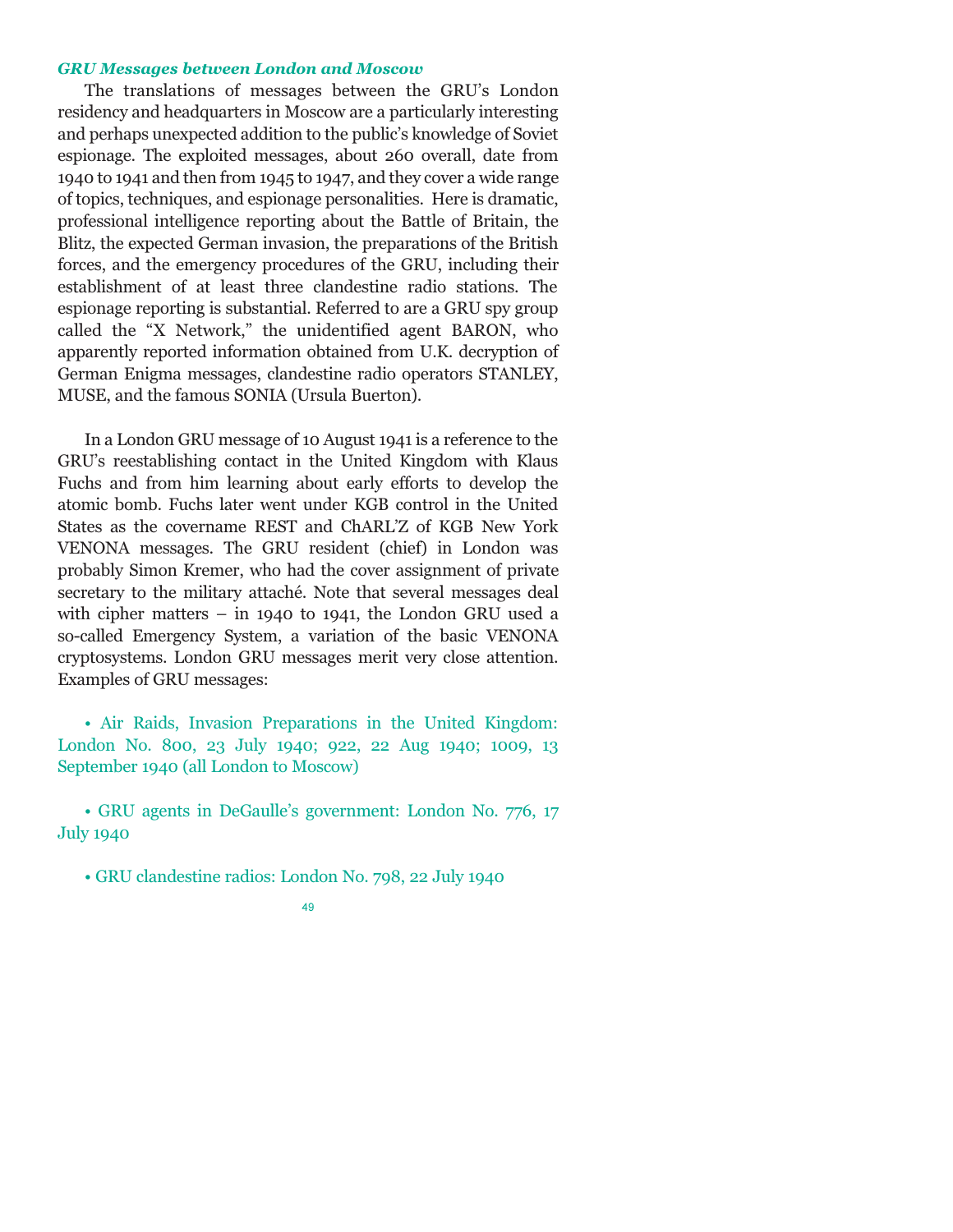### *GRU Messages between London and Moscow*

The translations of messages between the GRU's London residency and headquarters in Moscow are a particularly interesting and perhaps unexpected addition to the public's knowledge of Soviet espionage. The exploited messages, about 260 overall, date from 1940 to 1941 and then from 1945 to 1947, and they cover a wide range of topics, techniques, and espionage personalities. Here is dramatic, professional intelligence reporting about the Battle of Britain, the Blitz, the expected German invasion, the preparations of the British forces, and the emergency procedures of the GRU, including their establishment of at least three clandestine radio stations. The espionage reporting is substantial. Referred to are a GRU spy group called the "X Network," the unidentified agent BARON, who apparently reported information obtained from U.K. decryption of German Enigma messages, clandestine radio operators STANLEY, MUSE, and the famous SONIA (Ursula Buerton).

In a London GRU message of 10 August 1941 is a reference to the GRU's reestablishing contact in the United Kingdom with Klaus Fuchs and from him learning about early efforts to develop the atomic bomb. Fuchs later went under KGB control in the United States as the covername REST and ChARL'Z of KGB New York VENONA messages. The GRU resident (chief) in London was probably Simon Kremer, who had the cover assignment of private secretary to the military attaché. Note that several messages deal with cipher matters – in 1940 to 1941, the London GRU used a so-called Emergency System, a variation of the basic VENONA cryptosystems. London GRU messages merit very close attention. Examples of GRU messages:

- Air Raids, Invasion Preparations in the United Kingdom: London No. 800, 23 July 1940; 922, 22 Aug 1940; 1009, 13 September 1940 (all London to Moscow)

- GRU agents in DeGaulle's government: London No. 776, 17 July 1940

- GRU clandestine radios: London No. 798, 22 July 1940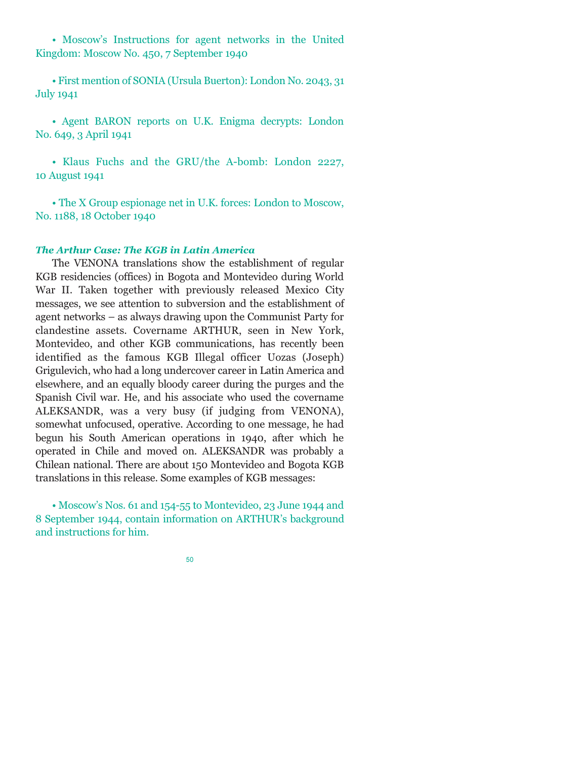• Moscow's Instructions for agent networks in the United Kingdom: Moscow No. 450, 7 September 1940

• First mention of SONIA (Ursula Buerton): London No. 2043, 31 July 1941

• Agent BARON reports on U.K. Enigma decrypts: London No. 649, 3 April 1941

• Klaus Fuchs and the GRU/the A-bomb: London 2227, 10 August 1941

• The X Group espionage net in U.K. forces: London to Moscow, No. 1188, 18 October 1940

***The Arthur Case: The KGB in Latin America***

The VENONA translations show the establishment of regular KGB residencies (offices) in Bogota and Montevideo during World War II. Taken together with previously released Mexico City messages, we see attention to subversion and the establishment of agent networks – as always drawing upon the Communist Party for clandestine assets. Covername ARTHUR, seen in New York, Montevideo, and other KGB communications, has recently been identified as the famous KGB Illegal officer Uozas (Joseph) Grigulevich, who had a long undercover career in Latin America and elsewhere, and an equally bloody career during the purges and the Spanish Civil war. He, and his associate who used the covername ALEKSANDR, was a very busy (if judging from VENONA), somewhat unfocused, operative. According to one message, he had begun his South American operations in 1940, after which he operated in Chile and moved on. ALEKSANDR was probably a Chilean national. There are about 150 Montevideo and Bogota KGB translations in this release. Some examples of KGB messages:

• Moscow's Nos. 61 and 154-55 to Montevideo, 23 June 1944 and 8 September 1944, contain information on ARTHUR's background and instructions for him.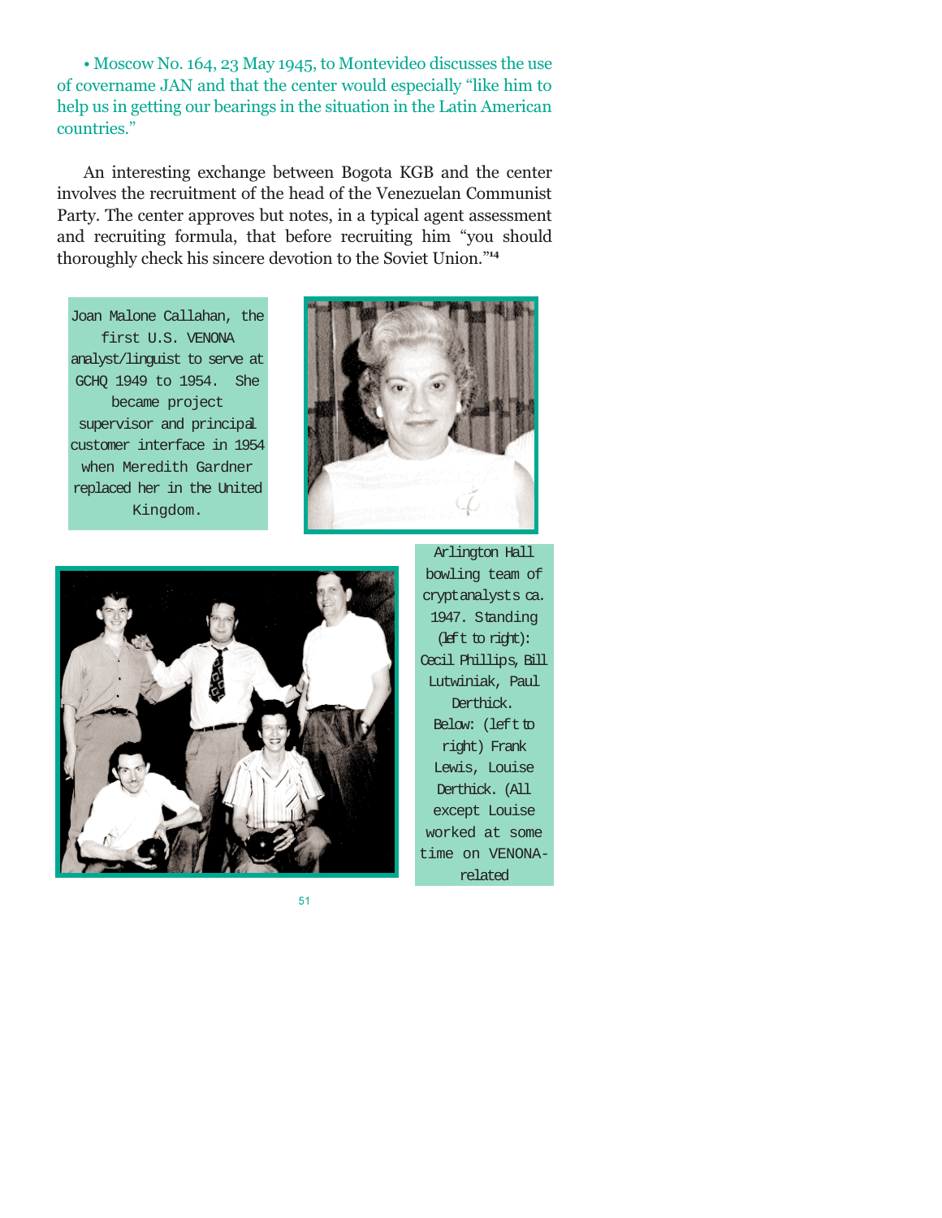• Moscow No. 164, 23 May 1945, to Montevideo discusses the use of covername JAN and that the center would especially "like him to help us in getting our bearings in the situation in the Latin American countries."

An interesting exchange between Bogota KGB and the center involves the recruitment of the head of the Venezuelan Communist Party. The center approves but notes, in a typical agent assessment and recruiting formula, that before recruiting him "you should thoroughly check his sincere devotion to the Soviet Union."[14]

Joan Malone Callahan, the first U.S. VENONA analyst/linguist to serve at GCHQ 1949 to 1954. She became project supervisor and principal customer interface in 1954 when Meredith Gardner replaced her in the United Kingdom.

Arlington Hall bowling team of cryptanalysts ca. 1947. Standing (left to right): Cecil Phillips, Bill Lutwiniak, Paul Derthick. Below: (left to right) Frank Lewis, Louise Derthick. (All except Louise worked at some time on VENONA-related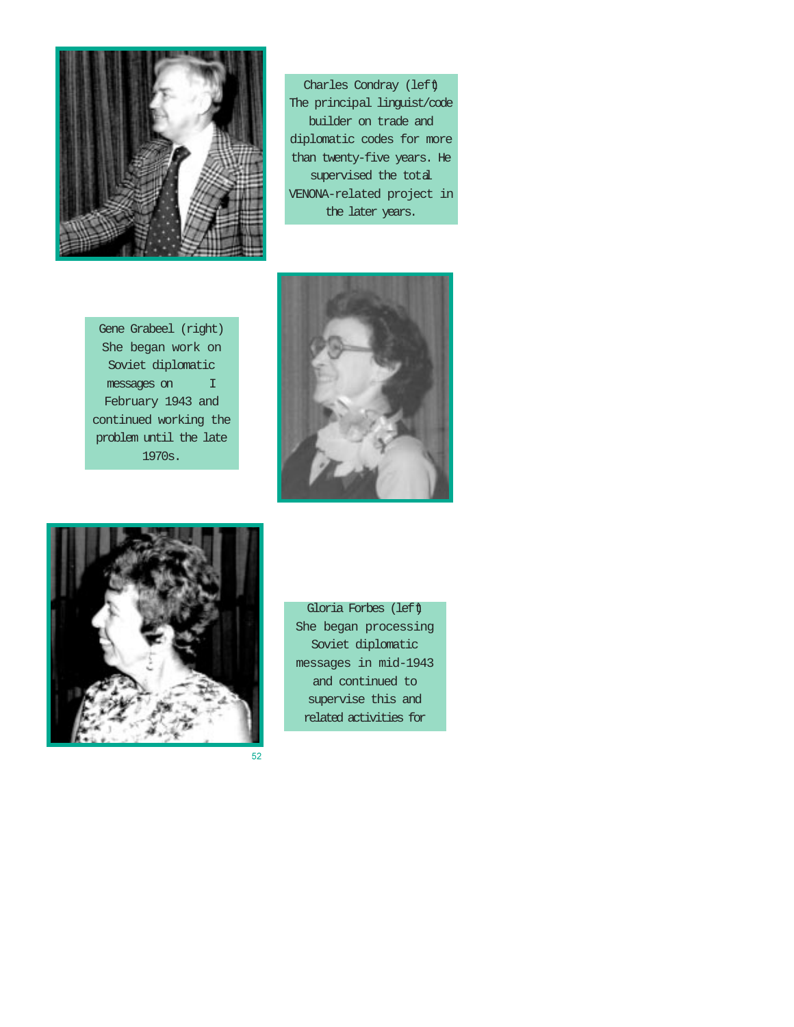Charles Condray (left)
The principal linguist/code builder on trade and diplomatic codes for more than twenty-five years. He supervised the total VENONA-related project in the later years.

Gene Grabeel (right)
She began work on Soviet diplomatic messages on 1 February 1943 and continued working the problem until the late 1970s.

Gloria Forbes (left)
She began processing Soviet diplomatic messages in mid-1943 and continued to supervise this and related activities for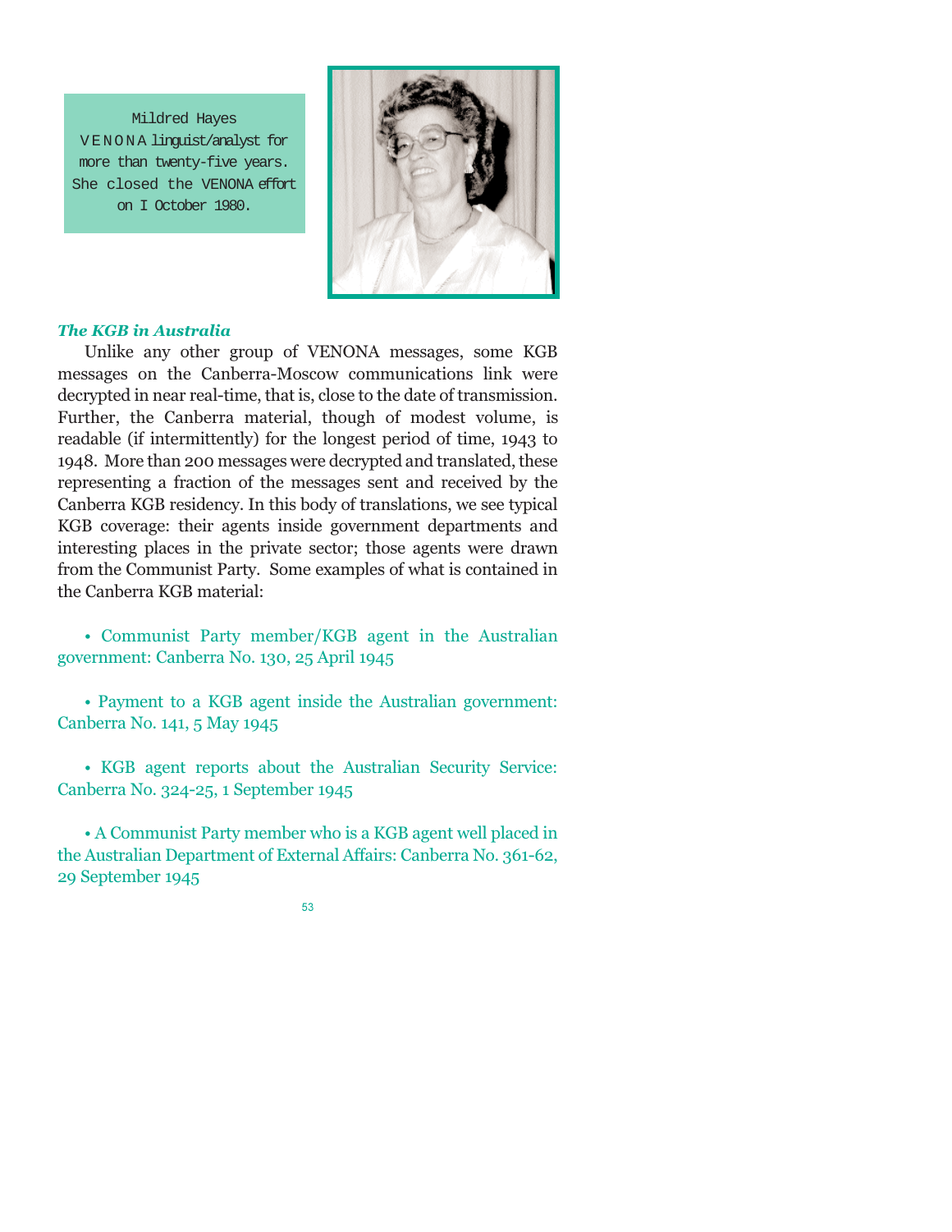Mildred Hayes
VENONA linguist/analyst for more than twenty-five years. She closed the VENONA effort on I October 1980.

### *The KGB in Australia*

Unlike any other group of VENONA messages, some KGB messages on the Canberra-Moscow communications link were decrypted in near real-time, that is, close to the date of transmission. Further, the Canberra material, though of modest volume, is readable (if intermittently) for the longest period of time, 1943 to 1948. More than 200 messages were decrypted and translated, these representing a fraction of the messages sent and received by the Canberra KGB residency. In this body of translations, we see typical KGB coverage: their agents inside government departments and interesting places in the private sector; those agents were drawn from the Communist Party. Some examples of what is contained in the Canberra KGB material:

- Communist Party member/KGB agent in the Australian government: Canberra No. 130, 25 April 1945

- Payment to a KGB agent inside the Australian government: Canberra No. 141, 5 May 1945

- KGB agent reports about the Australian Security Service: Canberra No. 324-25, 1 September 1945

- A Communist Party member who is a KGB agent well placed in the Australian Department of External Affairs: Canberra No. 361-62, 29 September 1945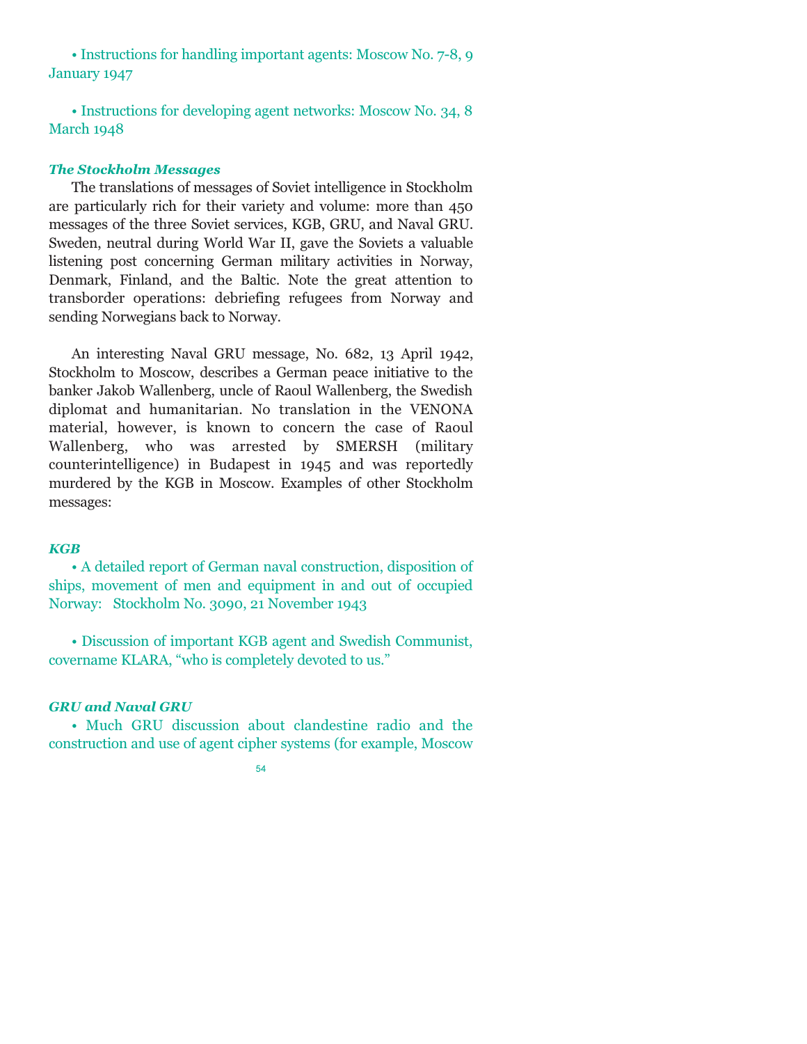• Instructions for handling important agents: Moscow No. 7-8, 9 January 1947

• Instructions for developing agent networks: Moscow No. 34, 8 March 1948

### *The Stockholm Messages*

The translations of messages of Soviet intelligence in Stockholm are particularly rich for their variety and volume: more than 450 messages of the three Soviet services, KGB, GRU, and Naval GRU. Sweden, neutral during World War II, gave the Soviets a valuable listening post concerning German military activities in Norway, Denmark, Finland, and the Baltic. Note the great attention to transborder operations: debriefing refugees from Norway and sending Norwegians back to Norway.

An interesting Naval GRU message, No. 682, 13 April 1942, Stockholm to Moscow, describes a German peace initiative to the banker Jakob Wallenberg, uncle of Raoul Wallenberg, the Swedish diplomat and humanitarian. No translation in the VENONA material, however, is known to concern the case of Raoul Wallenberg, who was arrested by SMERSH (military counterintelligence) in Budapest in 1945 and was reportedly murdered by the KGB in Moscow. Examples of other Stockholm messages:

### *KGB*

• A detailed report of German naval construction, disposition of ships, movement of men and equipment in and out of occupied Norway: Stockholm No. 3090, 21 November 1943

• Discussion of important KGB agent and Swedish Communist, covername KLARA, "who is completely devoted to us."

### *GRU and Naval GRU*

• Much GRU discussion about clandestine radio and the construction and use of agent cipher systems (for example, Moscow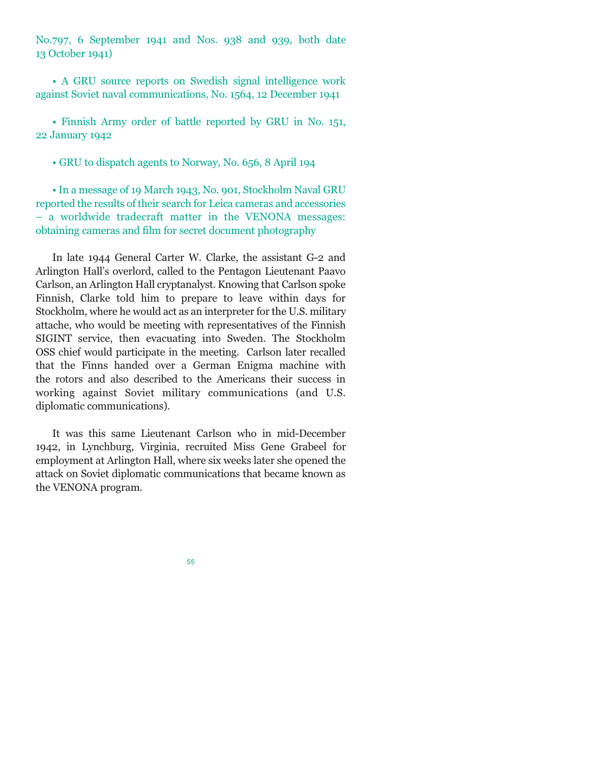No.797, 6 September 1941 and Nos. 938 and 939, both date 13 October 1941)

- A GRU source reports on Swedish signal intelligence work against Soviet naval communications, No. 1564, 12 December 1941

- Finnish Army order of battle reported by GRU in No. 151, 22 January 1942

- GRU to dispatch agents to Norway, No. 656, 8 April 194

- In a message of 19 March 1943, No. 901, Stockholm Naval GRU reported the results of their search for Leica cameras and accessories – a worldwide tradecraft matter in the VENONA messages: obtaining cameras and film for secret document photography

In late 1944 General Carter W. Clarke, the assistant G-2 and Arlington Hall's overlord, called to the Pentagon Lieutenant Paavo Carlson, an Arlington Hall cryptanalyst. Knowing that Carlson spoke Finnish, Clarke told him to prepare to leave within days for Stockholm, where he would act as an interpreter for the U.S. military attache, who would be meeting with representatives of the Finnish SIGINT service, then evacuating into Sweden. The Stockholm OSS chief would participate in the meeting. Carlson later recalled that the Finns handed over a German Enigma machine with the rotors and also described to the Americans their success in working against Soviet military communications (and U.S. diplomatic communications).

It was this same Lieutenant Carlson who in mid-December 1942, in Lynchburg, Virginia, recruited Miss Gene Grabeel for employment at Arlington Hall, where six weeks later she opened the attack on Soviet diplomatic communications that became known as the VENONA program.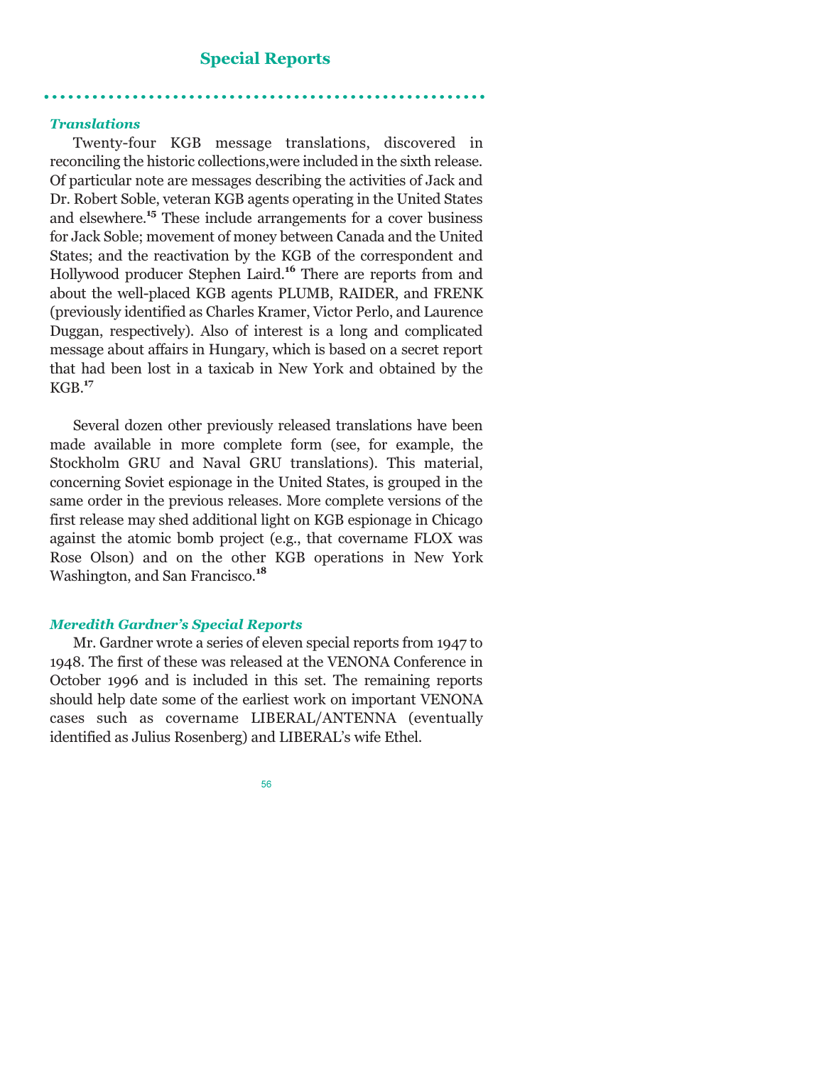## Special Reports

### *Translations*

Twenty-four KGB message translations, discovered in reconciling the historic collections,were included in the sixth release. Of particular note are messages describing the activities of Jack and Dr. Robert Soble, veteran KGB agents operating in the United States and elsewhere.[15] These include arrangements for a cover business for Jack Soble; movement of money between Canada and the United States; and the reactivation by the KGB of the correspondent and Hollywood producer Stephen Laird.[16] There are reports from and about the well-placed KGB agents PLUMB, RAIDER, and FRENK (previously identified as Charles Kramer, Victor Perlo, and Laurence Duggan, respectively). Also of interest is a long and complicated message about affairs in Hungary, which is based on a secret report that had been lost in a taxicab in New York and obtained by the KGB.[17]

Several dozen other previously released translations have been made available in more complete form (see, for example, the Stockholm GRU and Naval GRU translations). This material, concerning Soviet espionage in the United States, is grouped in the same order in the previous releases. More complete versions of the first release may shed additional light on KGB espionage in Chicago against the atomic bomb project (e.g., that covername FLOX was Rose Olson) and on the other KGB operations in New York Washington, and San Francisco.[18]

### *Meredith Gardner's Special Reports*

Mr. Gardner wrote a series of eleven special reports from 1947 to 1948. The first of these was released at the VENONA Conference in October 1996 and is included in this set. The remaining reports should help date some of the earliest work on important VENONA cases such as covername LIBERAL/ANTENNA (eventually identified as Julius Rosenberg) and LIBERAL's wife Ethel.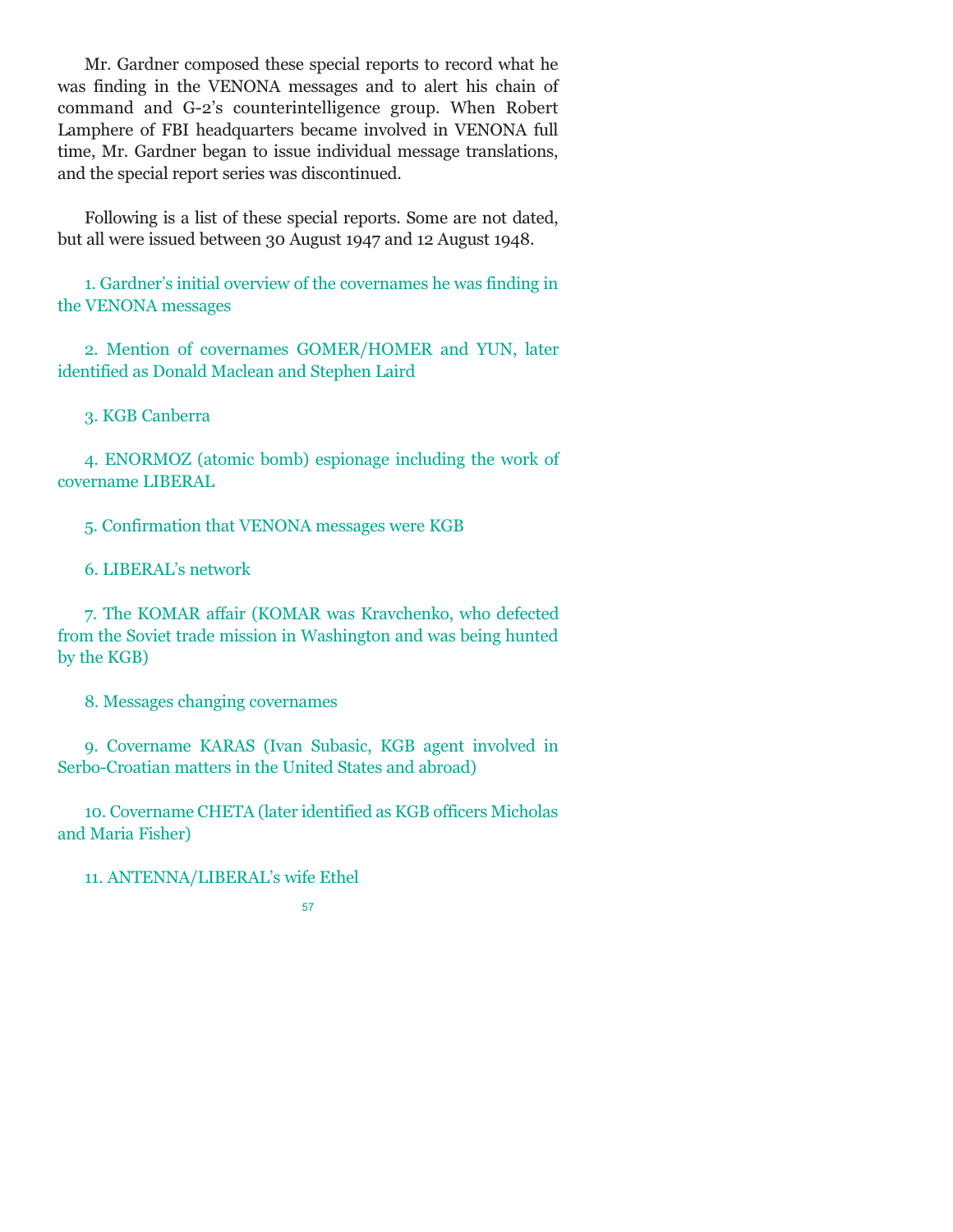Mr. Gardner composed these special reports to record what he was finding in the VENONA messages and to alert his chain of command and G-2's counterintelligence group. When Robert Lamphere of FBI headquarters became involved in VENONA full time, Mr. Gardner began to issue individual message translations, and the special report series was discontinued.

Following is a list of these special reports. Some are not dated, but all were issued between 30 August 1947 and 12 August 1948.

1. Gardner's initial overview of the covernames he was finding in the VENONA messages

2. Mention of covernames GOMER/HOMER and YUN, later identified as Donald Maclean and Stephen Laird

3. KGB Canberra

4. ENORMOZ (atomic bomb) espionage including the work of covername LIBERAL

5. Confirmation that VENONA messages were KGB

6. LIBERAL's network

7. The KOMAR affair (KOMAR was Kravchenko, who defected from the Soviet trade mission in Washington and was being hunted by the KGB)

8. Messages changing covernames

9. Covername KARAS (Ivan Subasic, KGB agent involved in Serbo-Croatian matters in the United States and abroad)

10. Covername CHETA (later identified as KGB officers Micholas and Maria Fisher)

11. ANTENNA/LIBERAL's wife Ethel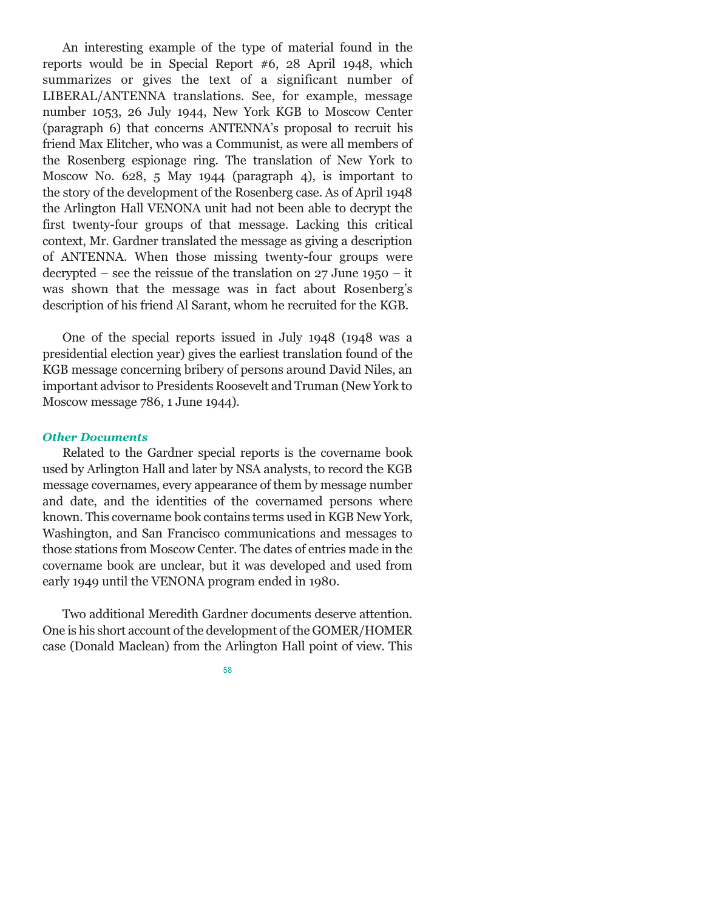An interesting example of the type of material found in the reports would be in Special Report #6, 28 April 1948, which summarizes or gives the text of a significant number of LIBERAL/ANTENNA translations. See, for example, message number 1053, 26 July 1944, New York KGB to Moscow Center (paragraph 6) that concerns ANTENNA's proposal to recruit his friend Max Elitcher, who was a Communist, as were all members of the Rosenberg espionage ring. The translation of New York to Moscow No. 628, 5 May 1944 (paragraph 4), is important to the story of the development of the Rosenberg case. As of April 1948 the Arlington Hall VENONA unit had not been able to decrypt the first twenty-four groups of that message. Lacking this critical context, Mr. Gardner translated the message as giving a description of ANTENNA. When those missing twenty-four groups were decrypted – see the reissue of the translation on 27 June 1950 – it was shown that the message was in fact about Rosenberg's description of his friend Al Sarant, whom he recruited for the KGB.

One of the special reports issued in July 1948 (1948 was a presidential election year) gives the earliest translation found of the KGB message concerning bribery of persons around David Niles, an important advisor to Presidents Roosevelt and Truman (New York to Moscow message 786, 1 June 1944).

### *Other Documents*

Related to the Gardner special reports is the covername book used by Arlington Hall and later by NSA analysts, to record the KGB message covernames, every appearance of them by message number and date, and the identities of the covernamed persons where known. This covername book contains terms used in KGB New York, Washington, and San Francisco communications and messages to those stations from Moscow Center. The dates of entries made in the covername book are unclear, but it was developed and used from early 1949 until the VENONA program ended in 1980.

Two additional Meredith Gardner documents deserve attention. One is his short account of the development of the GOMER/HOMER case (Donald Maclean) from the Arlington Hall point of view. This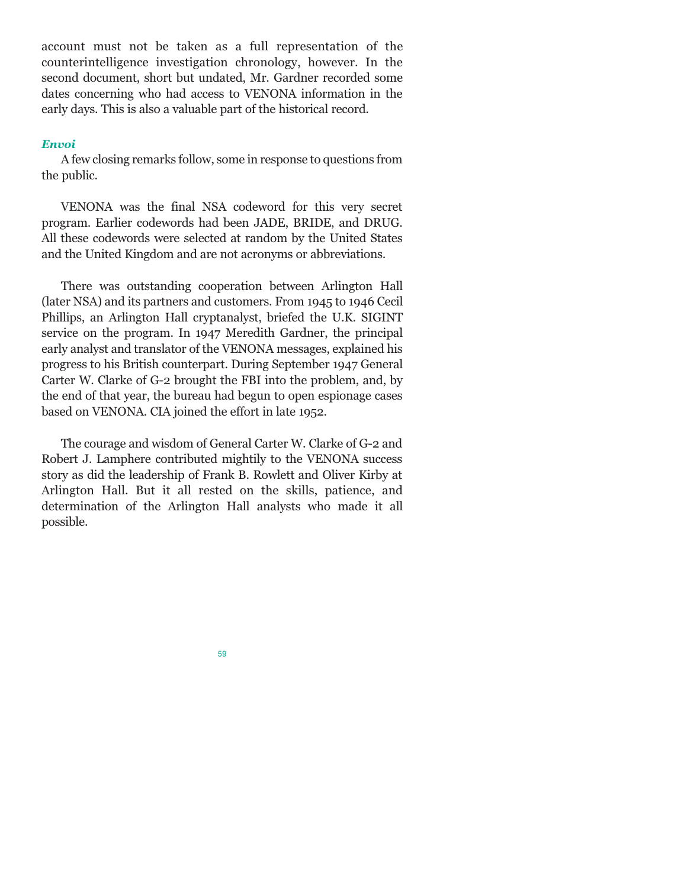account must not be taken as a full representation of the counterintelligence investigation chronology, however. In the second document, short but undated, Mr. Gardner recorded some dates concerning who had access to VENONA information in the early days. This is also a valuable part of the historical record.

### *Envoi*

A few closing remarks follow, some in response to questions from the public.

VENONA was the final NSA codeword for this very secret program. Earlier codewords had been JADE, BRIDE, and DRUG. All these codewords were selected at random by the United States and the United Kingdom and are not acronyms or abbreviations.

There was outstanding cooperation between Arlington Hall (later NSA) and its partners and customers. From 1945 to 1946 Cecil Phillips, an Arlington Hall cryptanalyst, briefed the U.K. SIGINT service on the program. In 1947 Meredith Gardner, the principal early analyst and translator of the VENONA messages, explained his progress to his British counterpart. During September 1947 General Carter W. Clarke of G-2 brought the FBI into the problem, and, by the end of that year, the bureau had begun to open espionage cases based on VENONA. CIA joined the effort in late 1952.

The courage and wisdom of General Carter W. Clarke of G-2 and Robert J. Lamphere contributed mightily to the VENONA success story as did the leadership of Frank B. Rowlett and Oliver Kirby at Arlington Hall. But it all rested on the skills, patience, and determination of the Arlington Hall analysts who made it all possible.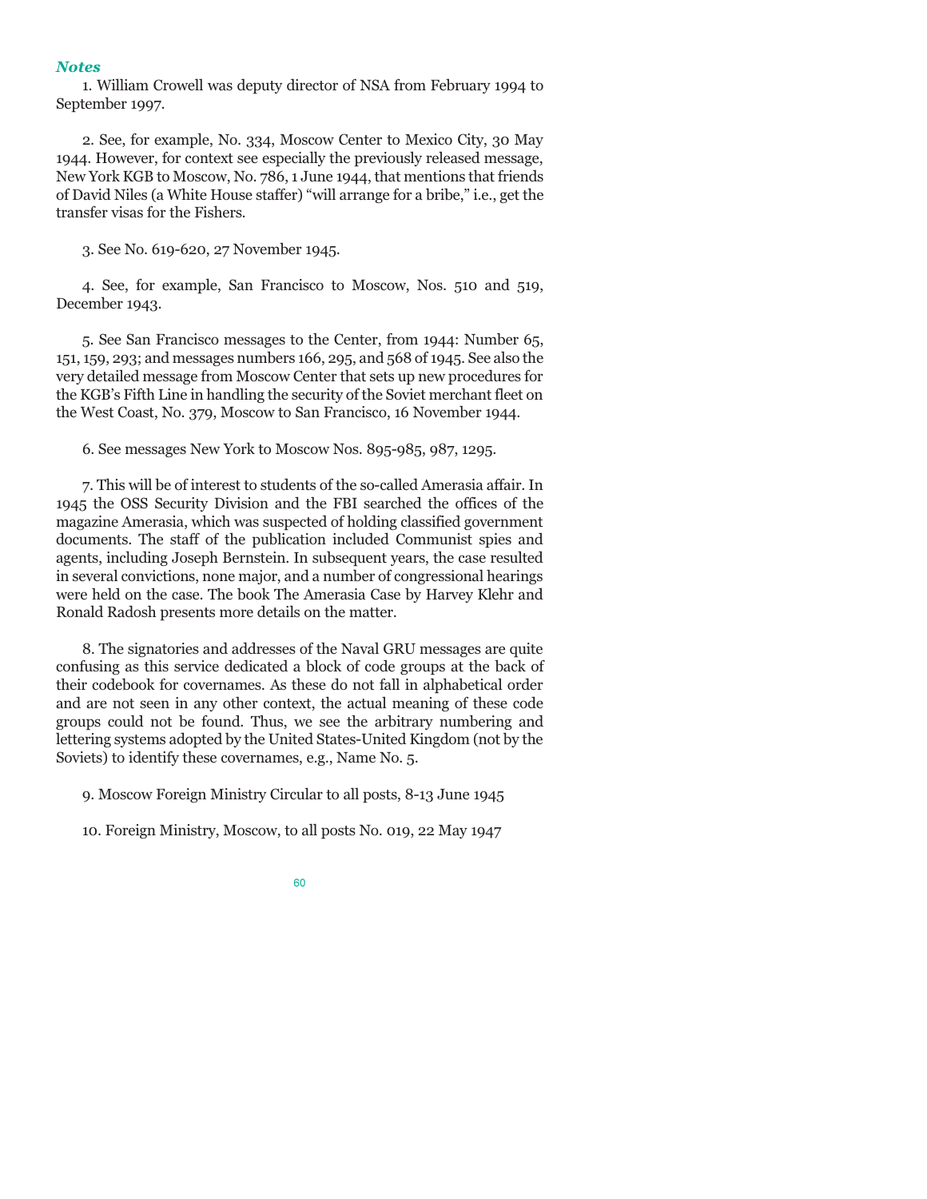### *Notes*

1. William Crowell was deputy director of NSA from February 1994 to September 1997.

2. See, for example, No. 334, Moscow Center to Mexico City, 30 May 1944. However, for context see especially the previously released message, New York KGB to Moscow, No. 786, 1 June 1944, that mentions that friends of David Niles (a White House staffer) "will arrange for a bribe," i.e., get the transfer visas for the Fishers.

3. See No. 619-620, 27 November 1945.

4. See, for example, San Francisco to Moscow, Nos. 510 and 519, December 1943.

5. See San Francisco messages to the Center, from 1944: Number 65, 151, 159, 293; and messages numbers 166, 295, and 568 of 1945. See also the very detailed message from Moscow Center that sets up new procedures for the KGB's Fifth Line in handling the security of the Soviet merchant fleet on the West Coast, No. 379, Moscow to San Francisco, 16 November 1944.

6. See messages New York to Moscow Nos. 895-985, 987, 1295.

7. This will be of interest to students of the so-called Amerasia affair. In 1945 the OSS Security Division and the FBI searched the offices of the magazine Amerasia, which was suspected of holding classified government documents. The staff of the publication included Communist spies and agents, including Joseph Bernstein. In subsequent years, the case resulted in several convictions, none major, and a number of congressional hearings were held on the case. The book The Amerasia Case by Harvey Klehr and Ronald Radosh presents more details on the matter.

8. The signatories and addresses of the Naval GRU messages are quite confusing as this service dedicated a block of code groups at the back of their codebook for covernames. As these do not fall in alphabetical order and are not seen in any other context, the actual meaning of these code groups could not be found. Thus, we see the arbitrary numbering and lettering systems adopted by the United States-United Kingdom (not by the Soviets) to identify these covernames, e.g., Name No. 5.

9. Moscow Foreign Ministry Circular to all posts, 8-13 June 1945

10. Foreign Ministry, Moscow, to all posts No. 019, 22 May 1947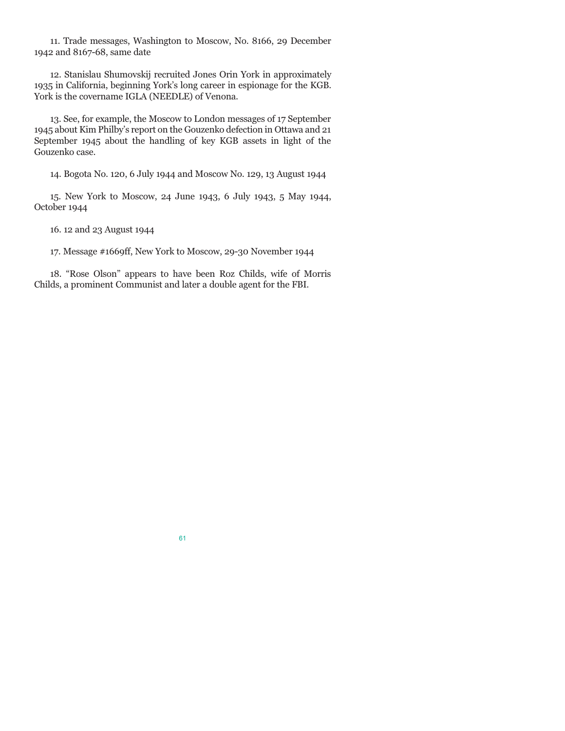11. Trade messages, Washington to Moscow, No. 8166, 29 December 1942 and 8167-68, same date

12. Stanislau Shumovskij recruited Jones Orin York in approximately 1935 in California, beginning York's long career in espionage for the KGB. York is the covername IGLA (NEEDLE) of Venona.

13. See, for example, the Moscow to London messages of 17 September 1945 about Kim Philby's report on the Gouzenko defection in Ottawa and 21 September 1945 about the handling of key KGB assets in light of the Gouzenko case.

14. Bogota No. 120, 6 July 1944 and Moscow No. 129, 13 August 1944

15. New York to Moscow, 24 June 1943, 6 July 1943, 5 May 1944, October 1944

16. 12 and 23 August 1944

17. Message #1669ff, New York to Moscow, 29-30 November 1944

18. "Rose Olson" appears to have been Roz Childs, wife of Morris Childs, a prominent Communist and later a double agent for the FBI.